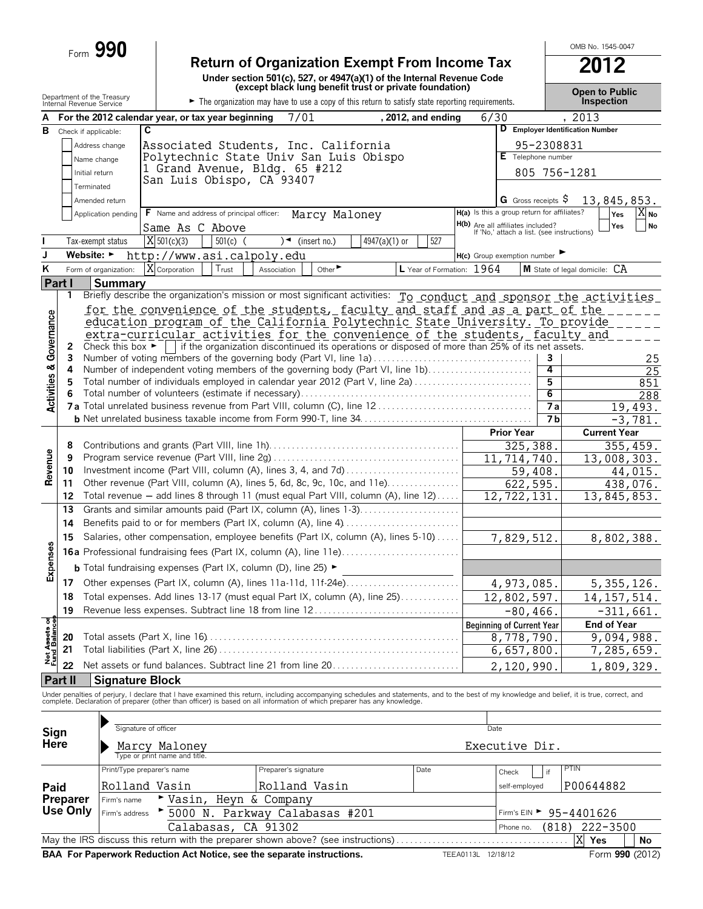Form **990**

# Return of Organization Exempt From Income Tax

**Under section 501(c), 527, or 4947(a)(1) of the Internal Revenue Code (except black lung benefit trust or private foundation)**

Department of the Treasury
Internal Revenue Service

► The organization may have to use a copy of this return to satisfy state reporting requirements.

OMB No. 1545-0047

**2012**

**Open to Public Inspection**

**A** For the 2012 calendar year, or tax year beginning 7/01 , 2012, and ending 6/30 , 2013

**B** Check if applicable:
- [ ] Address change
- [ ] Name change
- [ ] Initial return
- [ ] Terminated
- [ ] Amended return
- [ ] Application pending

**C**
Associated Students, Inc. California
Polytechnic State Univ San Luis Obispo
1 Grand Avenue, Bldg. 65 #212
San Luis Obispo, CA 93407

**D** Employer Identification Number: 95-2308831

**E** Telephone number: 805 756-1281

**G** Gross receipts $ 13,845,853.

**F** Name and address of principal officer: Marcy Maloney
Same As C Above

**H(a)** Is this a group return for affiliates? [ ] Yes [X] No

**H(b)** Are all affiliates included? [ ] Yes [ ] No
If 'No,' attach a list. (see instructions)

**I** Tax-exempt status: [X] 501(c)(3) [ ] 501(c) ( ) ◄ (insert no.) [ ] 4947(a)(1) or [ ] 527

**J** Website: ► http://www.asi.calpoly.edu

**H(c)** Group exemption number ►

**K** Form of organization: [X] Corporation [ ] Trust [ ] Association [ ] Other ►

**L** Year of Formation: 1964

**M** State of legal domicile: CA

## Part I Summary

### Activities & Governance

1 Briefly describe the organization's mission or most significant activities: To conduct and sponsor the activities for the convenience of the students, faculty and staff and as a part of the education program of the California Polytechnic State University. To provide extra-curricular activities for the convenience of the students, faculty and

2 Check this box ► [ ] if the organization discontinued its operations or disposed of more than 25% of its net assets.

| Line | Description | | Value |
|---|---|---|---|
| 3 | Number of voting members of the governing body (Part VI, line 1a) | 3 | 25 |
| 4 | Number of independent voting members of the governing body (Part VI, line 1b) | 4 | 25 |
| 5 | Total number of individuals employed in calendar year 2012 (Part V, line 2a) | 5 | 851 |
| 6 | Total number of volunteers (estimate if necessary) | 6 | 288 |
| 7a | Total unrelated business revenue from Part VIII, column (C), line 12 | 7a | 19,493. |
| b | Net unrelated business taxable income from Form 990-T, line 34 | 7b | -3,781. |

### Revenue / Expenses / Net Assets

| Line | Description | Prior Year | Current Year |
|---|---|---|---|
| 8 | Contributions and grants (Part VIII, line 1h) | 325,388. | 355,459. |
| 9 | Program service revenue (Part VIII, line 2g) | 11,714,740. | 13,008,303. |
| 10 | Investment income (Part VIII, column (A), lines 3, 4, and 7d) | 59,408. | 44,015. |
| 11 | Other revenue (Part VIII, column (A), lines 5, 6d, 8c, 9c, 10c, and 11e) | 622,595. | 438,076. |
| 12 | Total revenue — add lines 8 through 11 (must equal Part VIII, column (A), line 12) | 12,722,131. | 13,845,853. |
| 13 | Grants and similar amounts paid (Part IX, column (A), lines 1-3) | | |
| 14 | Benefits paid to or for members (Part IX, column (A), line 4) | | |
| 15 | Salaries, other compensation, employee benefits (Part IX, column (A), lines 5-10) | 7,829,512. | 8,802,388. |
| 16a | Professional fundraising fees (Part IX, column (A), line 11e) | | |
| b | Total fundraising expenses (Part IX, column (D), line 25) ► | | |
| 17 | Other expenses (Part IX, column (A), lines 11a-11d, 11f-24e) | 4,973,085. | 5,355,126. |
| 18 | Total expenses. Add lines 13-17 (must equal Part IX, column (A), line 25) | 12,802,597. | 14,157,514. |
| 19 | Revenue less expenses. Subtract line 18 from line 12 | -80,466. | -311,661. |

| Line | Description | Beginning of Current Year | End of Year |
|---|---|---|---|
| 20 | Total assets (Part X, line 16) | 8,778,790. | 9,094,988. |
| 21 | Total liabilities (Part X, line 26) | 6,657,800. | 7,285,659. |
| 22 | Net assets or fund balances. Subtract line 21 from line 20 | 2,120,990. | 1,809,329. |

## Part II Signature Block

Under penalties of perjury, I declare that I have examined this return, including accompanying schedules and statements, and to the best of my knowledge and belief, it is true, correct, and complete. Declaration of preparer (other than officer) is based on all information of which preparer has any knowledge.

**Sign Here**

Signature of officer ________ Date ________

Marcy Maloney Executive Dir.
Type or print name and title.

**Paid Preparer Use Only**

| Print/Type preparer's name | Preparer's signature | Date | Check [ ] if self-employed | PTIN |
|---|---|---|---|---|
| Rolland Vasin | Rolland Vasin | | | P00644882 |

Firm's name ► Vasin, Heyn & Company

Firm's address ► 5000 N. Parkway Calabasas #201, Calabasas, CA 91302

Firm's EIN ► 95-4401626

Phone no. (818) 222-3500

May the IRS discuss this return with the preparer shown above? (see instructions) [X] Yes [ ] No

**BAA For Paperwork Reduction Act Notice, see the separate instructions.** TEEA0113L 12/18/12 Form **990** (2012)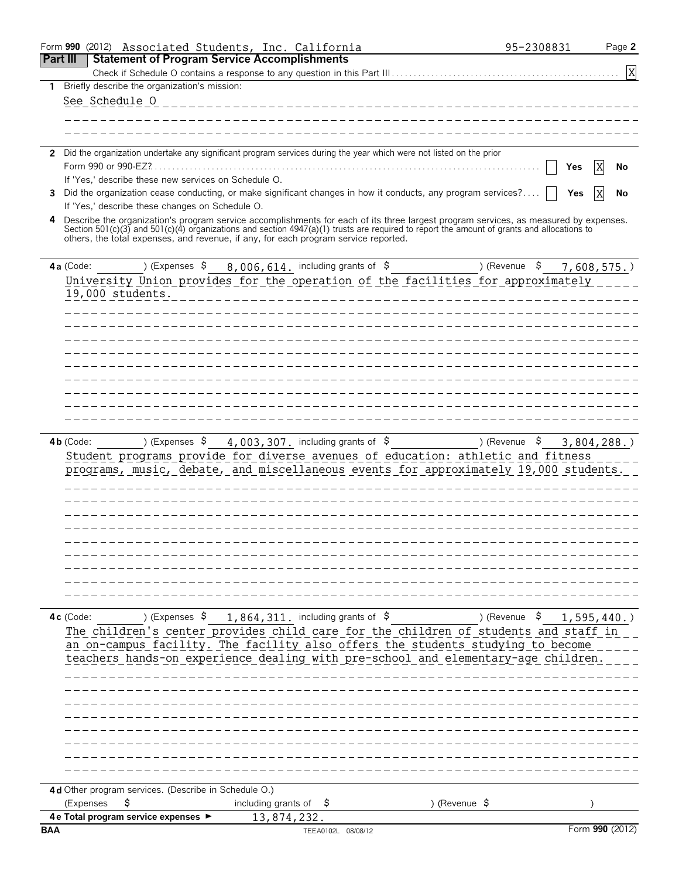Form **990** (2012) Associated Students, Inc. California 95-2308831

## Part III Statement of Program Service Accomplishments

Check if Schedule O contains a response to any question in this Part III . . . . . . [X]

**1** Briefly describe the organization's mission:

See Schedule O

**2** Did the organization undertake any significant program services during the year which were not listed on the prior Form 990 or 990-EZ? . . . . . . [ ] Yes [X] No

If 'Yes,' describe these new services on Schedule O.

**3** Did the organization cease conducting, or make significant changes in how it conducts, any program services? . . . . [ ] Yes [X] No

If 'Yes,' describe these changes on Schedule O.

**4** Describe the organization's program service accomplishments for each of its three largest program services, as measured by expenses. Section 501(c)(3) and 501(c)(4) organizations and section 4947(a)(1) trusts are required to report the amount of grants and allocations to others, the total expenses, and revenue, if any, for each program service reported.

**4a** (Code: ) (Expenses $ 8,006,614. including grants of $ ) (Revenue $ 7,608,575.)

University Union provides for the operation of the facilities for approximately 19,000 students.

**4b** (Code: ) (Expenses $ 4,003,307. including grants of $ ) (Revenue $ 3,804,288.)

Student programs provide for diverse avenues of education: athletic and fitness programs, music, debate, and miscellaneous events for approximately 19,000 students.

**4c** (Code: ) (Expenses $ 1,864,311. including grants of $ ) (Revenue $ 1,595,440.)

The children's center provides child care for the children of students and staff in an on-campus facility. The facility also offers the students studying to become teachers hands-on experience dealing with pre-school and elementary-age children.

**4d** Other program services. (Describe in Schedule O.)

(Expenses $ including grants of $ ) (Revenue $ )

**4e Total program service expenses** ► 13,874,232.

BAA TEEA0102L 08/08/12 Form **990** (2012)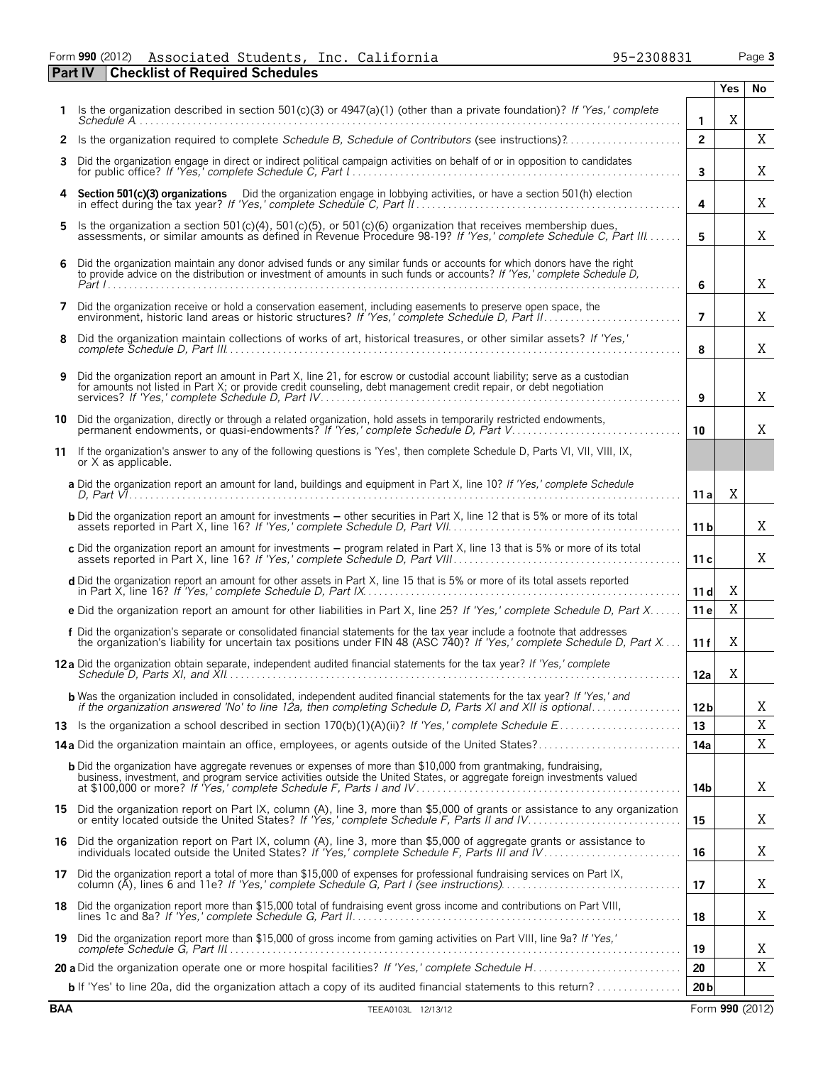Form **990** (2012) Associated Students, Inc. California 95-2308831 Page **3**

## Part IV Checklist of Required Schedules

| | | | Yes | No |
|---|---|---|---|---|
| **1** | Is the organization described in section 501(c)(3) or 4947(a)(1) (other than a private foundation)? *If 'Yes,' complete Schedule A* | **1** | X | |
| **2** | Is the organization required to complete *Schedule B, Schedule of Contributors* (see instructions)? | **2** | | X |
| **3** | Did the organization engage in direct or indirect political campaign activities on behalf of or in opposition to candidates for public office? *If 'Yes,' complete Schedule C, Part I* | **3** | | X |
| **4** | **Section 501(c)(3) organizations** Did the organization engage in lobbying activities, or have a section 501(h) election in effect during the tax year? *If 'Yes,' complete Schedule C, Part II* | **4** | | X |
| **5** | Is the organization a section 501(c)(4), 501(c)(5), or 501(c)(6) organization that receives membership dues, assessments, or similar amounts as defined in Revenue Procedure 98-19? *If 'Yes,' complete Schedule C, Part III* | **5** | | X |
| **6** | Did the organization maintain any donor advised funds or any similar funds or accounts for which donors have the right to provide advice on the distribution or investment of amounts in such funds or accounts? *If 'Yes,' complete Schedule D, Part I* | **6** | | X |
| **7** | Did the organization receive or hold a conservation easement, including easements to preserve open space, the environment, historic land areas or historic structures? *If 'Yes,' complete Schedule D, Part II* | **7** | | X |
| **8** | Did the organization maintain collections of works of art, historical treasures, or other similar assets? *If 'Yes,' complete Schedule D, Part III* | **8** | | X |
| **9** | Did the organization report an amount in Part X, line 21, for escrow or custodial account liability; serve as a custodian for amounts not listed in Part X; or provide credit counseling, debt management credit repair, or debt negotiation services? *If 'Yes,' complete Schedule D, Part IV* | **9** | | X |
| **10** | Did the organization, directly or through a related organization, hold assets in temporarily restricted endowments, permanent endowments, or quasi-endowments? *If 'Yes,' complete Schedule D, Part V* | **10** | | X |
| **11** | If the organization's answer to any of the following questions is 'Yes', then complete Schedule D, Parts VI, VII, VIII, IX, or X as applicable. | | | |
| | **a** Did the organization report an amount for land, buildings and equipment in Part X, line 10? *If 'Yes,' complete Schedule D, Part VI* | **11 a** | X | |
| | **b** Did the organization report an amount for investments – other securities in Part X, line 12 that is 5% or more of its total assets reported in Part X, line 16? *If 'Yes,' complete Schedule D, Part VII* | **11 b** | | X |
| | **c** Did the organization report an amount for investments – program related in Part X, line 13 that is 5% or more of its total assets reported in Part X, line 16? *If 'Yes,' complete Schedule D, Part VIII* | **11 c** | | X |
| | **d** Did the organization report an amount for other assets in Part X, line 15 that is 5% or more of its total assets reported in Part X, line 16? *If 'Yes,' complete Schedule D, Part IX* | **11 d** | X | |
| | **e** Did the organization report an amount for other liabilities in Part X, line 25? *If 'Yes,' complete Schedule D, Part X* | **11 e** | X | |
| | **f** Did the organization's separate or consolidated financial statements for the tax year include a footnote that addresses the organization's liability for uncertain tax positions under FIN 48 (ASC 740)? *If 'Yes,' complete Schedule D, Part X* | **11 f** | X | |
| **12 a** | Did the organization obtain separate, independent audited financial statements for the tax year? *If 'Yes,' complete Schedule D, Parts XI, and XII* | **12a** | X | |
| | **b** Was the organization included in consolidated, independent audited financial statements for the tax year? *If 'Yes,' and if the organization answered 'No' to line 12a, then completing Schedule D, Parts XI and XII is optional* | **12b** | | X |
| **13** | Is the organization a school described in section 170(b)(1)(A)(ii)? *If 'Yes,' complete Schedule E* | **13** | | X |
| **14 a** | Did the organization maintain an office, employees, or agents outside of the United States? | **14a** | | X |
| | **b** Did the organization have aggregate revenues or expenses of more than $10,000 from grantmaking, fundraising, business, investment, and program service activities outside the United States, or aggregate foreign investments valued at $100,000 or more? *If 'Yes,' complete Schedule F, Parts I and IV* | **14b** | | X |
| **15** | Did the organization report on Part IX, column (A), line 3, more than $5,000 of grants or assistance to any organization or entity located outside the United States? *If 'Yes,' complete Schedule F, Parts II and IV* | **15** | | X |
| **16** | Did the organization report on Part IX, column (A), line 3, more than $5,000 of aggregate grants or assistance to individuals located outside the United States? *If 'Yes,' complete Schedule F, Parts III and IV* | **16** | | X |
| **17** | Did the organization report a total of more than $15,000 of expenses for professional fundraising services on Part IX, column (A), lines 6 and 11e? *If 'Yes,' complete Schedule G, Part I (see instructions)* | **17** | | X |
| **18** | Did the organization report more than $15,000 total of fundraising event gross income and contributions on Part VIII, lines 1c and 8a? *If 'Yes,' complete Schedule G, Part II* | **18** | | X |
| **19** | Did the organization report more than $15,000 of gross income from gaming activities on Part VIII, line 9a? *If 'Yes,' complete Schedule G, Part III* | **19** | | X |
| **20 a** | Did the organization operate one or more hospital facilities? *If 'Yes,' complete Schedule H* | **20** | | X |
| | **b** If 'Yes' to line 20a, did the organization attach a copy of its audited financial statements to this return? | **20 b** | | |

BAA TEEA0103L 12/13/12 Form **990** (2012)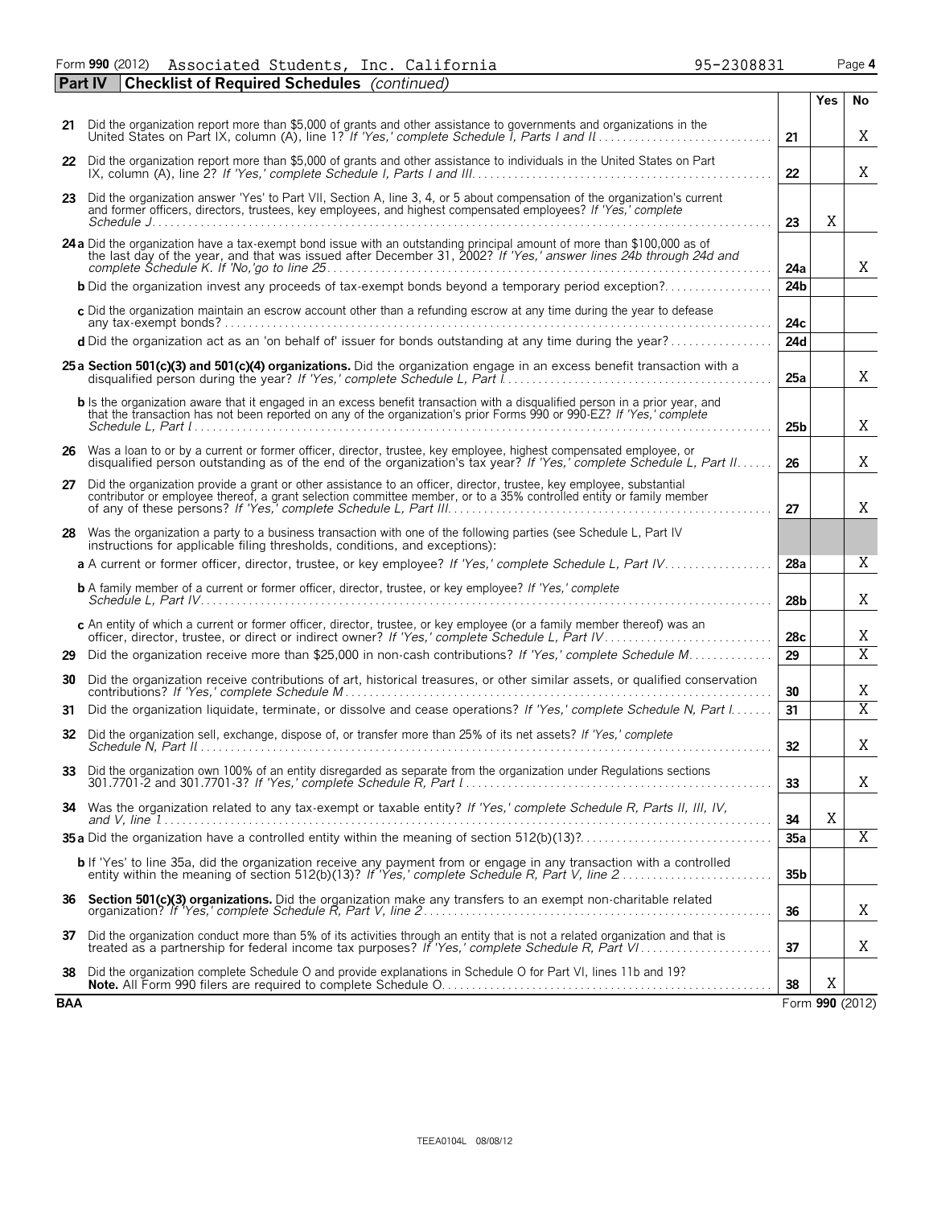Form **990** (2012) Associated Students, Inc. California 95-2308831 Page **4**

## Part IV Checklist of Required Schedules *(continued)*

| | | | Yes | No |
|---|---|---|---|---|
| **21** | Did the organization report more than $5,000 of grants and other assistance to governments and organizations in the United States on Part IX, column (A), line 1? *If 'Yes,' complete Schedule I, Parts I and II* | **21** | | X |
| **22** | Did the organization report more than $5,000 of grants and other assistance to individuals in the United States on Part IX, column (A), line 2? *If 'Yes,' complete Schedule I, Parts I and III* | **22** | | X |
| **23** | Did the organization answer 'Yes' to Part VII, Section A, line 3, 4, or 5 about compensation of the organization's current and former officers, directors, trustees, key employees, and highest compensated employees? *If 'Yes,' complete Schedule J* | **23** | X | |
| **24 a** | Did the organization have a tax-exempt bond issue with an outstanding principal amount of more than $100,000 as of the last day of the year, and that was issued after December 31, 2002? *If 'Yes,' answer lines 24b through 24d and complete Schedule K. If 'No,'go to line 25* | **24a** | | X |
| **b** | Did the organization invest any proceeds of tax-exempt bonds beyond a temporary period exception? | **24b** | | |
| **c** | Did the organization maintain an escrow account other than a refunding escrow at any time during the year to defease any tax-exempt bonds? | **24c** | | |
| **d** | Did the organization act as an 'on behalf of' issuer for bonds outstanding at any time during the year? | **24d** | | |
| **25 a** | **Section 501(c)(3) and 501(c)(4) organizations.** Did the organization engage in an excess benefit transaction with a disqualified person during the year? *If 'Yes,' complete Schedule L, Part I* | **25a** | | X |
| **b** | Is the organization aware that it engaged in an excess benefit transaction with a disqualified person in a prior year, and that the transaction has not been reported on any of the organization's prior Forms 990 or 990-EZ? *If 'Yes,' complete Schedule L, Part I* | **25b** | | X |
| **26** | Was a loan to or by a current or former officer, director, trustee, key employee, highest compensated employee, or disqualified person outstanding as of the end of the organization's tax year? *If 'Yes,' complete Schedule L, Part II* | **26** | | X |
| **27** | Did the organization provide a grant or other assistance to an officer, director, trustee, key employee, substantial contributor or employee thereof, a grant selection committee member, or to a 35% controlled entity or family member of any of these persons? *If 'Yes,' complete Schedule L, Part III* | **27** | | X |
| **28** | Was the organization a party to a business transaction with one of the following parties (see Schedule L, Part IV instructions for applicable filing thresholds, conditions, and exceptions): | | | |
| **a** | A current or former officer, director, trustee, or key employee? *If 'Yes,' complete Schedule L, Part IV* | **28a** | | X |
| **b** | A family member of a current or former officer, director, trustee, or key employee? *If 'Yes,' complete Schedule L, Part IV* | **28b** | | X |
| **c** | An entity of which a current or former officer, director, trustee, or key employee (or a family member thereof) was an officer, director, trustee, or direct or indirect owner? *If 'Yes,' complete Schedule L, Part IV* | **28c** | | X |
| **29** | Did the organization receive more than $25,000 in non-cash contributions? *If 'Yes,' complete Schedule M* | **29** | | X |
| **30** | Did the organization receive contributions of art, historical treasures, or other similar assets, or qualified conservation contributions? *If 'Yes,' complete Schedule M* | **30** | | X |
| **31** | Did the organization liquidate, terminate, or dissolve and cease operations? *If 'Yes,' complete Schedule N, Part I* | **31** | | X |
| **32** | Did the organization sell, exchange, dispose of, or transfer more than 25% of its net assets? *If 'Yes,' complete Schedule N, Part II* | **32** | | X |
| **33** | Did the organization own 100% of an entity disregarded as separate from the organization under Regulations sections 301.7701-2 and 301.7701-3? *If 'Yes,' complete Schedule R, Part I* | **33** | | X |
| **34** | Was the organization related to any tax-exempt or taxable entity? *If 'Yes,' complete Schedule R, Parts II, III, IV, and V, line 1* | **34** | X | |
| **35 a** | Did the organization have a controlled entity within the meaning of section 512(b)(13)? | **35a** | | X |
| **b** | If 'Yes' to line 35a, did the organization receive any payment from or engage in any transaction with a controlled entity within the meaning of section 512(b)(13)? *If 'Yes,' complete Schedule R, Part V, line 2* | **35b** | | |
| **36** | **Section 501(c)(3) organizations.** Did the organization make any transfers to an exempt non-charitable related organization? *If 'Yes,' complete Schedule R, Part V, line 2* | **36** | | X |
| **37** | Did the organization conduct more than 5% of its activities through an entity that is not a related organization and that is treated as a partnership for federal income tax purposes? *If 'Yes,' complete Schedule R, Part VI* | **37** | | X |
| **38** | Did the organization complete Schedule O and provide explanations in Schedule O for Part VI, lines 11b and 19? **Note.** All Form 990 filers are required to complete Schedule O. | **38** | X | |

**BAA** Form **990** (2012)

TEEA0104L 08/08/12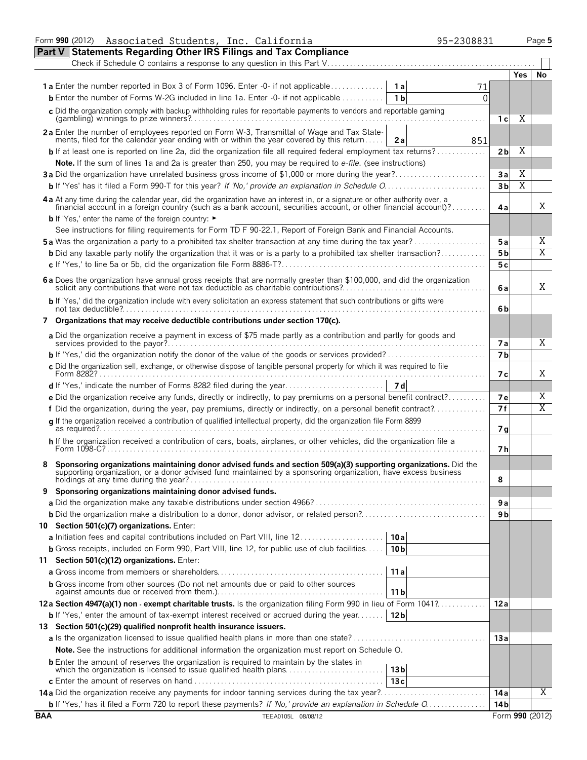Form **990** (2012) Associated Students, Inc. California 95-2308831 Page **5**

## Part V Statements Regarding Other IRS Filings and Tax Compliance

Check if Schedule O contains a response to any question in this Part V. ☐

| | | | | Yes | No |
|---|---|---|---|---|---|
| **1 a** Enter the number reported in Box 3 of Form 1096. Enter -0- if not applicable | **1 a** | 71 | | | |
| **b** Enter the number of Forms W-2G included in line 1a. Enter -0- if not applicable | **1 b** | 0 | | | |
| **c** Did the organization comply with backup withholding rules for reportable payments to vendors and reportable gaming (gambling) winnings to prize winners? | | | **1 c** | X | |
| **2 a** Enter the number of employees reported on Form W-3, Transmittal of Wage and Tax Statements, filed for the calendar year ending with or within the year covered by this return | **2 a** | 851 | | | |
| **b** If at least one is reported on line 2a, did the organization file all required federal employment tax returns? | | | **2 b** | X | |
| **Note.** If the sum of lines 1a and 2a is greater than 250, you may be required to *e-file.* (see instructions) | | | | | |
| **3 a** Did the organization have unrelated business gross income of $1,000 or more during the year? | | | **3 a** | X | |
| **b** If 'Yes' has it filed a Form 990-T for this year? *If 'No,' provide an explanation in Schedule O* | | | **3 b** | X | |
| **4 a** At any time during the calendar year, did the organization have an interest in, or a signature or other authority over, a financial account in a foreign country (such as a bank account, securities account, or other financial account)? | | | **4 a** | | X |
| **b** If 'Yes,' enter the name of the foreign country: ► | | | | | |
| See instructions for filing requirements for Form TD F 90-22.1, Report of Foreign Bank and Financial Accounts. | | | | | |
| **5 a** Was the organization a party to a prohibited tax shelter transaction at any time during the tax year? | | | **5 a** | | X |
| **b** Did any taxable party notify the organization that it was or is a party to a prohibited tax shelter transaction? | | | **5 b** | | X |
| **c** If 'Yes,' to line 5a or 5b, did the organization file Form 8886-T? | | | **5 c** | | |
| **6 a** Does the organization have annual gross receipts that are normally greater than $100,000, and did the organization solicit any contributions that were not tax deductible as charitable contributions? | | | **6 a** | | X |
| **b** If 'Yes,' did the organization include with every solicitation an express statement that such contributions or gifts were not tax deductible? | | | **6 b** | | |
| **7 Organizations that may receive deductible contributions under section 170(c).** | | | | | |
| **a** Did the organization receive a payment in excess of $75 made partly as a contribution and partly for goods and services provided to the payor? | | | **7 a** | | X |
| **b** If 'Yes,' did the organization notify the donor of the value of the goods or services provided? | | | **7 b** | | |
| **c** Did the organization sell, exchange, or otherwise dispose of tangible personal property for which it was required to file Form 8282? | | | **7 c** | | X |
| **d** If 'Yes,' indicate the number of Forms 8282 filed during the year | **7 d** | | | | |
| **e** Did the organization receive any funds, directly or indirectly, to pay premiums on a personal benefit contract? | | | **7 e** | | X |
| **f** Did the organization, during the year, pay premiums, directly or indirectly, on a personal benefit contract? | | | **7 f** | | X |
| **g** If the organization received a contribution of qualified intellectual property, did the organization file Form 8899 as required? | | | **7 g** | | |
| **h** If the organization received a contribution of cars, boats, airplanes, or other vehicles, did the organization file a Form 1098-C? | | | **7 h** | | |
| **8 Sponsoring organizations maintaining donor advised funds and section 509(a)(3) supporting organizations.** Did the supporting organization, or a donor advised fund maintained by a sponsoring organization, have excess business holdings at any time during the year? | | | **8** | | |
| **9 Sponsoring organizations maintaining donor advised funds.** | | | | | |
| **a** Did the organization make any taxable distributions under section 4966? | | | **9 a** | | |
| **b** Did the organization make a distribution to a donor, donor advisor, or related person? | | | **9 b** | | |
| **10 Section 501(c)(7) organizations.** Enter: | | | | | |
| **a** Initiation fees and capital contributions included on Part VIII, line 12 | **10 a** | | | | |
| **b** Gross receipts, included on Form 990, Part VIII, line 12, for public use of club facilities | **10 b** | | | | |
| **11 Section 501(c)(12) organizations.** Enter: | | | | | |
| **a** Gross income from members or shareholders | **11 a** | | | | |
| **b** Gross income from other sources (Do not net amounts due or paid to other sources against amounts due or received from them.) | **11 b** | | | | |
| **12 a Section 4947(a)(1) non - exempt charitable trusts.** Is the organization filing Form 990 in lieu of Form 1041? | | | **12 a** | | |
| **b** If 'Yes,' enter the amount of tax-exempt interest received or accrued during the year | **12 b** | | | | |
| **13 Section 501(c)(29) qualified nonprofit health insurance issuers.** | | | | | |
| **a** Is the organization licensed to issue qualified health plans in more than one state? | | | **13 a** | | |
| **Note.** See the instructions for additional information the organization must report on Schedule O. | | | | | |
| **b** Enter the amount of reserves the organization is required to maintain by the states in which the organization is licensed to issue qualified health plans | **13 b** | | | | |
| **c** Enter the amount of reserves on hand | **13 c** | | | | |
| **14 a** Did the organization receive any payments for indoor tanning services during the tax year? | | | **14 a** | | X |
| **b** If 'Yes,' has it filed a Form 720 to report these payments? *If 'No,' provide an explanation in Schedule O* | | | **14 b** | | |

**BAA** TEEA0105L 08/08/12 Form **990** (2012)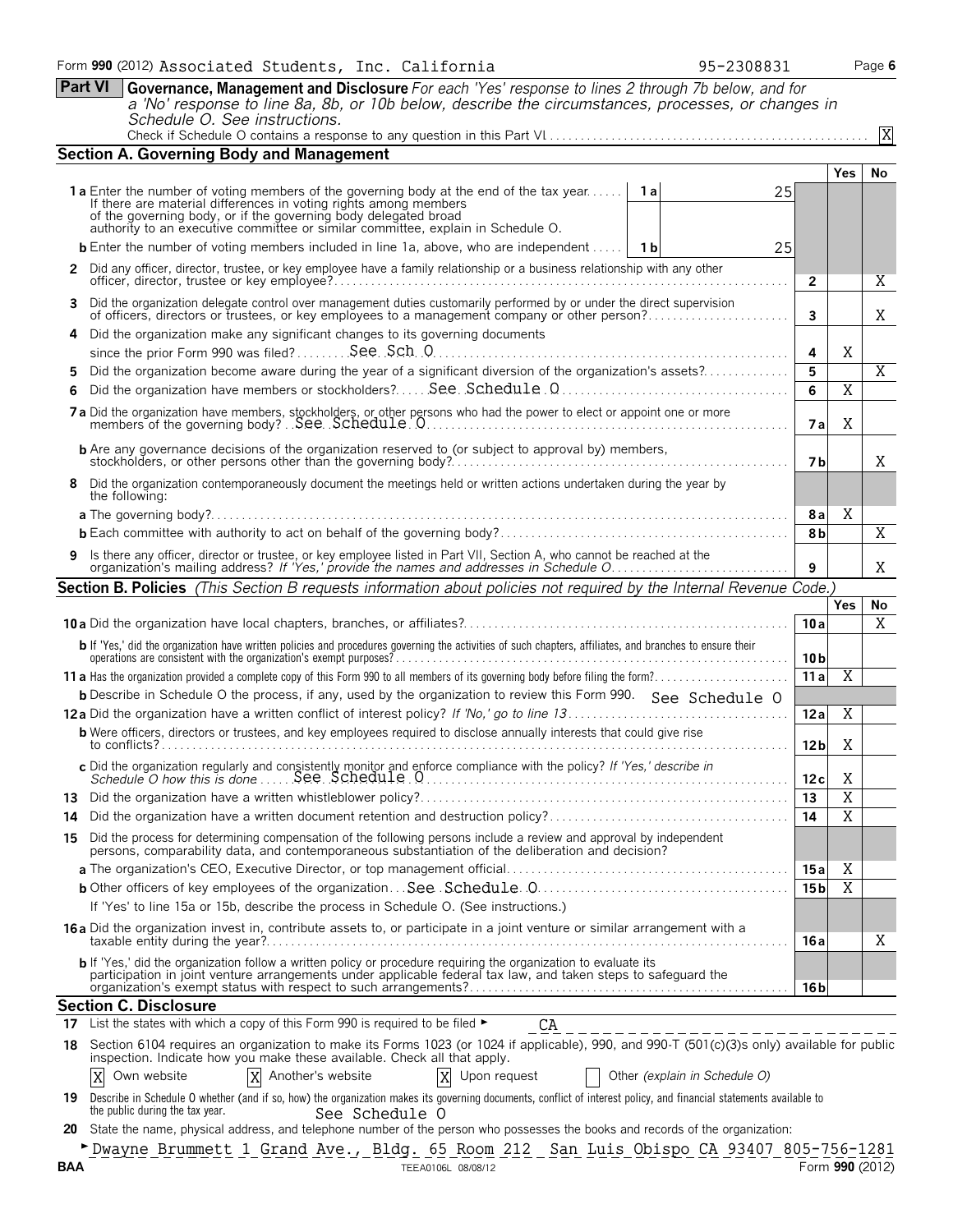Form **990** (2012) Associated Students, Inc. California 95-2308831 Page **6**

**Part VI** **Governance, Management and Disclosure** *For each 'Yes' response to lines 2 through 7b below, and for a 'No' response to line 8a, 8b, or 10b below, describe the circumstances, processes, or changes in Schedule O. See instructions.*

Check if Schedule O contains a response to any question in this Part VI . . . . . . . . . . X

## Section A. Governing Body and Management

| | | | Yes | No |
|---|---|---|---|---|
| **1a** Enter the number of voting members of the governing body at the end of the tax year. If there are material differences in voting rights among members of the governing body, or if the governing body delegated broad authority to an executive committee or similar committee, explain in Schedule O. | 1a: 25 | | | |
| **b** Enter the number of voting members included in line 1a, above, who are independent | 1b: 25 | | | |
| **2** Did any officer, director, trustee, or key employee have a family relationship or a business relationship with any other officer, director, trustee or key employee? | | 2 | | X |
| **3** Did the organization delegate control over management duties customarily performed by or under the direct supervision of officers, directors or trustees, or key employees to a management company or other person? | | 3 | | X |
| **4** Did the organization make any significant changes to its governing documents since the prior Form 990 was filed? See Sch. O | | 4 | X | |
| **5** Did the organization become aware during the year of a significant diversion of the organization's assets? | | 5 | | X |
| **6** Did the organization have members or stockholders? See Schedule O | | 6 | X | |
| **7a** Did the organization have members, stockholders, or other persons who had the power to elect or appoint one or more members of the governing body? See Schedule O | | 7a | X | |
| **b** Are any governance decisions of the organization reserved to (or subject to approval by) members, stockholders, or other persons other than the governing body? | | 7b | | X |
| **8** Did the organization contemporaneously document the meetings held or written actions undertaken during the year by the following: | | | | |
| **a** The governing body? | | 8a | X | |
| **b** Each committee with authority to act on behalf of the governing body? | | 8b | | X |
| **9** Is there any officer, director or trustee, or key employee listed in Part VII, Section A, who cannot be reached at the organization's mailing address? *If 'Yes,' provide the names and addresses in Schedule O* | | 9 | | X |

## Section B. Policies *(This Section B requests information about policies not required by the Internal Revenue Code.)*

| | | Yes | No |
|---|---|---|---|
| **10a** Did the organization have local chapters, branches, or affiliates? | 10a | | X |
| **b** If 'Yes,' did the organization have written policies and procedures governing the activities of such chapters, affiliates, and branches to ensure their operations are consistent with the organization's exempt purposes? | 10b | | |
| **11a** Has the organization provided a complete copy of this Form 990 to all members of its governing body before filing the form? | 11a | X | |
| **b** Describe in Schedule O the process, if any, used by the organization to review this Form 990. See Schedule O | | | |
| **12a** Did the organization have a written conflict of interest policy? *If 'No,' go to line 13* | 12a | X | |
| **b** Were officers, directors or trustees, and key employees required to disclose annually interests that could give rise to conflicts? | 12b | X | |
| **c** Did the organization regularly and consistently monitor and enforce compliance with the policy? *If 'Yes,' describe in Schedule O how this is done* See Schedule O | 12c | X | |
| **13** Did the organization have a written whistleblower policy? | 13 | X | |
| **14** Did the organization have a written document retention and destruction policy? | 14 | X | |
| **15** Did the process for determining compensation of the following persons include a review and approval by independent persons, comparability data, and contemporaneous substantiation of the deliberation and decision? | | | |
| **a** The organization's CEO, Executive Director, or top management official | 15a | X | |
| **b** Other officers of key employees of the organization See Schedule O | 15b | X | |
| If 'Yes' to line 15a or 15b, describe the process in Schedule O. (See instructions.) | | | |
| **16a** Did the organization invest in, contribute assets to, or participate in a joint venture or similar arrangement with a taxable entity during the year? | 16a | | X |
| **b** If 'Yes,' did the organization follow a written policy or procedure requiring the organization to evaluate its participation in joint venture arrangements under applicable federal tax law, and taken steps to safeguard the organization's exempt status with respect to such arrangements? | 16b | | |

## Section C. Disclosure

**17** List the states with which a copy of this Form 990 is required to be filed ► CA

**18** Section 6104 requires an organization to make its Forms 1023 (or 1024 if applicable), 990, and 990-T (501(c)(3)s only) available for public inspection. Indicate how you make these available. Check all that apply.

[X] Own website [X] Another's website [X] Upon request [ ] Other *(explain in Schedule O)*

**19** Describe in Schedule O whether (and if so, how) the organization makes its governing documents, conflict of interest policy, and financial statements available to the public during the tax year. See Schedule O

**20** State the name, physical address, and telephone number of the person who possesses the books and records of the organization:

► Dwayne Brummett 1 Grand Ave., Bldg. 65 Room 212 San Luis Obispo CA 93407 805-756-1281

BAA TEEA0106L 08/08/12 Form **990** (2012)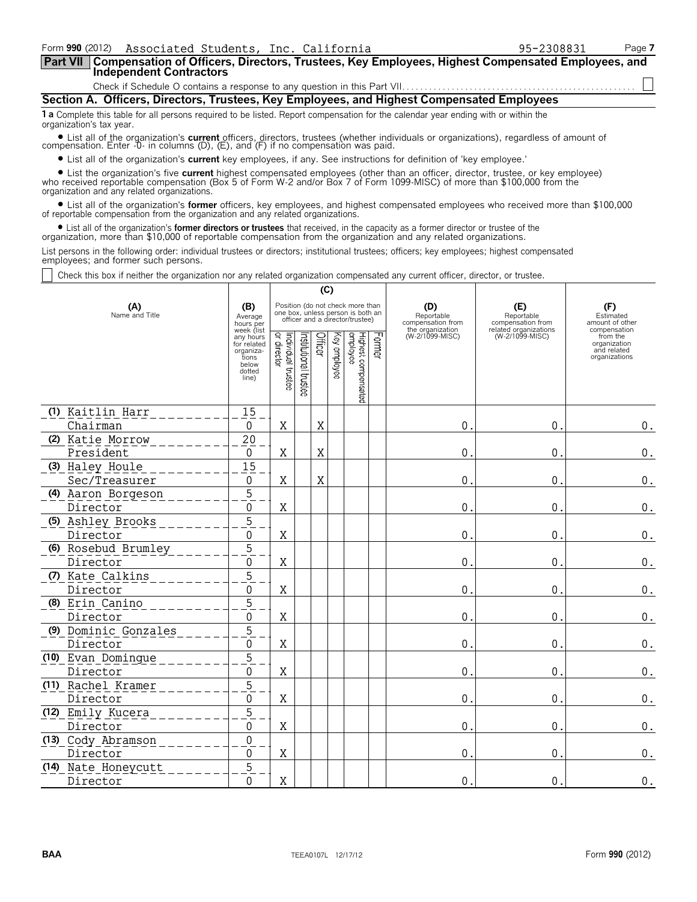Form **990** (2012) Associated Students, Inc. California 95-2308831 Page **7**

## Part VII Compensation of Officers, Directors, Trustees, Key Employees, Highest Compensated Employees, and Independent Contractors

Check if Schedule O contains a response to any question in this Part VII. . . . . . . . . . . . . . . . . . . . . . . . . . . . . . . . . . . . . . . . . . . . . . . . . . . ☐

### Section A. Officers, Directors, Trustees, Key Employees, and Highest Compensated Employees

**1 a** Complete this table for all persons required to be listed. Report compensation for the calendar year ending with or within the organization's tax year.

- List all of the organization's **current** officers, directors, trustees (whether individuals or organizations), regardless of amount of compensation. Enter -0- in columns (D), (E), and (F) if no compensation was paid.
- List all of the organization's **current** key employees, if any. See instructions for definition of 'key employee.'
- List the organization's five **current** highest compensated employees (other than an officer, director, trustee, or key employee) who received reportable compensation (Box 5 of Form W-2 and/or Box 7 of Form 1099-MISC) of more than $100,000 from the organization and any related organizations.
- List all of the organization's **former** officers, key employees, and highest compensated employees who received more than $100,000 of reportable compensation from the organization and any related organizations.
- List all of the organization's **former directors or trustees** that received, in the capacity as a former director or trustee of the organization, more than $10,000 of reportable compensation from the organization and any related organizations.

List persons in the following order: individual trustees or directors; institutional trustees; officers; key employees; highest compensated employees; and former such persons.

☐ Check this box if neither the organization nor any related organization compensated any current officer, director, or trustee.

| (A) Name and Title | (B) Average hours per week (list any hours for related organizations below dotted line) | (C) Position (do not check more than one box, unless person is both an officer and a director/trustee) | | | | | | (D) Reportable compensation from the organization (W-2/1099-MISC) | (E) Reportable compensation from related organizations (W-2/1099-MISC) | (F) Estimated amount of other compensation from the organization and related organizations |
|---|---|---|---|---|---|---|---|---|---|---|
| | | Individual trustee or director | Institutional trustee | Officer | Key employee | Highest compensated employee | Former | | | |
| (1) Kaitlin Harr<br>Chairman | 15<br>0 | X | | X | | | | 0. | 0. | 0. |
| (2) Katie Morrow<br>President | 20<br>0 | X | | X | | | | 0. | 0. | 0. |
| (3) Haley Houle<br>Sec/Treasurer | 15<br>0 | X | | X | | | | 0. | 0. | 0. |
| (4) Aaron Borgeson<br>Director | 5<br>0 | X | | | | | | 0. | 0. | 0. |
| (5) Ashley Brooks<br>Director | 5<br>0 | X | | | | | | 0. | 0. | 0. |
| (6) Rosebud Brumley<br>Director | 5<br>0 | X | | | | | | 0. | 0. | 0. |
| (7) Kate Calkins<br>Director | 5<br>0 | X | | | | | | 0. | 0. | 0. |
| (8) Erin Canino<br>Director | 5<br>0 | X | | | | | | 0. | 0. | 0. |
| (9) Dominic Gonzales<br>Director | 5<br>0 | X | | | | | | 0. | 0. | 0. |
| (10) Evan Domingue<br>Director | 5<br>0 | X | | | | | | 0. | 0. | 0. |
| (11) Rachel Kramer<br>Director | 5<br>0 | X | | | | | | 0. | 0. | 0. |
| (12) Emily Kucera<br>Director | 5<br>0 | X | | | | | | 0. | 0. | 0. |
| (13) Cody Abramson<br>Director | 0<br>0 | X | | | | | | 0. | 0. | 0. |
| (14) Nate Honeycutt<br>Director | 5<br>0 | X | | | | | | 0. | 0. | 0. |

BAA TEEA0107L 12/17/12 Form **990** (2012)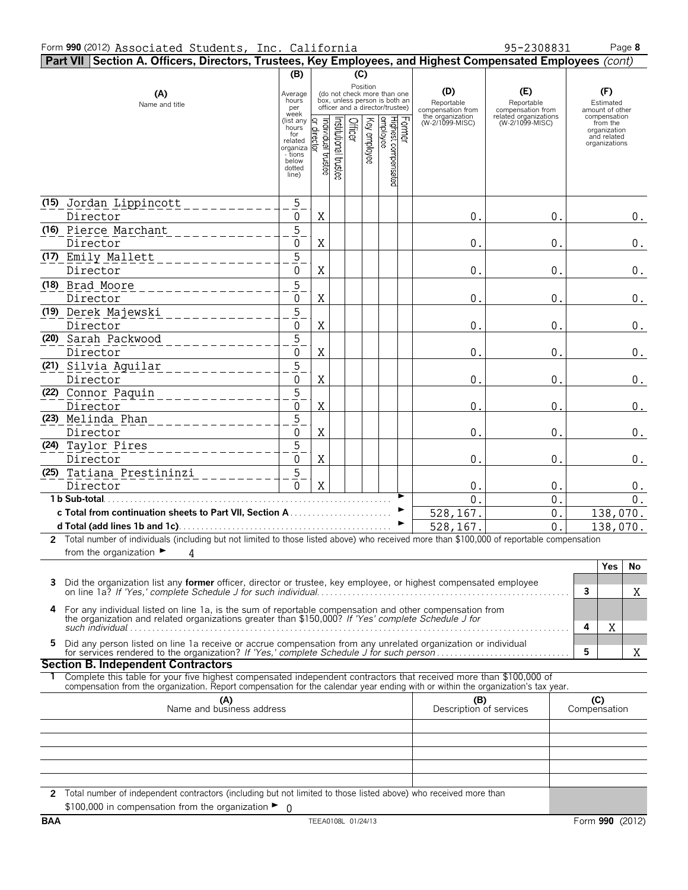Form **990** (2012) Associated Students, Inc. California 95-2308831 Page **8**

**Part VII Section A. Officers, Directors, Trustees, Key Employees, and Highest Compensated Employees** *(cont)*

| (A) Name and title | (B) Average hours per week (list any hours for related organizations below dotted line) | (C) Position: Individual trustee or director | Institutional trustee | Officer | Key employee | Highest compensated employee | Former | (D) Reportable compensation from the organization (W-2/1099-MISC) | (E) Reportable compensation from related organizations (W-2/1099-MISC) | (F) Estimated amount of other compensation from the organization and related organizations |
|---|---|---|---|---|---|---|---|---|---|---|
| (15) Jordan Lippincott<br>Director | 5<br>0 | X | | | | | | 0. | 0. | 0. |
| (16) Pierce Marchant<br>Director | 5<br>0 | X | | | | | | 0. | 0. | 0. |
| (17) Emily Mallett<br>Director | 5<br>0 | X | | | | | | 0. | 0. | 0. |
| (18) Brad Moore<br>Director | 5<br>0 | X | | | | | | 0. | 0. | 0. |
| (19) Derek Majewski<br>Director | 5<br>0 | X | | | | | | 0. | 0. | 0. |
| (20) Sarah Packwood<br>Director | 5<br>0 | X | | | | | | 0. | 0. | 0. |
| (21) Silvia Aguilar<br>Director | 5<br>0 | X | | | | | | 0. | 0. | 0. |
| (22) Connor Paquin<br>Director | 5<br>0 | X | | | | | | 0. | 0. | 0. |
| (23) Melinda Phan<br>Director | 5<br>0 | X | | | | | | 0. | 0. | 0. |
| (24) Taylor Pires<br>Director | 5<br>0 | X | | | | | | 0. | 0. | 0. |
| (25) Tatiana Prestininzi<br>Director | 5<br>0 | X | | | | | | 0. | 0. | 0. |
| **1 b Sub-total** | | | | | | | | 0. | 0. | 0. |
| **c Total from continuation sheets to Part VII, Section A** | | | | | | | | 528,167. | 0. | 138,070. |
| **d Total (add lines 1b and 1c)** | | | | | | | | 528,167. | 0. | 138,070. |

**2** Total number of individuals (including but not limited to those listed above) who received more than $100,000 of reportable compensation from the organization ► 4

| | | | Yes | No |
|---|---|---|---|---|
| **3** | Did the organization list any **former** officer, director or trustee, key employee, or highest compensated employee on line 1a? *If 'Yes,' complete Schedule J for such individual* | 3 | | X |
| **4** | For any individual listed on line 1a, is the sum of reportable compensation and other compensation from the organization and related organizations greater than $150,000? *If 'Yes' complete Schedule J for such individual* | 4 | X | |
| **5** | Did any person listed on line 1a receive or accrue compensation from any unrelated organization or individual for services rendered to the organization? *If 'Yes,' complete Schedule J for such person* | 5 | | X |

**Section B. Independent Contractors**

**1** Complete this table for your five highest compensated independent contractors that received more than $100,000 of compensation from the organization. Report compensation for the calendar year ending with or within the organization's tax year.

| (A) Name and business address | (B) Description of services | (C) Compensation |
|---|---|---|
| | | |
| | | |
| | | |
| | | |
| | | |

**2** Total number of independent contractors (including but not limited to those listed above) who received more than $100,000 in compensation from the organization ► 0

BAA TEEA0108L 01/24/13 Form **990** (2012)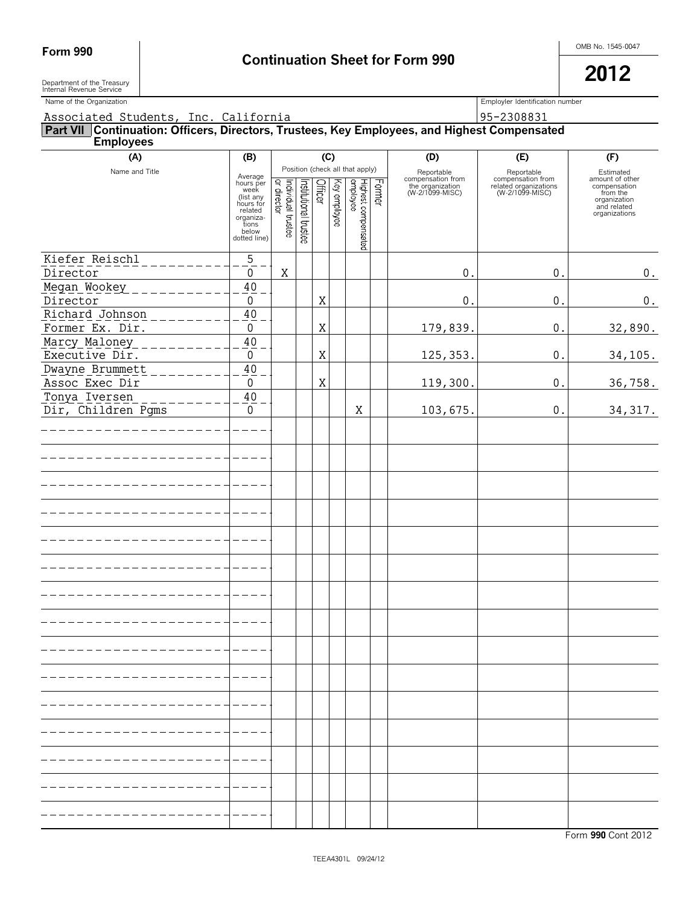**Form 990**

# Continuation Sheet for Form 990

OMB No. 1545-0047

**2012**

Department of the Treasury
Internal Revenue Service

| Name of the Organization | Employer Identification number |
|---|---|
| Associated Students, Inc. California | 95-2308831 |

## Part VII Continuation: Officers, Directors, Trustees, Key Employees, and Highest Compensated Employees

| (A) Name and Title | (B) Average hours per week (list any hours for related organizations below dotted line) | (C) Individual trustee or director | Institutional trustee | Officer | Key employee | Highest compensated employee | Former | (D) Reportable compensation from the organization (W-2/1099-MISC) | (E) Reportable compensation from related organizations (W-2/1099-MISC) | (F) Estimated amount of other compensation from the organization and related organizations |
|---|---|---|---|---|---|---|---|---|---|---|
| Kiefer Reischl<br>Director | 5<br>0 | X | | | | | | 0. | 0. | 0. |
| Megan Wookey<br>Director | 40<br>0 | | | X | | | | 0. | 0. | 0. |
| Richard Johnson<br>Former Ex. Dir. | 40<br>0 | | | X | | | | 179,839. | 0. | 32,890. |
| Marcy Maloney<br>Executive Dir. | 40<br>0 | | | X | | | | 125,353. | 0. | 34,105. |
| Dwayne Brummett<br>Assoc Exec Dir | 40<br>0 | | | X | | | | 119,300. | 0. | 36,758. |
| Tonya Iversen<br>Dir, Children Pgms | 40<br>0 | | | | | X | | 103,675. | 0. | 34,317. |

Form **990** Cont 2012

TEEA4301L 09/24/12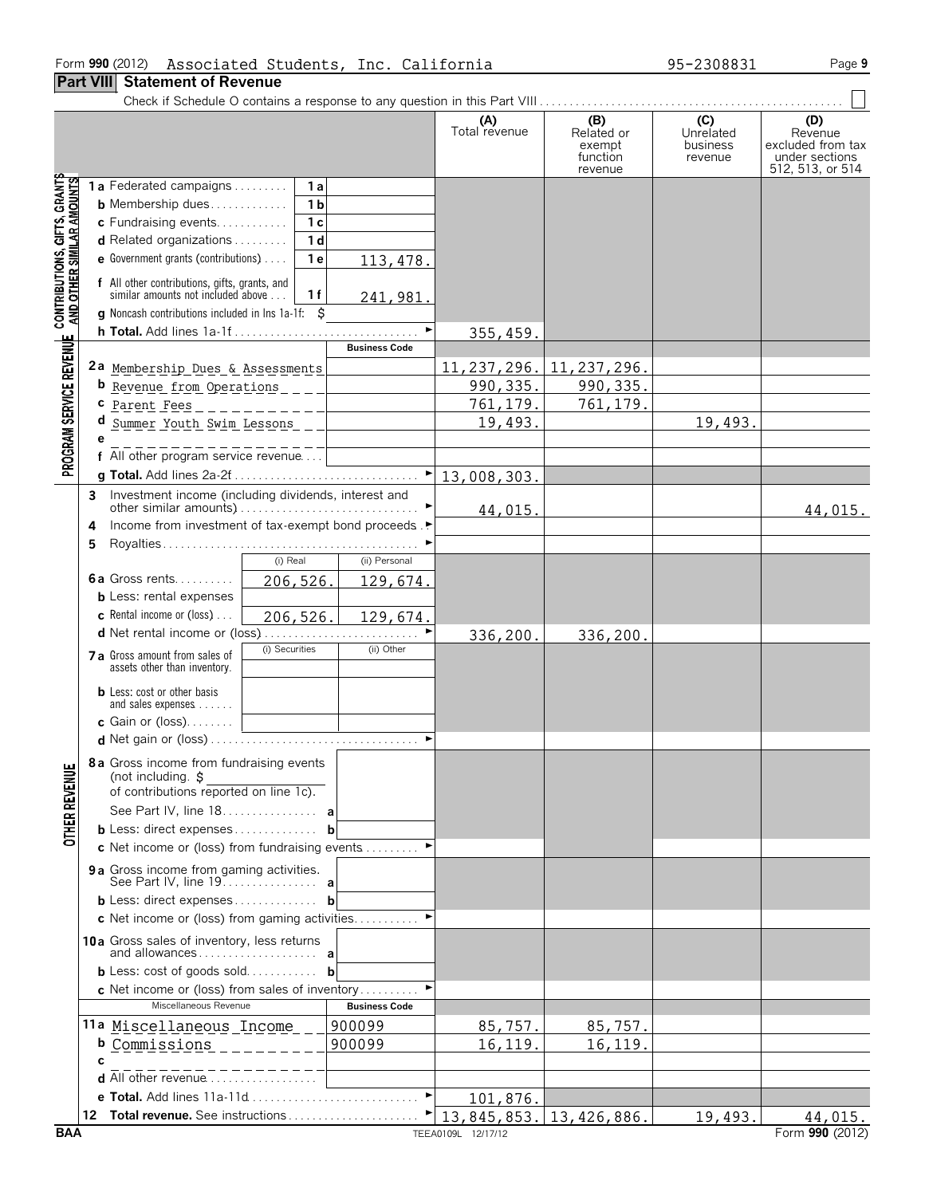Form **990** (2012) Associated Students, Inc. California 95-2308831

## Part VIII Statement of Revenue

Check if Schedule O contains a response to any question in this Part VIII . . . . . . . . ☐

| | | | (A) Total revenue | (B) Related or exempt function revenue | (C) Unrelated business revenue | (D) Revenue excluded from tax under sections 512, 513, or 514 |
|---|---|---|---|---|---|---|
| **CONTRIBUTIONS, GIFTS, GRANTS AND OTHER SIMILAR AMOUNTS** | | | | | | |
| 1a Federated campaigns | 1a | | | | | |
| b Membership dues | 1b | | | | | |
| c Fundraising events | 1c | | | | | |
| d Related organizations | 1d | | | | | |
| e Government grants (contributions) | 1e | 113,478. | | | | |
| f All other contributions, gifts, grants, and similar amounts not included above | 1f | 241,981. | | | | |
| g Noncash contributions included in lns 1a-1f: $ | | | | | | |
| h **Total.** Add lines 1a-1f | | | 355,459. | | | |
| **PROGRAM SERVICE REVENUE** | | **Business Code** | | | | |
| 2a Membership Dues & Assessments | | | 11,237,296. | 11,237,296. | | |
| b Revenue from Operations | | | 990,335. | 990,335. | | |
| c Parent Fees | | | 761,179. | 761,179. | | |
| d Summer Youth Swim Lessons | | | 19,493. | | 19,493. | |
| e | | | | | | |
| f All other program service revenue | | | | | | |
| g **Total.** Add lines 2a-2f | | | 13,008,303. | | | |
| **OTHER REVENUE** | | | | | | |
| 3 Investment income (including dividends, interest and other similar amounts) | | | 44,015. | | | 44,015. |
| 4 Income from investment of tax-exempt bond proceeds | | | | | | |
| 5 Royalties | | | | | | |
| | (i) Real | (ii) Personal | | | | |
| 6a Gross rents | 206,526. | 129,674. | | | | |
| b Less: rental expenses | | | | | | |
| c Rental income or (loss) | 206,526. | 129,674. | | | | |
| d Net rental income or (loss) | | | 336,200. | 336,200. | | |
| | (i) Securities | (ii) Other | | | | |
| 7a Gross amount from sales of assets other than inventory | | | | | | |
| b Less: cost or other basis and sales expenses | | | | | | |
| c Gain or (loss) | | | | | | |
| d Net gain or (loss) | | | | | | |
| 8a Gross income from fundraising events (not including $ of contributions reported on line 1c). See Part IV, line 18 | a | | | | | |
| b Less: direct expenses | b | | | | | |
| c Net income or (loss) from fundraising events | | | | | | |
| 9a Gross income from gaming activities. See Part IV, line 19 | a | | | | | |
| b Less: direct expenses | b | | | | | |
| c Net income or (loss) from gaming activities | | | | | | |
| 10a Gross sales of inventory, less returns and allowances | a | | | | | |
| b Less: cost of goods sold | b | | | | | |
| c Net income or (loss) from sales of inventory | | | | | | |
| Miscellaneous Revenue | | **Business Code** | | | | |
| 11a Miscellaneous Income | | 900099 | 85,757. | 85,757. | | |
| b Commissions | | 900099 | 16,119. | 16,119. | | |
| c | | | | | | |
| d All other revenue | | | | | | |
| e **Total.** Add lines 11a-11d | | | 101,876. | | | |
| 12 **Total revenue.** See instructions | | | 13,845,853. | 13,426,886. | 19,493. | 44,015. |

BAA TEEA0109L 12/17/12 Form **990** (2012)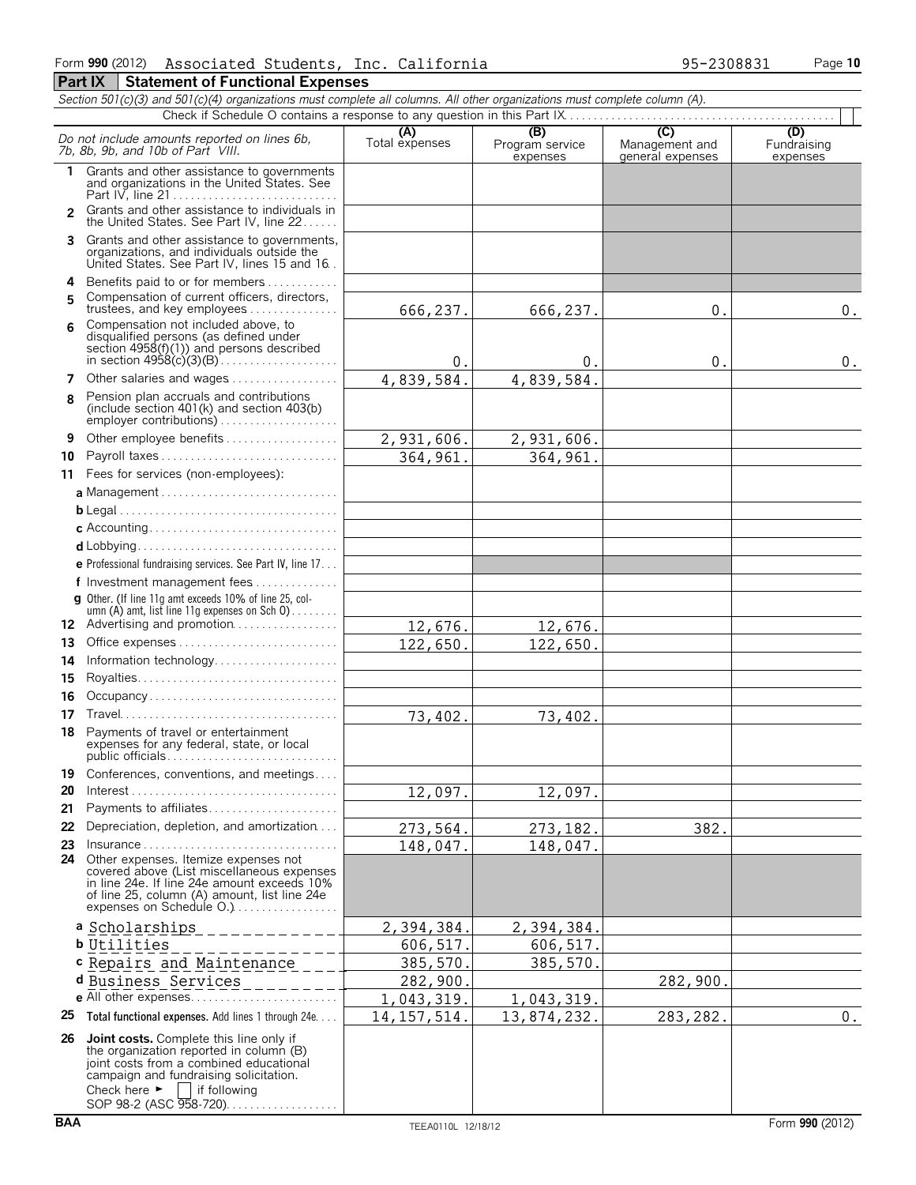Form **990** (2012) Associated Students, Inc. California 95-2308831

## Part IX Statement of Functional Expenses

*Section 501(c)(3) and 501(c)(4) organizations must complete all columns. All other organizations must complete column (A).*

Check if Schedule O contains a response to any question in this Part IX

| *Do not include amounts reported on lines 6b, 7b, 8b, 9b, and 10b of Part VIII.* | (A) Total expenses | (B) Program service expenses | (C) Management and general expenses | (D) Fundraising expenses |
|---|---|---|---|---|
| **1** Grants and other assistance to governments and organizations in the United States. See Part IV, line 21 | | | | |
| **2** Grants and other assistance to individuals in the United States. See Part IV, line 22 | | | | |
| **3** Grants and other assistance to governments, organizations, and individuals outside the United States. See Part IV, lines 15 and 16 | | | | |
| **4** Benefits paid to or for members | | | | |
| **5** Compensation of current officers, directors, trustees, and key employees | 666,237. | 666,237. | 0. | 0. |
| **6** Compensation not included above, to disqualified persons (as defined under section 4958(f)(1)) and persons described in section 4958(c)(3)(B) | 0. | 0. | 0. | 0. |
| **7** Other salaries and wages | 4,839,584. | 4,839,584. | | |
| **8** Pension plan accruals and contributions (include section 401(k) and section 403(b) employer contributions) | | | | |
| **9** Other employee benefits | 2,931,606. | 2,931,606. | | |
| **10** Payroll taxes | 364,961. | 364,961. | | |
| **11** Fees for services (non-employees): | | | | |
| **a** Management | | | | |
| **b** Legal | | | | |
| **c** Accounting | | | | |
| **d** Lobbying | | | | |
| **e** Professional fundraising services. See Part IV, line 17 | | | | |
| **f** Investment management fees | | | | |
| **g** Other. (If line 11g amt exceeds 10% of line 25, column (A) amt, list line 11g expenses on Sch O) | | | | |
| **12** Advertising and promotion | 12,676. | 12,676. | | |
| **13** Office expenses | 122,650. | 122,650. | | |
| **14** Information technology | | | | |
| **15** Royalties | | | | |
| **16** Occupancy | | | | |
| **17** Travel | 73,402. | 73,402. | | |
| **18** Payments of travel or entertainment expenses for any federal, state, or local public officials | | | | |
| **19** Conferences, conventions, and meetings | | | | |
| **20** Interest | 12,097. | 12,097. | | |
| **21** Payments to affiliates | | | | |
| **22** Depreciation, depletion, and amortization | 273,564. | 273,182. | 382. | |
| **23** Insurance | 148,047. | 148,047. | | |
| **24** Other expenses. Itemize expenses not covered above (List miscellaneous expenses in line 24e. If line 24e amount exceeds 10% of line 25, column (A) amount, list line 24e expenses on Schedule O.) | | | | |
| **a** Scholarships | 2,394,384. | 2,394,384. | | |
| **b** Utilities | 606,517. | 606,517. | | |
| **c** Repairs and Maintenance | 385,570. | 385,570. | | |
| **d** Business Services | 282,900. | | 282,900. | |
| **e** All other expenses | 1,043,319. | 1,043,319. | | |
| **25** **Total functional expenses.** Add lines 1 through 24e | 14,157,514. | 13,874,232. | 283,282. | 0. |
| **26** **Joint costs.** Complete this line only if the organization reported in column (B) joint costs from a combined educational campaign and fundraising solicitation. Check here ► ☐ if following SOP 98-2 (ASC 958-720) | | | | |

BAA TEEA0110L 12/18/12 Form **990** (2012)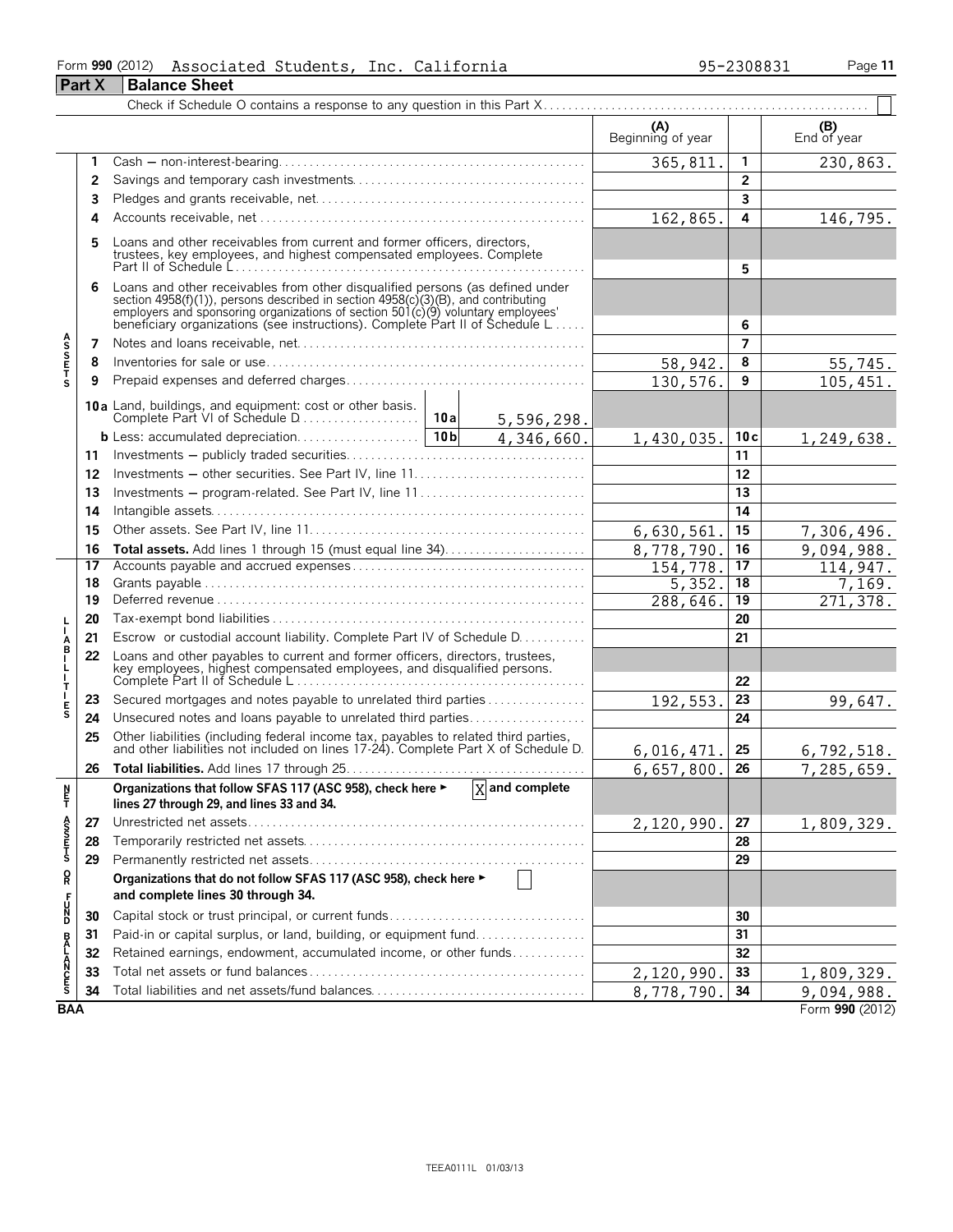Form **990** (2012) Associated Students, Inc. California 95-2308831

## Part X Balance Sheet

Check if Schedule O contains a response to any question in this Part X ☐

| | | | (A) Beginning of year | | (B) End of year |
|---|---|---|---|---|---|
| Assets | 1 | Cash – non-interest-bearing | 365,811. | 1 | 230,863. |
| | 2 | Savings and temporary cash investments | | 2 | |
| | 3 | Pledges and grants receivable, net | | 3 | |
| | 4 | Accounts receivable, net | 162,865. | 4 | 146,795. |
| | 5 | Loans and other receivables from current and former officers, directors, trustees, key employees, and highest compensated employees. Complete Part II of Schedule L | | 5 | |
| | 6 | Loans and other receivables from other disqualified persons (as defined under section 4958(f)(1)), persons described in section 4958(c)(3)(B), and contributing employers and sponsoring organizations of section 501(c)(9) voluntary employees' beneficiary organizations (see instructions). Complete Part II of Schedule L | | 6 | |
| | 7 | Notes and loans receivable, net | | 7 | |
| | 8 | Inventories for sale or use | 58,942. | 8 | 55,745. |
| | 9 | Prepaid expenses and deferred charges | 130,576. | 9 | 105,451. |
| | 10a | Land, buildings, and equipment: cost or other basis. Complete Part VI of Schedule D — 10a 5,596,298. | | | |
| | b | Less: accumulated depreciation — 10b 4,346,660. | 1,430,035. | 10c | 1,249,638. |
| | 11 | Investments – publicly traded securities | | 11 | |
| | 12 | Investments – other securities. See Part IV, line 11 | | 12 | |
| | 13 | Investments – program-related. See Part IV, line 11 | | 13 | |
| | 14 | Intangible assets | | 14 | |
| | 15 | Other assets. See Part IV, line 11 | 6,630,561. | 15 | 7,306,496. |
| | 16 | **Total assets.** Add lines 1 through 15 (must equal line 34) | 8,778,790. | 16 | 9,094,988. |
| Liabilities | 17 | Accounts payable and accrued expenses | 154,778. | 17 | 114,947. |
| | 18 | Grants payable | 5,352. | 18 | 7,169. |
| | 19 | Deferred revenue | 288,646. | 19 | 271,378. |
| | 20 | Tax-exempt bond liabilities | | 20 | |
| | 21 | Escrow or custodial account liability. Complete Part IV of Schedule D | | 21 | |
| | 22 | Loans and other payables to current and former officers, directors, trustees, key employees, highest compensated employees, and disqualified persons. Complete Part II of Schedule L | | 22 | |
| | 23 | Secured mortgages and notes payable to unrelated third parties | 192,553. | 23 | 99,647. |
| | 24 | Unsecured notes and loans payable to unrelated third parties | | 24 | |
| | 25 | Other liabilities (including federal income tax, payables to related third parties, and other liabilities not included on lines 17-24). Complete Part X of Schedule D | 6,016,471. | 25 | 6,792,518. |
| | 26 | **Total liabilities.** Add lines 17 through 25 | 6,657,800. | 26 | 7,285,659. |
| Net Assets or Fund Balances | | **Organizations that follow SFAS 117 (ASC 958), check here ▶ ☒ and complete lines 27 through 29, and lines 33 and 34.** | | | |
| | 27 | Unrestricted net assets | 2,120,990. | 27 | 1,809,329. |
| | 28 | Temporarily restricted net assets | | 28 | |
| | 29 | Permanently restricted net assets | | 29 | |
| | | **Organizations that do not follow SFAS 117 (ASC 958), check here ▶ ☐ and complete lines 30 through 34.** | | | |
| | 30 | Capital stock or trust principal, or current funds | | 30 | |
| | 31 | Paid-in or capital surplus, or land, building, or equipment fund | | 31 | |
| | 32 | Retained earnings, endowment, accumulated income, or other funds | | 32 | |
| | 33 | Total net assets or fund balances | 2,120,990. | 33 | 1,809,329. |
| | 34 | Total liabilities and net assets/fund balances | 8,778,790. | 34 | 9,094,988. |

BAA Form **990** (2012)

TEEA0111L 01/03/13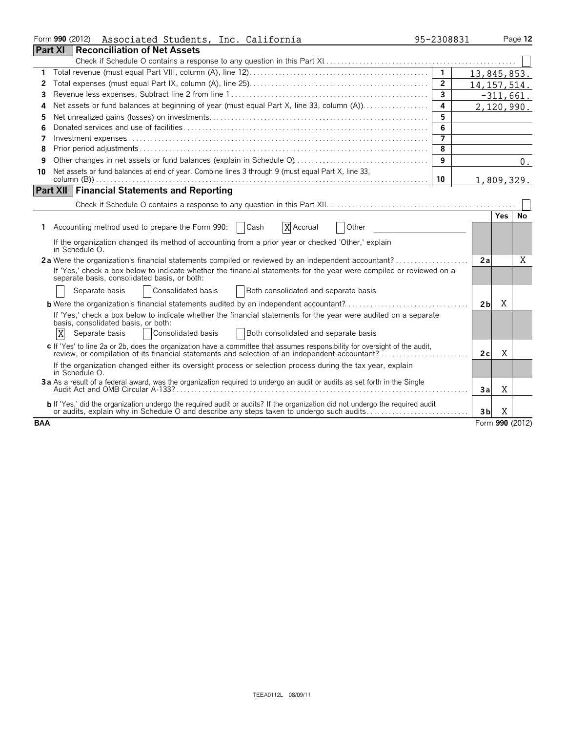Form **990** (2012) Associated Students, Inc. California 95-2308831

## Part XI Reconciliation of Net Assets

Check if Schedule O contains a response to any question in this Part XI . . . . . . ☐

| | | | |
|---|---|---|---|
| 1 | Total revenue (must equal Part VIII, column (A), line 12) | 1 | 13,845,853. |
| 2 | Total expenses (must equal Part IX, column (A), line 25) | 2 | 14,157,514. |
| 3 | Revenue less expenses. Subtract line 2 from line 1 | 3 | -311,661. |
| 4 | Net assets or fund balances at beginning of year (must equal Part X, line 33, column (A)) | 4 | 2,120,990. |
| 5 | Net unrealized gains (losses) on investments | 5 | |
| 6 | Donated services and use of facilities | 6 | |
| 7 | Investment expenses | 7 | |
| 8 | Prior period adjustments | 8 | |
| 9 | Other changes in net assets or fund balances (explain in Schedule O) | 9 | 0. |
| 10 | Net assets or fund balances at end of year. Combine lines 3 through 9 (must equal Part X, line 33, column (B)) | 10 | 1,809,329. |

## Part XII Financial Statements and Reporting

Check if Schedule O contains a response to any question in this Part XII . . . . . . ☐

| | | | Yes | No |
|---|---|---|---|---|
| 1 | Accounting method used to prepare the Form 990: ☐ Cash ☒ Accrual ☐ Other | | | |
| | If the organization changed its method of accounting from a prior year or checked 'Other,' explain in Schedule O. | | | |
| 2a | Were the organization's financial statements compiled or reviewed by an independent accountant? | 2a | | X |
| | If 'Yes,' check a box below to indicate whether the financial statements for the year were compiled or reviewed on a separate basis, consolidated basis, or both: | | | |
| | ☐ Separate basis ☐ Consolidated basis ☐ Both consolidated and separate basis | | | |
| b | Were the organization's financial statements audited by an independent accountant? | 2b | X | |
| | If 'Yes,' check a box below to indicate whether the financial statements for the year were audited on a separate basis, consolidated basis, or both: | | | |
| | ☒ Separate basis ☐ Consolidated basis ☐ Both consolidated and separate basis | | | |
| c | If 'Yes' to line 2a or 2b, does the organization have a committee that assumes responsibility for oversight of the audit, review, or compilation of its financial statements and selection of an independent accountant? | 2c | X | |
| | If the organization changed either its oversight process or selection process during the tax year, explain in Schedule O. | | | |
| 3a | As a result of a federal award, was the organization required to undergo an audit or audits as set forth in the Single Audit Act and OMB Circular A-133? | 3a | X | |
| b | If 'Yes,' did the organization undergo the required audit or audits? If the organization did not undergo the required audit or audits, explain why in Schedule O and describe any steps taken to undergo such audits | 3b | X | |

BAA Form **990** (2012)

TEEA0112L 08/09/11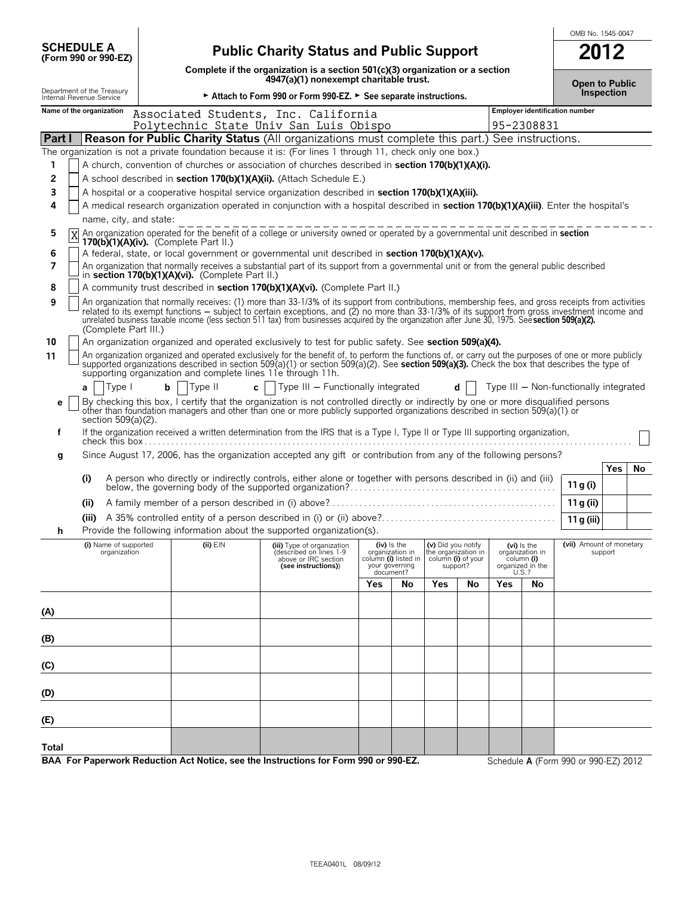**SCHEDULE A**
**(Form 990 or 990-EZ)**

Department of the Treasury
Internal Revenue Service

# Public Charity Status and Public Support

**Complete if the organization is a section 501(c)(3) organization or a section 4947(a)(1) nonexempt charitable trust.**

► **Attach to Form 990 or Form 990-EZ.** ► **See separate instructions.**

OMB No. 1545-0047

**2012**

**Open to Public Inspection**

**Name of the organization**
Associated Students, Inc. California Polytechnic State Univ San Luis Obispo

**Employer identification number**
95-2308831

## Part I — Reason for Public Charity Status (All organizations must complete this part.) See instructions.

The organization is not a private foundation because it is: (For lines 1 through 11, check only one box.)

1. [ ] A church, convention of churches or association of churches described in **section 170(b)(1)(A)(i).**
2. [ ] A school described in **section 170(b)(1)(A)(ii).** (Attach Schedule E.)
3. [ ] A hospital or a cooperative hospital service organization described in **section 170(b)(1)(A)(iii).**
4. [ ] A medical research organization operated in conjunction with a hospital described in **section 170(b)(1)(A)(iii)**. Enter the hospital's name, city, and state:
5. [X] An organization operated for the benefit of a college or university owned or operated by a governmental unit described in **section 170(b)(1)(A)(iv).** (Complete Part II.)
6. [ ] A federal, state, or local government or governmental unit described in **section 170(b)(1)(A)(v).**
7. [ ] An organization that normally receives a substantial part of its support from a governmental unit or from the general public described in **section 170(b)(1)(A)(vi).** (Complete Part II.)
8. [ ] A community trust described in **section 170(b)(1)(A)(vi).** (Complete Part II.)
9. [ ] An organization that normally receives: (1) more than 33-1/3% of its support from contributions, membership fees, and gross receipts from activities related to its exempt functions – subject to certain exceptions, and (2) no more than 33-1/3% of its support from gross investment income and unrelated business taxable income (less section 511 tax) from businesses acquired by the organization after June 30, 1975. See **section 509(a)(2).** (Complete Part III.)
10. [ ] An organization organized and operated exclusively to test for public safety. See **section 509(a)(4).**
11. [ ] An organization organized and operated exclusively for the benefit of, to perform the functions of, or carry out the purposes of one or more publicly supported organizations described in section 509(a)(1) or section 509(a)(2). See **section 509(a)(3).** Check the box that describes the type of supporting organization and complete lines 11e through 11h.

   **a** [ ] Type I  **b** [ ] Type II  **c** [ ] Type III – Functionally integrated  **d** [ ] Type III – Non-functionally integrated

   **e** [ ] By checking this box, I certify that the organization is not controlled directly or indirectly by one or more disqualified persons other than foundation managers and other than one or more publicly supported organizations described in section 509(a)(1) or section 509(a)(2).

   **f** If the organization received a written determination from the IRS that is a Type I, Type II or Type III supporting organization, check this box [ ]

   **g** Since August 17, 2006, has the organization accepted any gift or contribution from any of the following persons?

| | | | Yes | No |
|---|---|---|---|---|
| (i) | A person who directly or indirectly controls, either alone or together with persons described in (ii) and (iii) below, the governing body of the supported organization? | 11 g (i) | | |
| (ii) | A family member of a person described in (i) above? | 11 g (ii) | | |
| (iii) | A 35% controlled entity of a person described in (i) or (ii) above? | 11 g (iii) | | |

   **h** Provide the following information about the supported organization(s).

| | (i) Name of supported organization | (ii) EIN | (iii) Type of organization (described on lines 1-9 above or IRC section (see instructions)) | (iv) Is the organization in column (i) listed in your governing document? | | (v) Did you notify the organization in column (i) of your support? | | (vi) Is the organization in column (i) organized in the U.S.? | | (vii) Amount of monetary support |
|---|---|---|---|---|---|---|---|---|---|---|
| | | | | Yes | No | Yes | No | Yes | No | |
| (A) | | | | | | | | | | |
| (B) | | | | | | | | | | |
| (C) | | | | | | | | | | |
| (D) | | | | | | | | | | |
| (E) | | | | | | | | | | |
| Total | | | | | | | | | | |

**BAA For Paperwork Reduction Act Notice, see the Instructions for Form 990 or 990-EZ.**

Schedule **A** (Form 990 or 990-EZ) 2012

TEEA0401L 08/09/12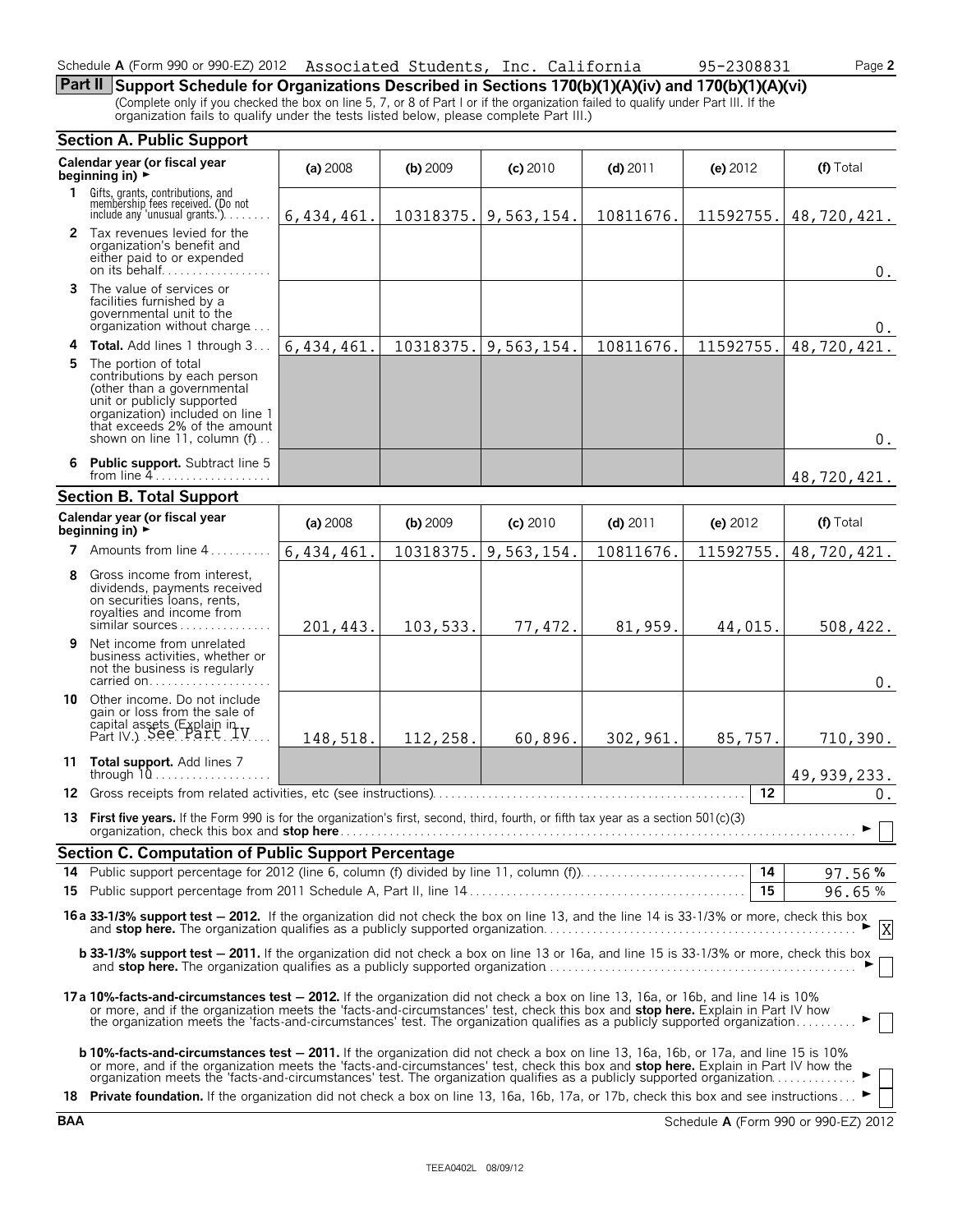Schedule **A** (Form 990 or 990-EZ) 2012 Associated Students, Inc. California 95-2308831

## Part II Support Schedule for Organizations Described in Sections 170(b)(1)(A)(iv) and 170(b)(1)(A)(vi)

(Complete only if you checked the box on line 5, 7, or 8 of Part I or if the organization failed to qualify under Part III. If the organization fails to qualify under the tests listed below, please complete Part III.)

### Section A. Public Support

| Calendar year (or fiscal year beginning in) ► | (a) 2008 | (b) 2009 | (c) 2010 | (d) 2011 | (e) 2012 | (f) Total |
|---|---|---|---|---|---|---|
| **1** Gifts, grants, contributions, and membership fees received. (Do not include any 'unusual grants.') | 6,434,461. | 10318375. | 9,563,154. | 10811676. | 11592755. | 48,720,421. |
| **2** Tax revenues levied for the organization's benefit and either paid to or expended on its behalf | | | | | | 0. |
| **3** The value of services or facilities furnished by a governmental unit to the organization without charge | | | | | | 0. |
| **4 Total.** Add lines 1 through 3 | 6,434,461. | 10318375. | 9,563,154. | 10811676. | 11592755. | 48,720,421. |
| **5** The portion of total contributions by each person (other than a governmental unit or publicly supported organization) included on line 1 that exceeds 2% of the amount shown on line 11, column (f) | | | | | | 0. |
| **6 Public support.** Subtract line 5 from line 4 | | | | | | 48,720,421. |

### Section B. Total Support

| Calendar year (or fiscal year beginning in) ► | (a) 2008 | (b) 2009 | (c) 2010 | (d) 2011 | (e) 2012 | (f) Total |
|---|---|---|---|---|---|---|
| **7** Amounts from line 4 | 6,434,461. | 10318375. | 9,563,154. | 10811676. | 11592755. | 48,720,421. |
| **8** Gross income from interest, dividends, payments received on securities loans, rents, royalties and income from similar sources | 201,443. | 103,533. | 77,472. | 81,959. | 44,015. | 508,422. |
| **9** Net income from unrelated business activities, whether or not the business is regularly carried on | | | | | | 0. |
| **10** Other income. Do not include gain or loss from the sale of capital assets (Explain in Part IV.) See Part IV | 148,518. | 112,258. | 60,896. | 302,961. | 85,757. | 710,390. |
| **11 Total support.** Add lines 7 through 10 | | | | | | 49,939,233. |

**12** Gross receipts from related activities, etc (see instructions) — **12** — 0.

**13 First five years.** If the Form 990 is for the organization's first, second, third, fourth, or fifth tax year as a section 501(c)(3) organization, check this box and **stop here** ► ☐

### Section C. Computation of Public Support Percentage

**14** Public support percentage for 2012 (line 6, column (f) divided by line 11, column (f)) — **14** — 97.56 %

**15** Public support percentage from 2011 Schedule A, Part II, line 14 — **15** — 96.65 %

**16a 33-1/3% support test — 2012.** If the organization did not check the box on line 13, and the line 14 is 33-1/3% or more, check this box and **stop here.** The organization qualifies as a publicly supported organization ► ☒

**b 33-1/3% support test — 2011.** If the organization did not check a box on line 13 or 16a, and line 15 is 33-1/3% or more, check this box and **stop here.** The organization qualifies as a publicly supported organization ► ☐

**17a 10%-facts-and-circumstances test — 2012.** If the organization did not check a box on line 13, 16a, or 16b, and line 14 is 10% or more, and if the organization meets the 'facts-and-circumstances' test, check this box and **stop here.** Explain in Part IV how the organization meets the 'facts-and-circumstances' test. The organization qualifies as a publicly supported organization ► ☐

**b 10%-facts-and-circumstances test — 2011.** If the organization did not check a box on line 13, 16a, 16b, or 17a, and line 15 is 10% or more, and if the organization meets the 'facts-and-circumstances' test, check this box and **stop here.** Explain in Part IV how the organization meets the 'facts-and-circumstances' test. The organization qualifies as a publicly supported organization ► ☐

**18 Private foundation.** If the organization did not check a box on line 13, 16a, 16b, 17a, or 17b, check this box and see instructions ► ☐

**BAA** Schedule **A** (Form 990 or 990-EZ) 2012

TEEA0402L 08/09/12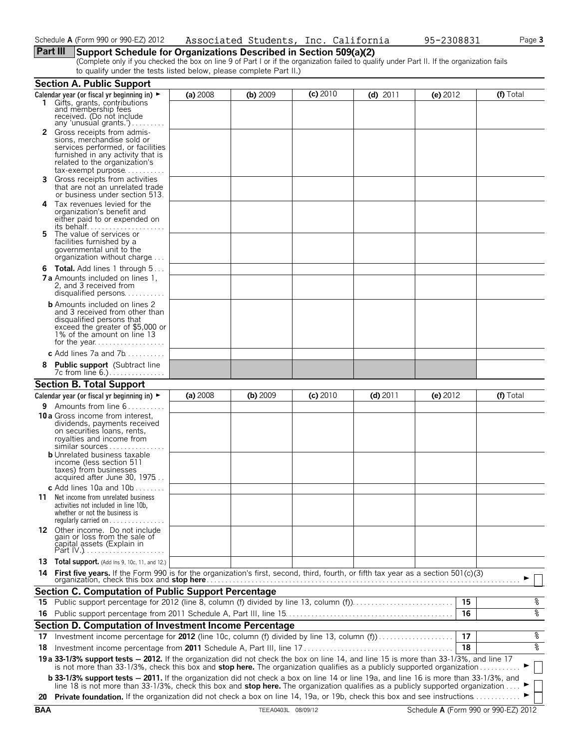Schedule A (Form 990 or 990-EZ) 2012 Associated Students, Inc. California 95-2308831

## Part III Support Schedule for Organizations Described in Section 509(a)(2)

(Complete only if you checked the box on line 9 of Part I or if the organization failed to qualify under Part II. If the organization fails to qualify under the tests listed below, please complete Part II.)

### Section A. Public Support

| Calendar year (or fiscal yr beginning in) ► | (a) 2008 | (b) 2009 | (c) 2010 | (d) 2011 | (e) 2012 | (f) Total |
|---|---|---|---|---|---|---|
| **1** Gifts, grants, contributions and membership fees received. (Do not include any 'unusual grants.') | | | | | | |
| **2** Gross receipts from admissions, merchandise sold or services performed, or facilities furnished in any activity that is related to the organization's tax-exempt purpose | | | | | | |
| **3** Gross receipts from activities that are not an unrelated trade or business under section 513 | | | | | | |
| **4** Tax revenues levied for the organization's benefit and either paid to or expended on its behalf | | | | | | |
| **5** The value of services or facilities furnished by a governmental unit to the organization without charge | | | | | | |
| **6 Total.** Add lines 1 through 5 | | | | | | |
| **7a** Amounts included on lines 1, 2, and 3 received from disqualified persons | | | | | | |
| **b** Amounts included on lines 2 and 3 received from other than disqualified persons that exceed the greater of $5,000 or 1% of the amount on line 13 for the year | | | | | | |
| **c** Add lines 7a and 7b | | | | | | |
| **8 Public support** (Subtract line 7c from line 6.) | | | | | | |

### Section B. Total Support

| Calendar year (or fiscal yr beginning in) ► | (a) 2008 | (b) 2009 | (c) 2010 | (d) 2011 | (e) 2012 | (f) Total |
|---|---|---|---|---|---|---|
| **9** Amounts from line 6 | | | | | | |
| **10a** Gross income from interest, dividends, payments received on securities loans, rents, royalties and income from similar sources | | | | | | |
| **b** Unrelated business taxable income (less section 511 taxes) from businesses acquired after June 30, 1975 | | | | | | |
| **c** Add lines 10a and 10b | | | | | | |
| **11** Net income from unrelated business activities not included in line 10b, whether or not the business is regularly carried on | | | | | | |
| **12** Other income. Do not include gain or loss from the sale of capital assets (Explain in Part IV.) | | | | | | |
| **13 Total support.** (Add lns 9, 10c, 11, and 12.) | | | | | | |

**14 First five years.** If the Form 990 is for the organization's first, second, third, fourth, or fifth tax year as a section 501(c)(3) organization, check this box and **stop here** ► ☐

### Section C. Computation of Public Support Percentage

| | | | |
|---|---|---|---|
| **15** | Public support percentage for 2012 (line 8, column (f) divided by line 13, column (f)) | 15 | % |
| **16** | Public support percentage from 2011 Schedule A, Part III, line 15 | 16 | % |

### Section D. Computation of Investment Income Percentage

| | | | |
|---|---|---|---|
| **17** | Investment income percentage for **2012** (line 10c, column (f) divided by line 13, column (f)) | 17 | % |
| **18** | Investment income percentage from **2011** Schedule A, Part III, line 17 | 18 | % |

**19a 33-1/3% support tests — 2012.** If the organization did not check the box on line 14, and line 15 is more than 33-1/3%, and line 17 is not more than 33-1/3%, check this box and **stop here.** The organization qualifies as a publicly supported organization ► ☐

**b 33-1/3% support tests — 2011.** If the organization did not check a box on line 14 or line 19a, and line 16 is more than 33-1/3%, and line 18 is not more than 33-1/3%, check this box and **stop here.** The organization qualifies as a publicly supported organization ► ☐

**20 Private foundation.** If the organization did not check a box on line 14, 19a, or 19b, check this box and see instructions ► ☐

BAA TEEA0403L 08/09/12 Schedule A (Form 990 or 990-EZ) 2012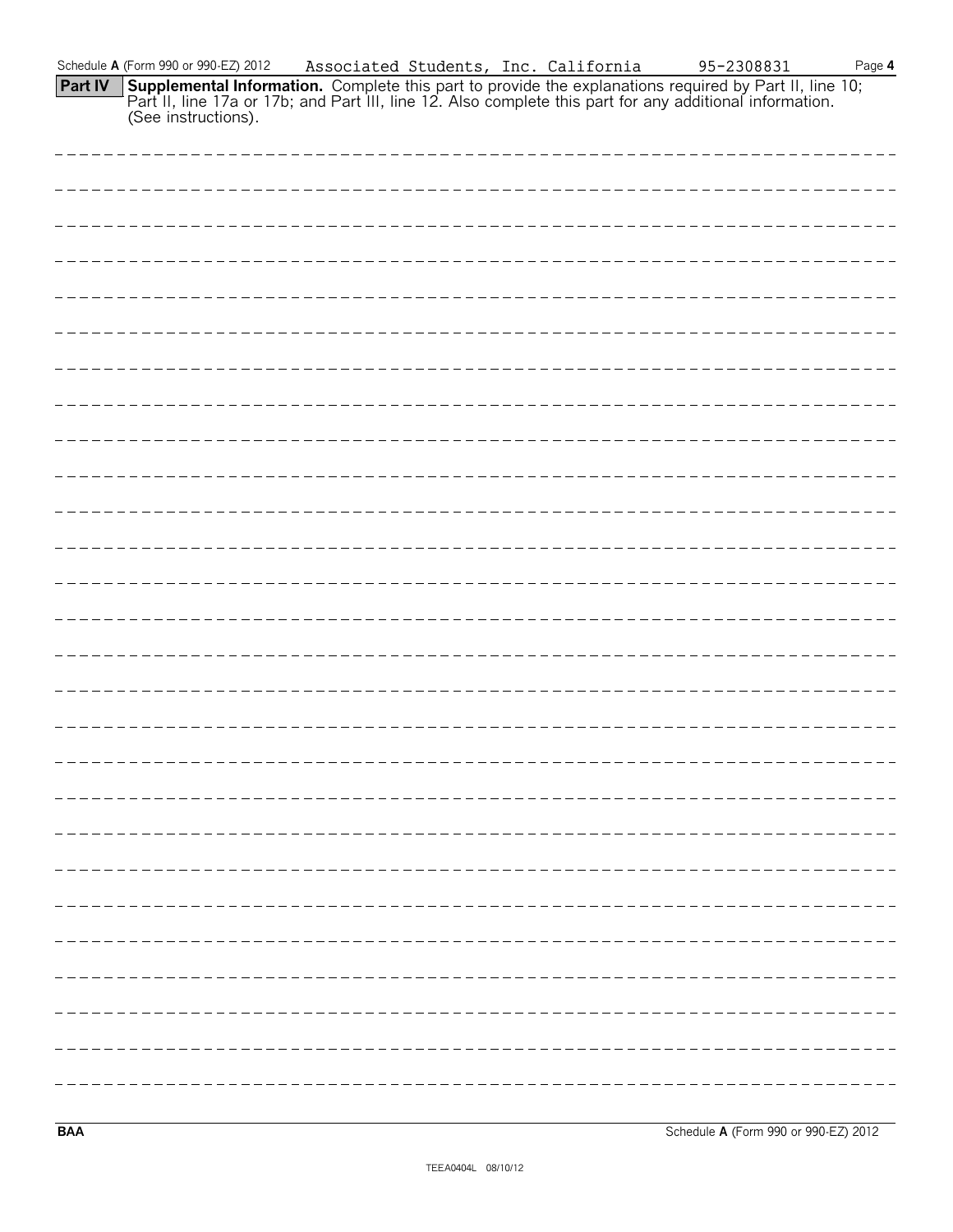Schedule **A** (Form 990 or 990-EZ) 2012 Associated Students, Inc. California 95-2308831 Page **4**

**Part IV** **Supplemental Information.** Complete this part to provide the explanations required by Part II, line 10; Part II, line 17a or 17b; and Part III, line 12. Also complete this part for any additional information. (See instructions).

**BAA** Schedule **A** (Form 990 or 990-EZ) 2012

TEEA0404L 08/10/12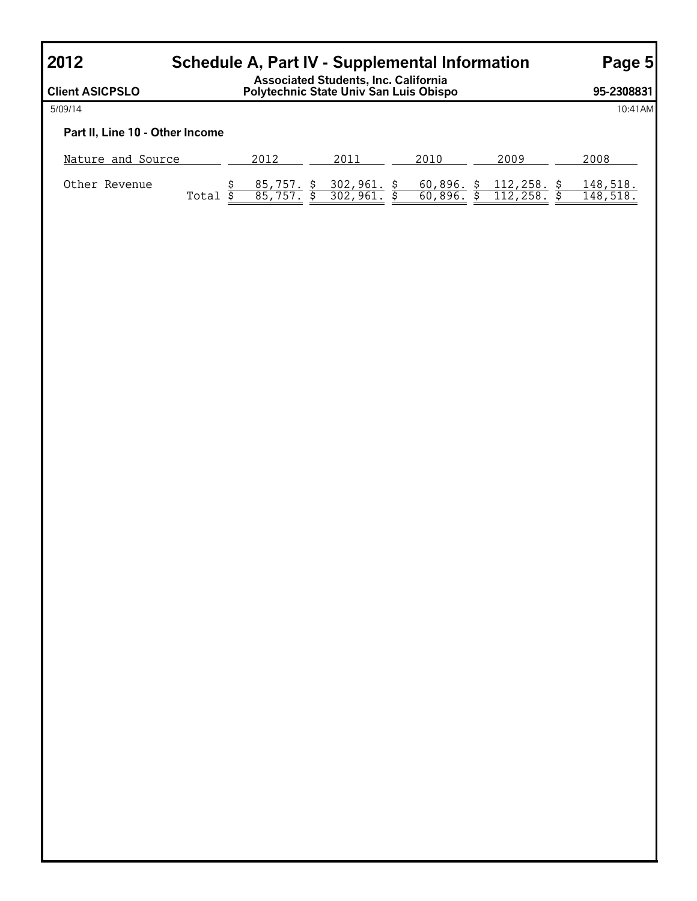# 2012 Schedule A, Part IV - Supplemental Information

**Client ASICPSLO**

**Associated Students, Inc. California Polytechnic State Univ San Luis Obispo**

**95-2308831**

5/09/14

10:41AM

**Part II, Line 10 - Other Income**

| Nature and Source | | 2012 | 2011 | 2010 | 2009 | 2008 |
|---|---|---|---|---|---|---|
| Other Revenue | | $ 85,757. | $ 302,961. | $ 60,896. | $ 112,258. | $ 148,518. |
| | Total | $ 85,757. | $ 302,961. | $ 60,896. | $ 112,258. | $ 148,518. |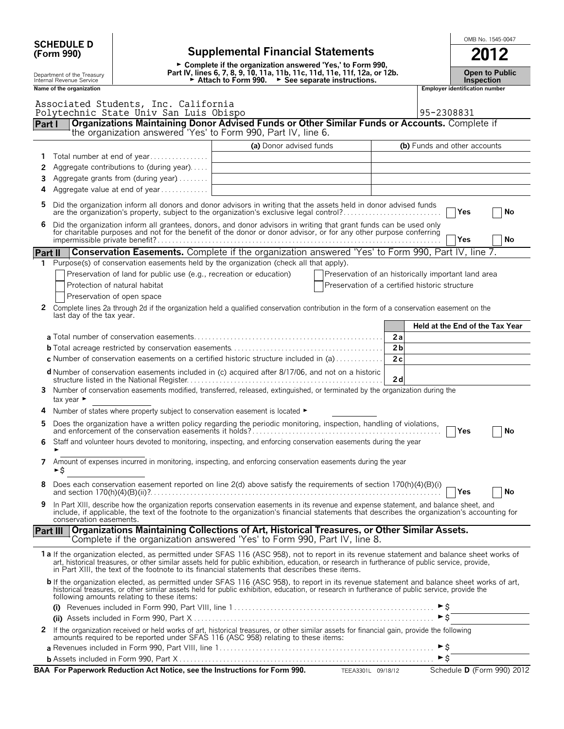**SCHEDULE D (Form 990)**

Department of the Treasury
Internal Revenue Service

# Supplemental Financial Statements

► Complete if the organization answered 'Yes,' to Form 990, Part IV, lines 6, 7, 8, 9, 10, 11a, 11b, 11c, 11d, 11e, 11f, 12a, or 12b.
► Attach to Form 990. ► See separate instructions.

OMB No. 1545-0047

**2012**

**Open to Public Inspection**

**Name of the organization**
Associated Students, Inc. California Polytechnic State Univ San Luis Obispo

**Employer identification number**
95-2308831

## Part I Organizations Maintaining Donor Advised Funds or Other Similar Funds or Accounts. Complete if the organization answered 'Yes' to Form 990, Part IV, line 6.

| | | (a) Donor advised funds | (b) Funds and other accounts |
|---|---|---|---|
| 1 | Total number at end of year | | |
| 2 | Aggregate contributions to (during year) | | |
| 3 | Aggregate grants from (during year) | | |
| 4 | Aggregate value at end of year | | |

5 Did the organization inform all donors and donor advisors in writing that the assets held in donor advised funds are the organization's property, subject to the organization's exclusive legal control? Yes No

6 Did the organization inform all grantees, donors, and donor advisors in writing that grant funds can be used only for charitable purposes and not for the benefit of the donor or donor advisor, or for any other purpose conferring impermissible private benefit? Yes No

## Part II Conservation Easements. Complete if the organization answered 'Yes' to Form 990, Part IV, line 7.

1 Purpose(s) of conservation easements held by the organization (check all that apply).

- Preservation of land for public use (e.g., recreation or education)
- Protection of natural habitat
- Preservation of open space
- Preservation of an historically important land area
- Preservation of a certified historic structure

2 Complete lines 2a through 2d if the organization held a qualified conservation contribution in the form of a conservation easement on the last day of the tax year.

| | | Held at the End of the Tax Year |
|---|---|---|
| a Total number of conservation easements | 2a | |
| b Total acreage restricted by conservation easements | 2b | |
| c Number of conservation easements on a certified historic structure included in (a) | 2c | |
| d Number of conservation easements included in (c) acquired after 8/17/06, and not on a historic structure listed in the National Register | 2d | |

3 Number of conservation easements modified, transferred, released, extinguished, or terminated by the organization during the tax year ►

4 Number of states where property subject to conservation easement is located ►

5 Does the organization have a written policy regarding the periodic monitoring, inspection, handling of violations, and enforcement of the conservation easements it holds? Yes No

6 Staff and volunteer hours devoted to monitoring, inspecting, and enforcing conservation easements during the year ►

7 Amount of expenses incurred in monitoring, inspecting, and enforcing conservation easements during the year ►$

8 Does each conservation easement reported on line 2(d) above satisfy the requirements of section 170(h)(4)(B)(i) and section 170(h)(4)(B)(ii)? Yes No

9 In Part XIII, describe how the organization reports conservation easements in its revenue and expense statement, and balance sheet, and include, if applicable, the text of the footnote to the organization's financial statements that describes the organization's accounting for conservation easements.

## Part III Organizations Maintaining Collections of Art, Historical Treasures, or Other Similar Assets. Complete if the organization answered 'Yes' to Form 990, Part IV, line 8.

1a If the organization elected, as permitted under SFAS 116 (ASC 958), not to report in its revenue statement and balance sheet works of art, historical treasures, or other similar assets held for public exhibition, education, or research in furtherance of public service, provide, in Part XIII, the text of the footnote to its financial statements that describes these items.

b If the organization elected, as permitted under SFAS 116 (ASC 958), to report in its revenue statement and balance sheet works of art, historical treasures, or other similar assets held for public exhibition, education, or research in furtherance of public service, provide the following amounts relating to these items:

(i) Revenues included in Form 990, Part VIII, line 1 ►$

(ii) Assets included in Form 990, Part X ►$

2 If the organization received or held works of art, historical treasures, or other similar assets for financial gain, provide the following amounts required to be reported under SFAS 116 (ASC 958) relating to these items:

a Revenues included in Form 990, Part VIII, line 1 ►$

b Assets included in Form 990, Part X ►$

**BAA For Paperwork Reduction Act Notice, see the Instructions for Form 990.** TEEA3301L 09/18/12 Schedule **D** (Form 990) 2012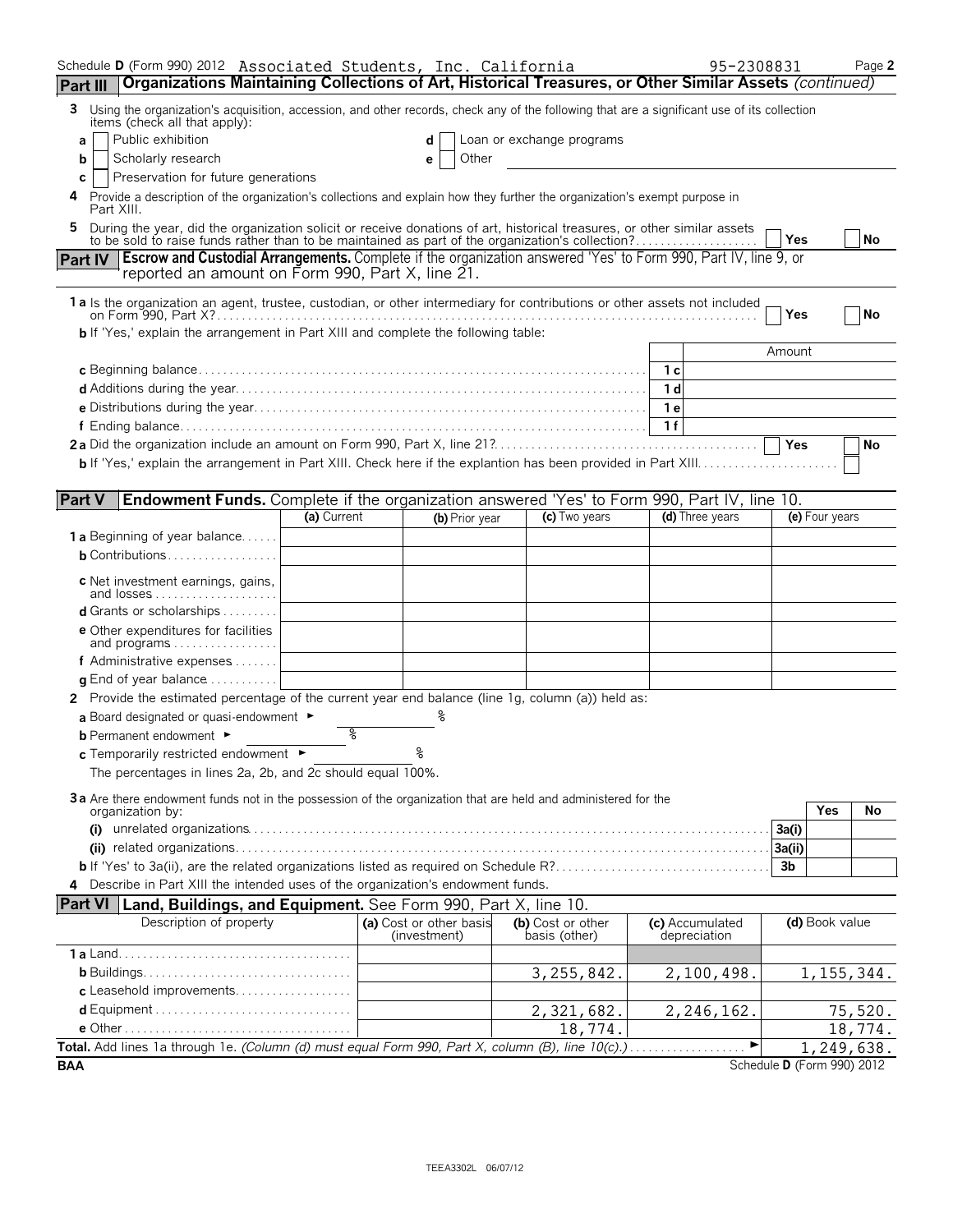Schedule D (Form 990) 2012 Associated Students, Inc. California 95-2308831

## Part III Organizations Maintaining Collections of Art, Historical Treasures, or Other Similar Assets *(continued)*

**3** Using the organization's acquisition, accession, and other records, check any of the following that are a significant use of its collection items (check all that apply):

- **a** ☐ Public exhibition
- **b** ☐ Scholarly research
- **c** ☐ Preservation for future generations
- **d** ☐ Loan or exchange programs
- **e** ☐ Other

**4** Provide a description of the organization's collections and explain how they further the organization's exempt purpose in Part XIII.

**5** During the year, did the organization solicit or receive donations of art, historical treasures, or other similar assets to be sold to raise funds rather than to be maintained as part of the organization's collection? ☐ Yes ☐ No

## Part IV Escrow and Custodial Arrangements. Complete if the organization answered 'Yes' to Form 990, Part IV, line 9, or reported an amount on Form 990, Part X, line 21.

**1a** Is the organization an agent, trustee, custodian, or other intermediary for contributions or other assets not included on Form 990, Part X? ☐ Yes ☐ No

**b** If 'Yes,' explain the arrangement in Part XIII and complete the following table:

| | | Amount |
|---|---|---|
| **c** Beginning balance | 1c | |
| **d** Additions during the year | 1d | |
| **e** Distributions during the year | 1e | |
| **f** Ending balance | 1f | |

**2a** Did the organization include an amount on Form 990, Part X, line 21? ☐ Yes ☐ No

**b** If 'Yes,' explain the arrangement in Part XIII. Check here if the explantion has been provided in Part XIII ☐

## Part V Endowment Funds. Complete if the organization answered 'Yes' to Form 990, Part IV, line 10.

| | (a) Current | (b) Prior year | (c) Two years | (d) Three years | (e) Four years |
|---|---|---|---|---|---|
| **1a** Beginning of year balance | | | | | |
| **b** Contributions | | | | | |
| **c** Net investment earnings, gains, and losses | | | | | |
| **d** Grants or scholarships | | | | | |
| **e** Other expenditures for facilities and programs | | | | | |
| **f** Administrative expenses | | | | | |
| **g** End of year balance | | | | | |

**2** Provide the estimated percentage of the current year end balance (line 1g, column (a)) held as:

**a** Board designated or quasi-endowment ► %

**b** Permanent endowment ► %

**c** Temporarily restricted endowment ► %

The percentages in lines 2a, 2b, and 2c should equal 100%.

**3a** Are there endowment funds not in the possession of the organization that are held and administered for the organization by:

| | | Yes | No |
|---|---|---|---|
| **(i)** unrelated organizations | 3a(i) | | |
| **(ii)** related organizations | 3a(ii) | | |
| **b** If 'Yes' to 3a(ii), are the related organizations listed as required on Schedule R? | 3b | | |

**4** Describe in Part XIII the intended uses of the organization's endowment funds.

## Part VI Land, Buildings, and Equipment. See Form 990, Part X, line 10.

| Description of property | (a) Cost or other basis (investment) | (b) Cost or other basis (other) | (c) Accumulated depreciation | (d) Book value |
|---|---|---|---|---|
| **1a** Land | | | | |
| **b** Buildings | | 3,255,842. | 2,100,498. | 1,155,344. |
| **c** Leasehold improvements | | | | |
| **d** Equipment | | 2,321,682. | 2,246,162. | 75,520. |
| **e** Other | | 18,774. | | 18,774. |

**Total.** Add lines 1a through 1e. *(Column (d) must equal Form 990, Part X, column (B), line 10(c).)* ► 1,249,638.

BAA Schedule D (Form 990) 2012

TEEA3302L 06/07/12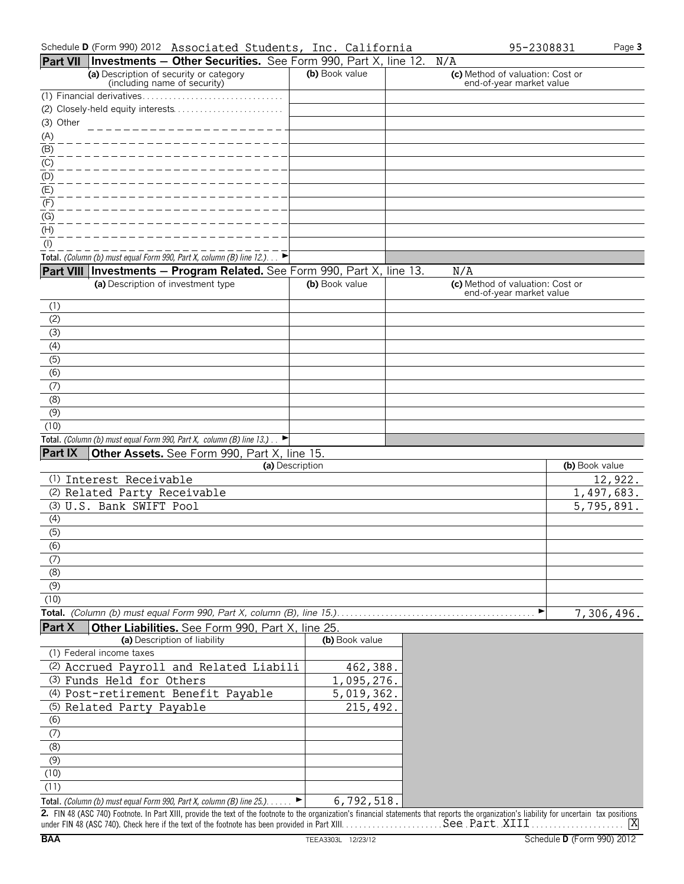Schedule **D** (Form 990) 2012 Associated Students, Inc. California 95-2308831 Page **3**

## Part VII Investments — Other Securities. See Form 990, Part X, line 12. N/A

| (a) Description of security or category (including name of security) | (b) Book value | (c) Method of valuation: Cost or end-of-year market value |
|---|---|---|
| (1) Financial derivatives | | |
| (2) Closely-held equity interests | | |
| (3) Other | | |
| (A) | | |
| (B) | | |
| (C) | | |
| (D) | | |
| (E) | | |
| (F) | | |
| (G) | | |
| (H) | | |
| (I) | | |
| **Total.** *(Column (b) must equal Form 990, Part X, column (B) line 12.)* ► | | |

## Part VIII Investments — Program Related. See Form 990, Part X, line 13. N/A

| (a) Description of investment type | (b) Book value | (c) Method of valuation: Cost or end-of-year market value |
|---|---|---|
| (1) | | |
| (2) | | |
| (3) | | |
| (4) | | |
| (5) | | |
| (6) | | |
| (7) | | |
| (8) | | |
| (9) | | |
| (10) | | |
| **Total.** *(Column (b) must equal Form 990, Part X, column (B) line 13.)* ► | | |

## Part IX Other Assets. See Form 990, Part X, line 15.

| (a) Description | (b) Book value |
|---|---|
| (1) Interest Receivable | 12,922. |
| (2) Related Party Receivable | 1,497,683. |
| (3) U.S. Bank SWIFT Pool | 5,795,891. |
| (4) | |
| (5) | |
| (6) | |
| (7) | |
| (8) | |
| (9) | |
| (10) | |
| **Total.** *(Column (b) must equal Form 990, Part X, column (B), line 15.)* ► | 7,306,496. |

## Part X Other Liabilities. See Form 990, Part X, line 25.

| (a) Description of liability | (b) Book value |
|---|---|
| (1) Federal income taxes | |
| (2) Accrued Payroll and Related Liabili | 462,388. |
| (3) Funds Held for Others | 1,095,276. |
| (4) Post-retirement Benefit Payable | 5,019,362. |
| (5) Related Party Payable | 215,492. |
| (6) | |
| (7) | |
| (8) | |
| (9) | |
| (10) | |
| (11) | |
| **Total.** *(Column (b) must equal Form 990, Part X, column (B) line 25.)* ► | 6,792,518. |

**2.** FIN 48 (ASC 740) Footnote. In Part XIII, provide the text of the footnote to the organization's financial statements that reports the organization's liability for uncertain tax positions under FIN 48 (ASC 740). Check here if the text of the footnote has been provided in Part XIII. See Part XIII [X]

BAA TEEA3303L 12/23/12 Schedule **D** (Form 990) 2012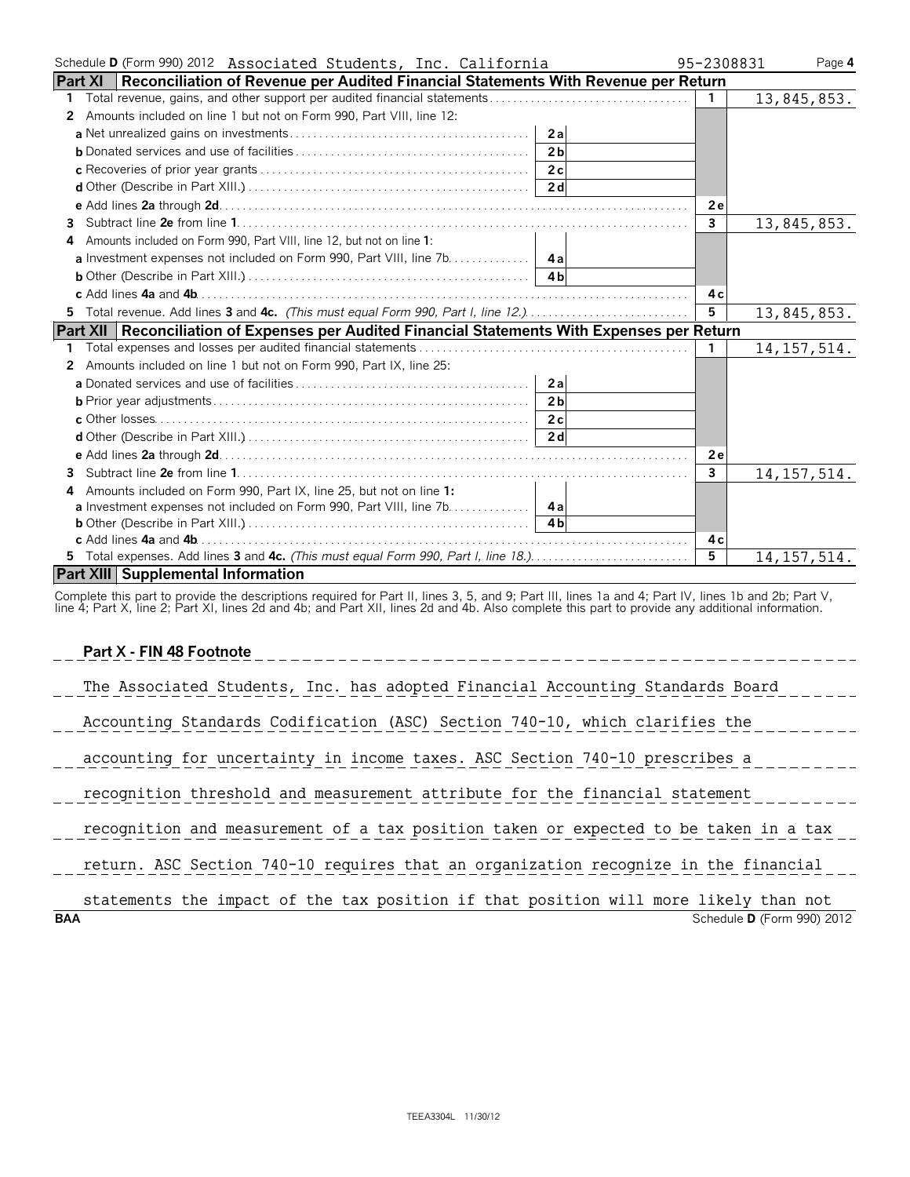Schedule D (Form 990) 2012 Associated Students, Inc. California 95-2308831 Page 4

## Part XI Reconciliation of Revenue per Audited Financial Statements With Revenue per Return

| | | | | |
|---|---|---|---|---|
| **1** Total revenue, gains, and other support per audited financial statements | | | 1 | 13,845,853. |
| **2** Amounts included on line 1 but not on Form 990, Part VIII, line 12: | | | | |
| **a** Net unrealized gains on investments | 2a | | | |
| **b** Donated services and use of facilities | 2b | | | |
| **c** Recoveries of prior year grants | 2c | | | |
| **d** Other (Describe in Part XIII.) | 2d | | | |
| **e** Add lines **2a** through **2d** | | | 2e | |
| **3** Subtract line **2e** from line **1** | | | 3 | 13,845,853. |
| **4** Amounts included on Form 990, Part VIII, line 12, but not on line **1**: | | | | |
| **a** Investment expenses not included on Form 990, Part VIII, line 7b | 4a | | | |
| **b** Other (Describe in Part XIII.) | 4b | | | |
| **c** Add lines **4a** and **4b** | | | 4c | |
| **5** Total revenue. Add lines **3** and **4c.** *(This must equal Form 990, Part I, line 12.)* | | | 5 | 13,845,853. |

## Part XII Reconciliation of Expenses per Audited Financial Statements With Expenses per Return

| | | | | |
|---|---|---|---|---|
| **1** Total expenses and losses per audited financial statements | | | 1 | 14,157,514. |
| **2** Amounts included on line 1 but not on Form 990, Part IX, line 25: | | | | |
| **a** Donated services and use of facilities | 2a | | | |
| **b** Prior year adjustments | 2b | | | |
| **c** Other losses | 2c | | | |
| **d** Other (Describe in Part XIII.) | 2d | | | |
| **e** Add lines **2a** through **2d** | | | 2e | |
| **3** Subtract line **2e** from line **1** | | | 3 | 14,157,514. |
| **4** Amounts included on Form 990, Part IX, line 25, but not on line **1:** | | | | |
| **a** Investment expenses not included on Form 990, Part VIII, line 7b | 4a | | | |
| **b** Other (Describe in Part XIII.) | 4b | | | |
| **c** Add lines **4a** and **4b** | | | 4c | |
| **5** Total expenses. Add lines **3** and **4c.** *(This must equal Form 990, Part I, line 18.)* | | | 5 | 14,157,514. |

## Part XIII Supplemental Information

Complete this part to provide the descriptions required for Part II, lines 3, 5, and 9; Part III, lines 1a and 4; Part IV, lines 1b and 2b; Part V, line 4; Part X, line 2; Part XI, lines 2d and 4b; and Part XII, lines 2d and 4b. Also complete this part to provide any additional information.

**Part X - FIN 48 Footnote**

The Associated Students, Inc. has adopted Financial Accounting Standards Board Accounting Standards Codification (ASC) Section 740-10, which clarifies the accounting for uncertainty in income taxes. ASC Section 740-10 prescribes a recognition threshold and measurement attribute for the financial statement recognition and measurement of a tax position taken or expected to be taken in a tax return. ASC Section 740-10 requires that an organization recognize in the financial statements the impact of the tax position if that position will more likely than not

BAA Schedule D (Form 990) 2012

TEEA3304L 11/30/12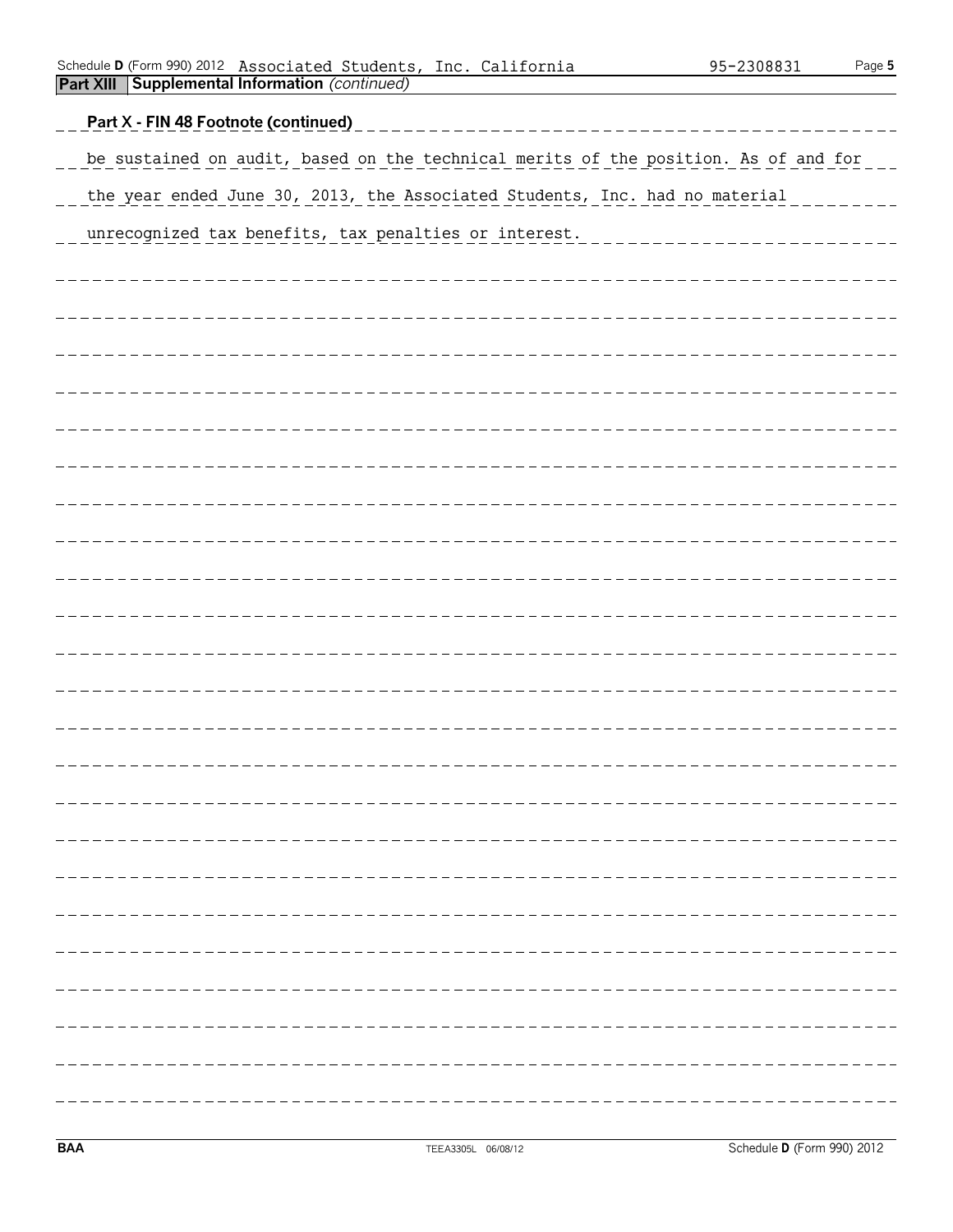## Part XIII Supplemental Information *(continued)*

**Part X - FIN 48 Footnote (continued)**

be sustained on audit, based on the technical merits of the position. As of and for the year ended June 30, 2013, the Associated Students, Inc. had no material unrecognized tax benefits, tax penalties or interest.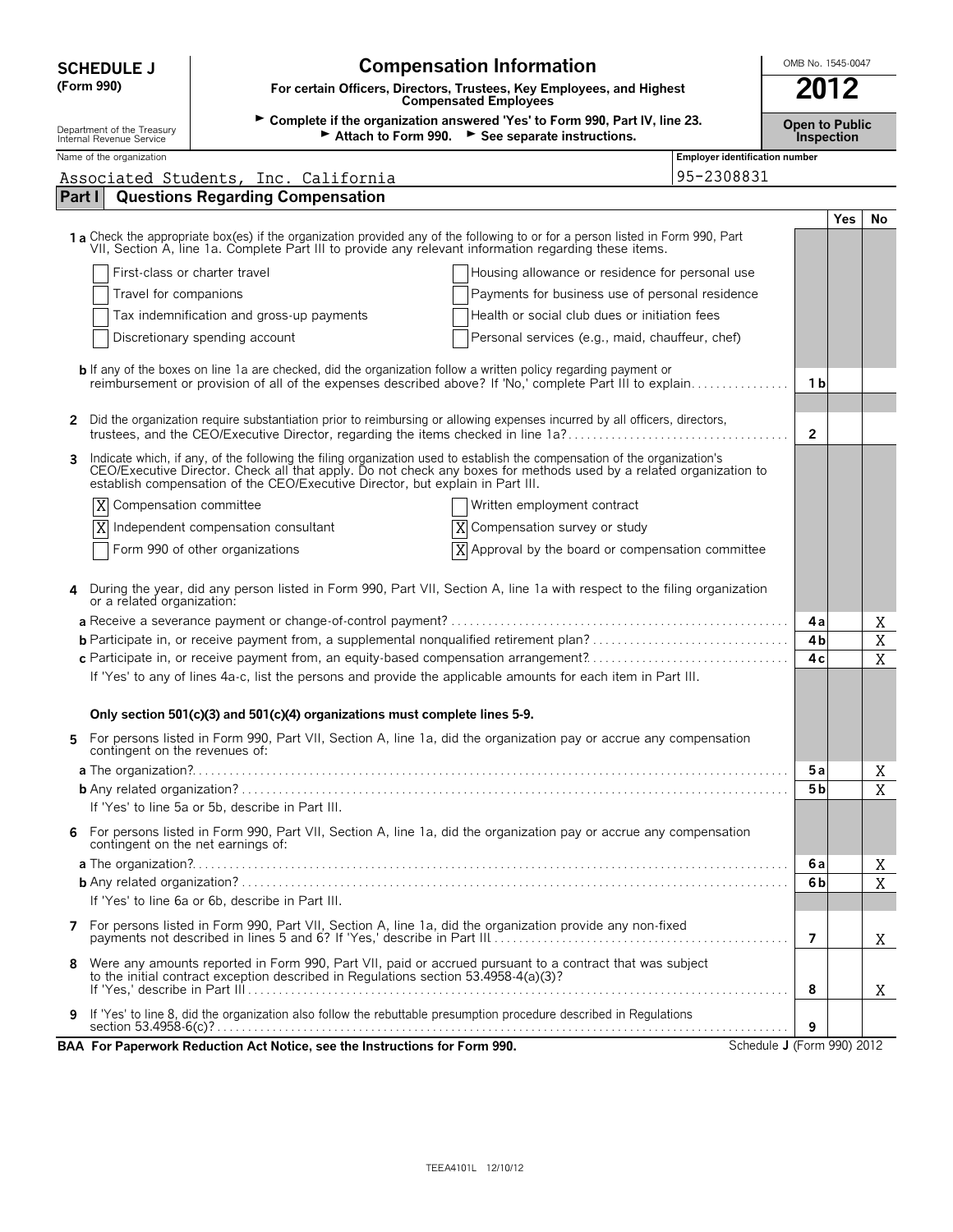# SCHEDULE J (Form 990)

## Compensation Information

**For certain Officers, Directors, Trustees, Key Employees, and Highest Compensated Employees**

► Complete if the organization answered 'Yes' to Form 990, Part IV, line 23.
► Attach to Form 990. ► See separate instructions.

Department of the Treasury
Internal Revenue Service

OMB No. 1545-0047

**2012**

**Open to Public Inspection**

Name of the organization: Associated Students, Inc. California

Employer identification number: 95-2308831

## Part I Questions Regarding Compensation

| | | Yes | No |
|---|---|---|---|
| **1a** Check the appropriate box(es) if the organization provided any of the following to or for a person listed in Form 990, Part VII, Section A, line 1a. Complete Part III to provide any relevant information regarding these items. | | | |
| ☐ First-class or charter travel ☐ Housing allowance or residence for personal use | | | |
| ☐ Travel for companions ☐ Payments for business use of personal residence | | | |
| ☐ Tax indemnification and gross-up payments ☐ Health or social club dues or initiation fees | | | |
| ☐ Discretionary spending account ☐ Personal services (e.g., maid, chauffeur, chef) | | | |
| **b** If any of the boxes on line 1a are checked, did the organization follow a written policy regarding payment or reimbursement or provision of all of the expenses described above? If 'No,' complete Part III to explain | 1b | | |
| **2** Did the organization require substantiation prior to reimbursing or allowing expenses incurred by all officers, directors, trustees, and the CEO/Executive Director, regarding the items checked in line 1a? | 2 | | |
| **3** Indicate which, if any, of the following the filing organization used to establish the compensation of the organization's CEO/Executive Director. Check all that apply. Do not check any boxes for methods used by a related organization to establish compensation of the CEO/Executive Director, but explain in Part III. | | | |
| ☒ Compensation committee ☐ Written employment contract | | | |
| ☒ Independent compensation consultant ☒ Compensation survey or study | | | |
| ☐ Form 990 of other organizations ☒ Approval by the board or compensation committee | | | |
| **4** During the year, did any person listed in Form 990, Part VII, Section A, line 1a with respect to the filing organization or a related organization: | | | |
| **a** Receive a severance payment or change-of-control payment? | 4a | | X |
| **b** Participate in, or receive payment from, a supplemental nonqualified retirement plan? | 4b | | X |
| **c** Participate in, or receive payment from, an equity-based compensation arrangement? | 4c | | X |
| If 'Yes' to any of lines 4a-c, list the persons and provide the applicable amounts for each item in Part III. | | | |
| **Only section 501(c)(3) and 501(c)(4) organizations must complete lines 5-9.** | | | |
| **5** For persons listed in Form 990, Part VII, Section A, line 1a, did the organization pay or accrue any compensation contingent on the revenues of: | | | |
| **a** The organization? | 5a | | X |
| **b** Any related organization? | 5b | | X |
| If 'Yes' to line 5a or 5b, describe in Part III. | | | |
| **6** For persons listed in Form 990, Part VII, Section A, line 1a, did the organization pay or accrue any compensation contingent on the net earnings of: | | | |
| **a** The organization? | 6a | | X |
| **b** Any related organization? | 6b | | X |
| If 'Yes' to line 6a or 6b, describe in Part III. | | | |
| **7** For persons listed in Form 990, Part VII, Section A, line 1a, did the organization provide any non-fixed payments not described in lines 5 and 6? If 'Yes,' describe in Part III | 7 | | X |
| **8** Were any amounts reported in Form 990, Part VII, paid or accrued pursuant to a contract that was subject to the initial contract exception described in Regulations section 53.4958-4(a)(3)? If 'Yes,' describe in Part III | 8 | | X |
| **9** If 'Yes' to line 8, did the organization also follow the rebuttable presumption procedure described in Regulations section 53.4958-6(c)? | 9 | | |

**BAA For Paperwork Reduction Act Notice, see the Instructions for Form 990.** Schedule J (Form 990) 2012

TEEA4101L 12/10/12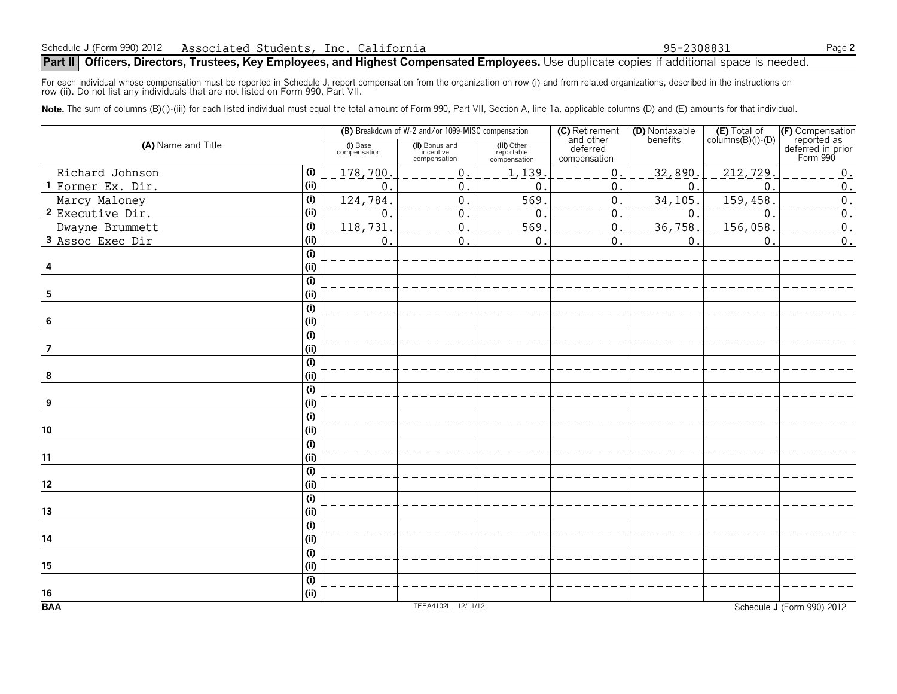Schedule J (Form 990) 2012 Associated Students, Inc. California 95-2308831

## Part II Officers, Directors, Trustees, Key Employees, and Highest Compensated Employees. Use duplicate copies if additional space is needed.

For each individual whose compensation must be reported in Schedule J, report compensation from the organization on row (i) and from related organizations, described in the instructions on row (ii). Do not list any individuals that are not listed on Form 990, Part VII.

**Note.** The sum of columns (B)(i)-(iii) for each listed individual must equal the total amount of Form 990, Part VII, Section A, line 1a, applicable columns (D) and (E) amounts for that individual.

| (A) Name and Title | | (B) Breakdown of W-2 and/or 1099-MISC compensation | | | (C) Retirement and other deferred compensation | (D) Nontaxable benefits | (E) Total of columns(B)(i)-(D) | (F) Compensation reported as deferred in prior Form 990 |
|---|---|---|---|---|---|---|---|---|
| | | (i) Base compensation | (ii) Bonus and incentive compensation | (iii) Other reportable compensation | | | | |
| 1 Richard Johnson | (i) | 178,700. | 0. | 1,139. | 0. | 32,890. | 212,729. | 0. |
| Former Ex. Dir. | (ii) | 0. | 0. | 0. | 0. | 0. | 0. | 0. |
| 2 Marcy Maloney | (i) | 124,784. | 0. | 569. | 0. | 34,105. | 159,458. | 0. |
| Executive Dir. | (ii) | 0. | 0. | 0. | 0. | 0. | 0. | 0. |
| 3 Dwayne Brummett | (i) | 118,731. | 0. | 569. | 0. | 36,758. | 156,058. | 0. |
| Assoc Exec Dir | (ii) | 0. | 0. | 0. | 0. | 0. | 0. | 0. |
| 4 | (i) | | | | | | | |
| | (ii) | | | | | | | |
| 5 | (i) | | | | | | | |
| | (ii) | | | | | | | |
| 6 | (i) | | | | | | | |
| | (ii) | | | | | | | |
| 7 | (i) | | | | | | | |
| | (ii) | | | | | | | |
| 8 | (i) | | | | | | | |
| | (ii) | | | | | | | |
| 9 | (i) | | | | | | | |
| | (ii) | | | | | | | |
| 10 | (i) | | | | | | | |
| | (ii) | | | | | | | |
| 11 | (i) | | | | | | | |
| | (ii) | | | | | | | |
| 12 | (i) | | | | | | | |
| | (ii) | | | | | | | |
| 13 | (i) | | | | | | | |
| | (ii) | | | | | | | |
| 14 | (i) | | | | | | | |
| | (ii) | | | | | | | |
| 15 | (i) | | | | | | | |
| | (ii) | | | | | | | |
| 16 | (i) | | | | | | | |
| | (ii) | | | | | | | |

BAA TEEA4102L 12/11/12 Schedule J (Form 990) 2012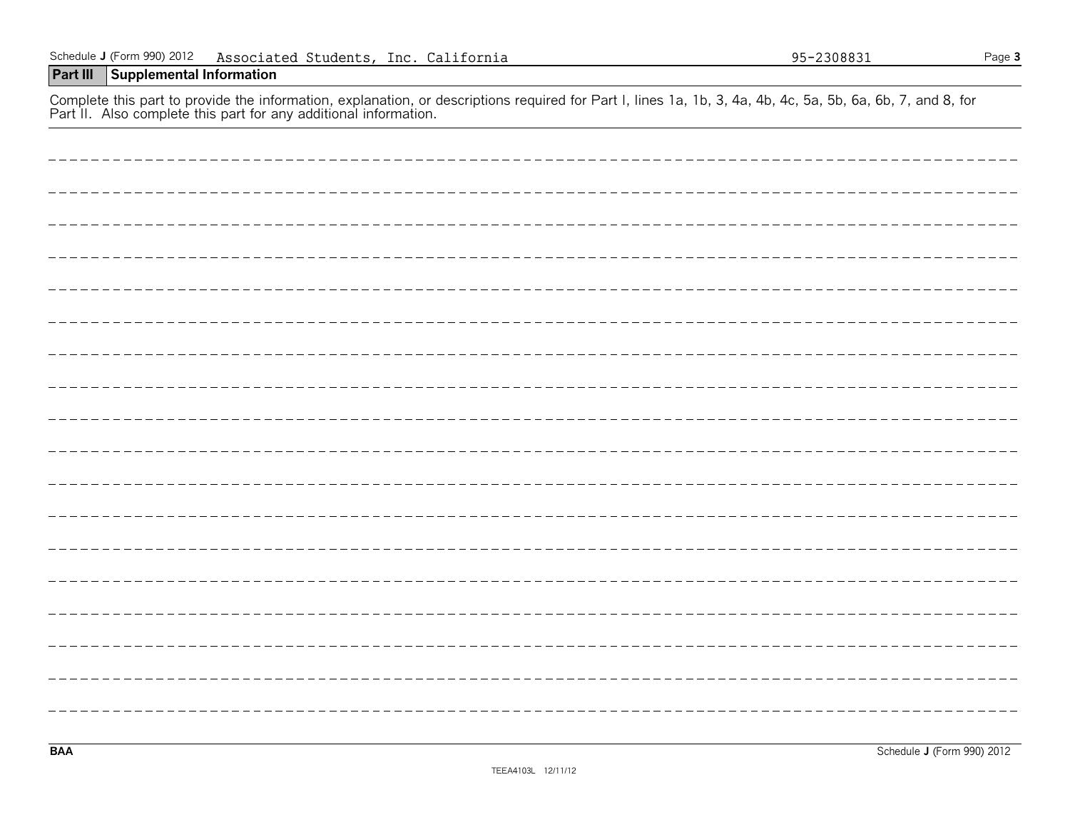Schedule J (Form 990) 2012 Associated Students, Inc. California 95-2308831

## Part III Supplemental Information

Complete this part to provide the information, explanation, or descriptions required for Part I, lines 1a, 1b, 3, 4a, 4b, 4c, 5a, 5b, 6a, 6b, 7, and 8, for Part II. Also complete this part for any additional information.

BAA Schedule J (Form 990) 2012

TEEA4103L 12/11/12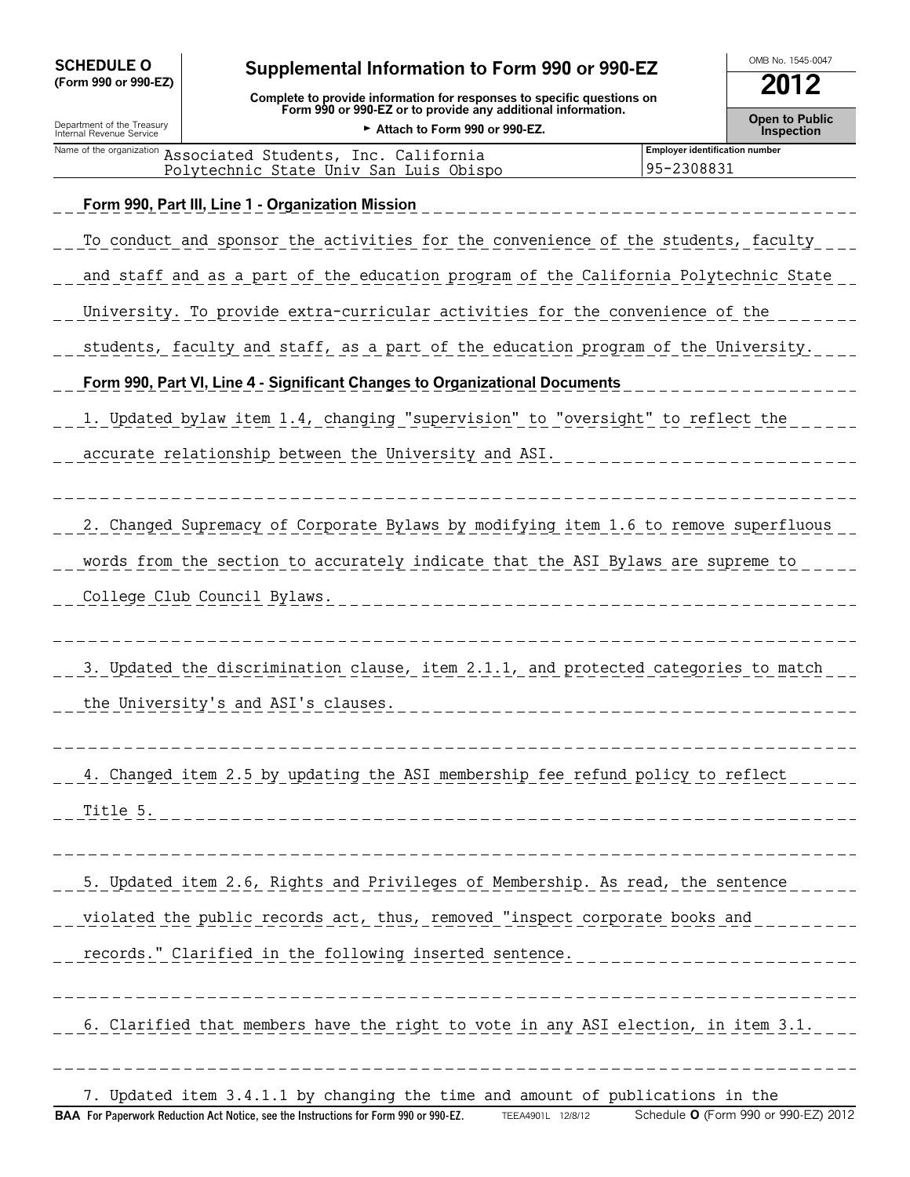**SCHEDULE O (Form 990 or 990-EZ)**

Department of the Treasury
Internal Revenue Service

# Supplemental Information to Form 990 or 990-EZ

**Complete to provide information for responses to specific questions on Form 990 or 990-EZ or to provide any additional information.**

► **Attach to Form 990 or 990-EZ.**

OMB No. 1545-0047

**2012**

**Open to Public Inspection**

| Name of the organization | Employer identification number |
|---|---|
| Associated Students, Inc. California Polytechnic State Univ San Luis Obispo | 95-2308831 |

**Form 990, Part III, Line 1 - Organization Mission**

To conduct and sponsor the activities for the convenience of the students, faculty and staff and as a part of the education program of the California Polytechnic State University. To provide extra-curricular activities for the convenience of the students, faculty and staff, as a part of the education program of the University.

**Form 990, Part VI, Line 4 - Significant Changes to Organizational Documents**

1. Updated bylaw item 1.4, changing "supervision" to "oversight" to reflect the accurate relationship between the University and ASI.

2. Changed Supremacy of Corporate Bylaws by modifying item 1.6 to remove superfluous words from the section to accurately indicate that the ASI Bylaws are supreme to College Club Council Bylaws.

3. Updated the discrimination clause, item 2.1.1, and protected categories to match the University's and ASI's clauses.

4. Changed item 2.5 by updating the ASI membership fee refund policy to reflect Title 5.

5. Updated item 2.6, Rights and Privileges of Membership. As read, the sentence violated the public records act, thus, removed "inspect corporate books and records." Clarified in the following inserted sentence.

6. Clarified that members have the right to vote in any ASI election, in item 3.1.

7. Updated item 3.4.1.1 by changing the time and amount of publications in the

**BAA For Paperwork Reduction Act Notice, see the Instructions for Form 990 or 990-EZ.** TEEA4901L 12/8/12 Schedule **O** (Form 990 or 990-EZ) 2012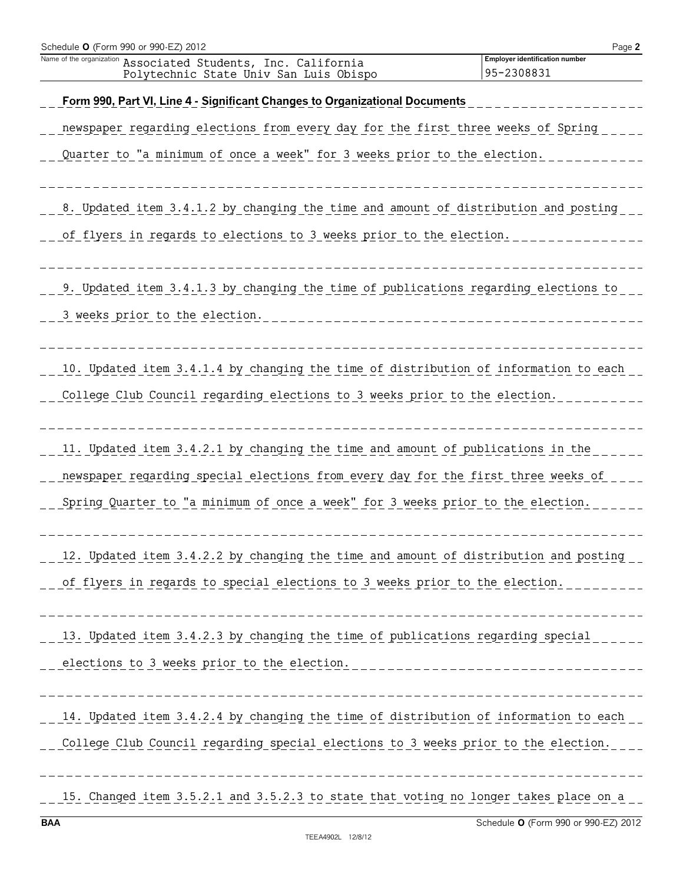Name of the organization Associated Students, Inc. California Polytechnic State Univ San Luis Obispo

Employer identification number 95-2308831

**Form 990, Part VI, Line 4 - Significant Changes to Organizational Documents**

newspaper regarding elections from every day for the first three weeks of Spring Quarter to "a minimum of once a week" for 3 weeks prior to the election.

8. Updated item 3.4.1.2 by changing the time and amount of distribution and posting of flyers in regards to elections to 3 weeks prior to the election.

9. Updated item 3.4.1.3 by changing the time of publications regarding elections to 3 weeks prior to the election.

10. Updated item 3.4.1.4 by changing the time of distribution of information to each College Club Council regarding elections to 3 weeks prior to the election.

11. Updated item 3.4.2.1 by changing the time and amount of publications in the newspaper regarding special elections from every day for the first three weeks of Spring Quarter to "a minimum of once a week" for 3 weeks prior to the election.

12. Updated item 3.4.2.2 by changing the time and amount of distribution and posting of flyers in regards to special elections to 3 weeks prior to the election.

13. Updated item 3.4.2.3 by changing the time of publications regarding special elections to 3 weeks prior to the election.

14. Updated item 3.4.2.4 by changing the time of distribution of information to each College Club Council regarding special elections to 3 weeks prior to the election.

15. Changed item 3.5.2.1 and 3.5.2.3 to state that voting no longer takes place on a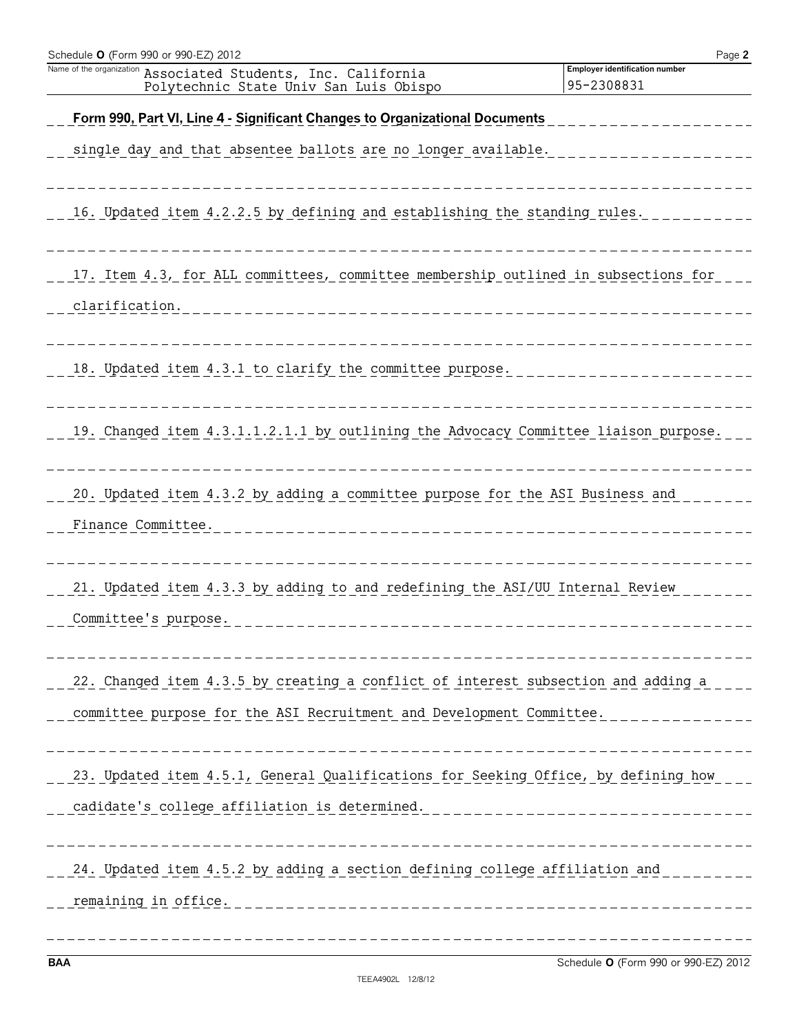Name of the organization: Associated Students, Inc. California Polytechnic State Univ San Luis Obispo

Employer identification number: 95-2308831

**Form 990, Part VI, Line 4 - Significant Changes to Organizational Documents**

single day and that absentee ballots are no longer available.

16. Updated item 4.2.2.5 by defining and establishing the standing rules.

17. Item 4.3, for ALL committees, committee membership outlined in subsections for clarification.

18. Updated item 4.3.1 to clarify the committee purpose.

19. Changed item 4.3.1.1.2.1.1 by outlining the Advocacy Committee liaison purpose.

20. Updated item 4.3.2 by adding a committee purpose for the ASI Business and Finance Committee.

21. Updated item 4.3.3 by adding to and redefining the ASI/UU Internal Review Committee's purpose.

22. Changed item 4.3.5 by creating a conflict of interest subsection and adding a committee purpose for the ASI Recruitment and Development Committee.

23. Updated item 4.5.1, General Qualifications for Seeking Office, by defining how cadidate's college affiliation is determined.

24. Updated item 4.5.2 by adding a section defining college affiliation and remaining in office.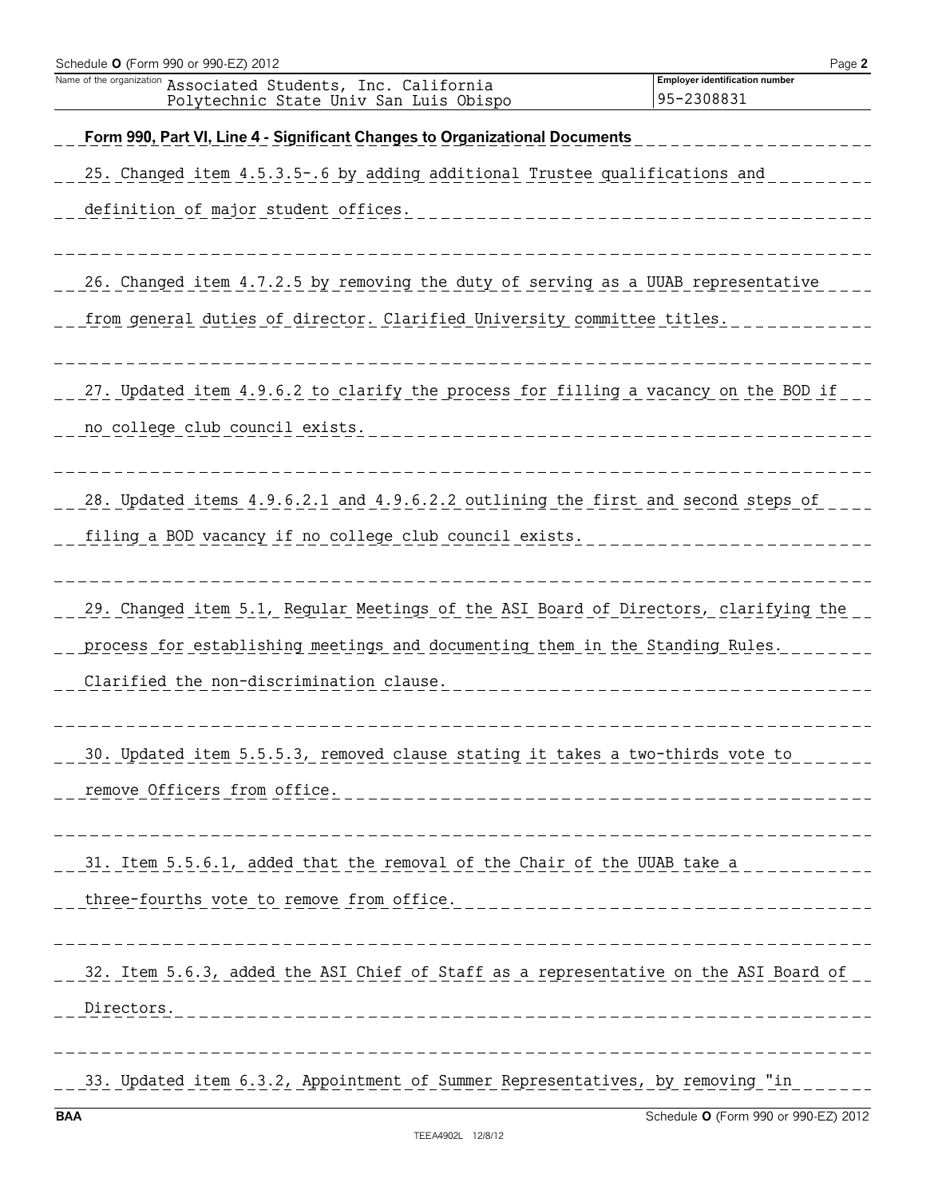Name of the organization Associated Students, Inc. California Polytechnic State Univ San Luis Obispo

Employer identification number 95-2308831

**Form 990, Part VI, Line 4 - Significant Changes to Organizational Documents**

25. Changed item 4.5.3.5-.6 by adding additional Trustee qualifications and definition of major student offices.

26. Changed item 4.7.2.5 by removing the duty of serving as a UUAB representative from general duties of director. Clarified University committee titles.

27. Updated item 4.9.6.2 to clarify the process for filling a vacancy on the BOD if no college club council exists.

28. Updated items 4.9.6.2.1 and 4.9.6.2.2 outlining the first and second steps of filing a BOD vacancy if no college club council exists.

29. Changed item 5.1, Regular Meetings of the ASI Board of Directors, clarifying the process for establishing meetings and documenting them in the Standing Rules. Clarified the non-discrimination clause.

30. Updated item 5.5.5.3, removed clause stating it takes a two-thirds vote to remove Officers from office.

31. Item 5.5.6.1, added that the removal of the Chair of the UUAB take a three-fourths vote to remove from office.

32. Item 5.6.3, added the ASI Chief of Staff as a representative on the ASI Board of Directors.

33. Updated item 6.3.2, Appointment of Summer Representatives, by removing "in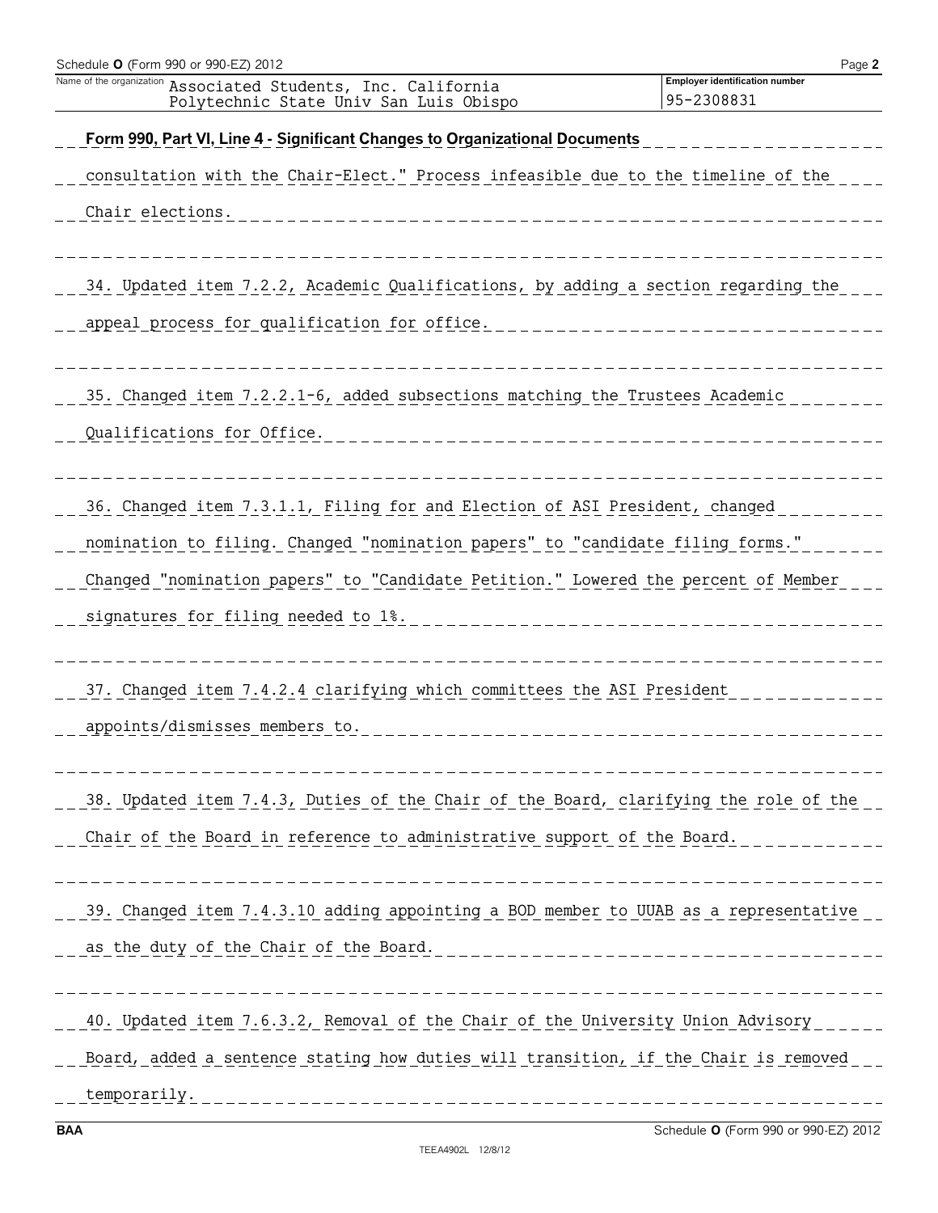Schedule O (Form 990 or 990-EZ) 2012

Name of the organization: Associated Students, Inc. California Polytechnic State Univ San Luis Obispo

Employer identification number: 95-2308831

**Form 990, Part VI, Line 4 - Significant Changes to Organizational Documents**

consultation with the Chair-Elect." Process infeasible due to the timeline of the Chair elections.

34. Updated item 7.2.2, Academic Qualifications, by adding a section regarding the appeal process for qualification for office.

35. Changed item 7.2.2.1-6, added subsections matching the Trustees Academic Qualifications for Office.

36. Changed item 7.3.1.1, Filing for and Election of ASI President, changed nomination to filing. Changed "nomination papers" to "candidate filing forms." Changed "nomination papers" to "Candidate Petition." Lowered the percent of Member signatures for filing needed to 1%.

37. Changed item 7.4.2.4 clarifying which committees the ASI President appoints/dismisses members to.

38. Updated item 7.4.3, Duties of the Chair of the Board, clarifying the role of the Chair of the Board in reference to administrative support of the Board.

39. Changed item 7.4.3.10 adding appointing a BOD member to UUAB as a representative as the duty of the Chair of the Board.

40. Updated item 7.6.3.2, Removal of the Chair of the University Union Advisory Board, added a sentence stating how duties will transition, if the Chair is removed temporarily.

BAA Schedule O (Form 990 or 990-EZ) 2012

TEEA4902L 12/8/12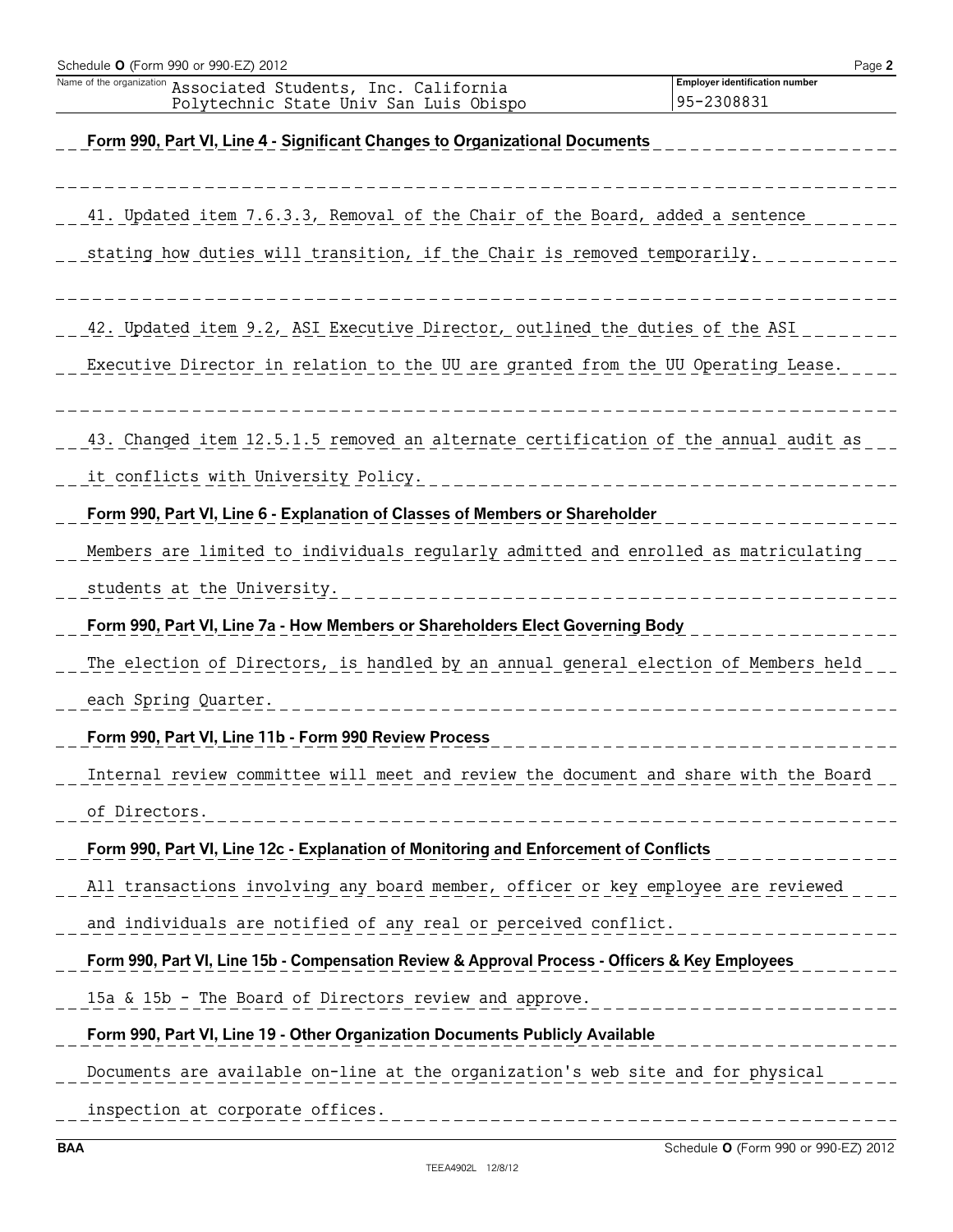Name of the organization: Associated Students, Inc. California Polytechnic State Univ San Luis Obispo

Employer identification number: 95-2308831

**Form 990, Part VI, Line 4 - Significant Changes to Organizational Documents**

41. Updated item 7.6.3.3, Removal of the Chair of the Board, added a sentence stating how duties will transition, if the Chair is removed temporarily.

42. Updated item 9.2, ASI Executive Director, outlined the duties of the ASI Executive Director in relation to the UU are granted from the UU Operating Lease.

43. Changed item 12.5.1.5 removed an alternate certification of the annual audit as it conflicts with University Policy.

**Form 990, Part VI, Line 6 - Explanation of Classes of Members or Shareholder**

Members are limited to individuals regularly admitted and enrolled as matriculating students at the University.

**Form 990, Part VI, Line 7a - How Members or Shareholders Elect Governing Body**

The election of Directors, is handled by an annual general election of Members held each Spring Quarter.

**Form 990, Part VI, Line 11b - Form 990 Review Process**

Internal review committee will meet and review the document and share with the Board of Directors.

**Form 990, Part VI, Line 12c - Explanation of Monitoring and Enforcement of Conflicts**

All transactions involving any board member, officer or key employee are reviewed and individuals are notified of any real or perceived conflict.

**Form 990, Part VI, Line 15b - Compensation Review & Approval Process - Officers & Key Employees**

15a & 15b - The Board of Directors review and approve.

**Form 990, Part VI, Line 19 - Other Organization Documents Publicly Available**

Documents are available on-line at the organization's web site and for physical inspection at corporate offices.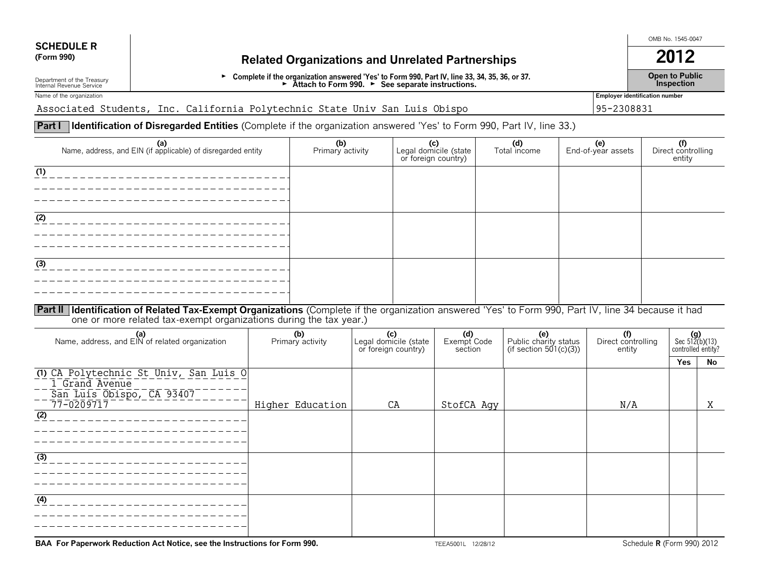**SCHEDULE R (Form 990)**

Department of the Treasury
Internal Revenue Service

# Related Organizations and Unrelated Partnerships

► Complete if the organization answered 'Yes' to Form 990, Part IV, line 33, 34, 35, 36, or 37.
► Attach to Form 990. ► See separate instructions.

OMB No. 1545-0047

**2012**

**Open to Public Inspection**

Name of the organization: Associated Students, Inc. California Polytechnic State Univ San Luis Obispo

Employer identification number: 95-2308831

## Part I Identification of Disregarded Entities (Complete if the organization answered 'Yes' to Form 990, Part IV, line 33.)

| (a) Name, address, and EIN (if applicable) of disregarded entity | (b) Primary activity | (c) Legal domicile (state or foreign country) | (d) Total income | (e) End-of-year assets | (f) Direct controlling entity |
|---|---|---|---|---|---|
| (1) | | | | | |
| (2) | | | | | |
| (3) | | | | | |

## Part II Identification of Related Tax-Exempt Organizations (Complete if the organization answered 'Yes' to Form 990, Part IV, line 34 because it had one or more related tax-exempt organizations during the tax year.)

| (a) Name, address, and EIN of related organization | (b) Primary activity | (c) Legal domicile (state or foreign country) | (d) Exempt Code section | (e) Public charity status (if section 501(c)(3)) | (f) Direct controlling entity | (g) Sec 512(b)(13) controlled entity? Yes | No |
|---|---|---|---|---|---|---|---|
| (1) CA Polytechnic St Univ, San Luis O<br>1 Grand Avenue<br>San Luis Obispo, CA 93407<br>77-0209717 | Higher Education | CA | StofCA Agy | | N/A | | X |
| (2) | | | | | | | |
| (3) | | | | | | | |
| (4) | | | | | | | |

**BAA For Paperwork Reduction Act Notice, see the Instructions for Form 990.** TEEA5001L 12/28/12 Schedule R (Form 990) 2012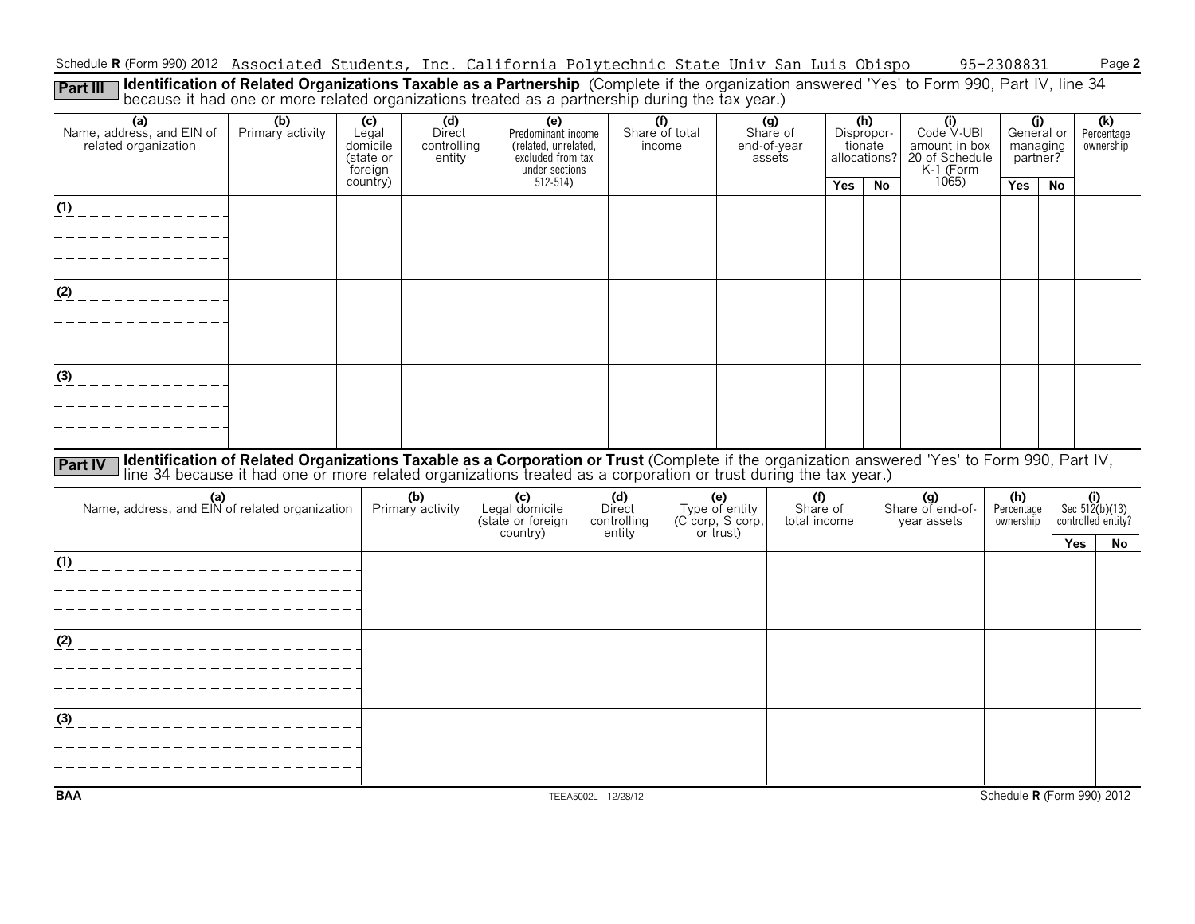Schedule R (Form 990) 2012 Associated Students, Inc. California Polytechnic State Univ San Luis Obispo 95-2308831 Page 2

**Part III** **Identification of Related Organizations Taxable as a Partnership** (Complete if the organization answered 'Yes' to Form 990, Part IV, line 34 because it had one or more related organizations treated as a partnership during the tax year.)

| (a) Name, address, and EIN of related organization | (b) Primary activity | (c) Legal domicile (state or foreign country) | (d) Direct controlling entity | (e) Predominant income (related, unrelated, excluded from tax under sections 512-514) | (f) Share of total income | (g) Share of end-of-year assets | (h) Disproportionate allocations? | | (i) Code V-UBI amount in box 20 of Schedule K-1 (Form 1065) | (j) General or managing partner? | | (k) Percentage ownership |
|---|---|---|---|---|---|---|---|---|---|---|---|---|
| | | | | | | | Yes | No | | Yes | No | |
| (1) | | | | | | | | | | | | |
| (2) | | | | | | | | | | | | |
| (3) | | | | | | | | | | | | |

**Part IV** **Identification of Related Organizations Taxable as a Corporation or Trust** (Complete if the organization answered 'Yes' to Form 990, Part IV, line 34 because it had one or more related organizations treated as a corporation or trust during the tax year.)

| (a) Name, address, and EIN of related organization | (b) Primary activity | (c) Legal domicile (state or foreign country) | (d) Direct controlling entity | (e) Type of entity (C corp, S corp, or trust) | (f) Share of total income | (g) Share of end-of-year assets | (h) Percentage ownership | (i) Sec 512(b)(13) controlled entity? | |
|---|---|---|---|---|---|---|---|---|---|
| | | | | | | | | Yes | No |
| (1) | | | | | | | | | |
| (2) | | | | | | | | | |
| (3) | | | | | | | | | |

BAA TEEA5002L 12/28/12 Schedule R (Form 990) 2012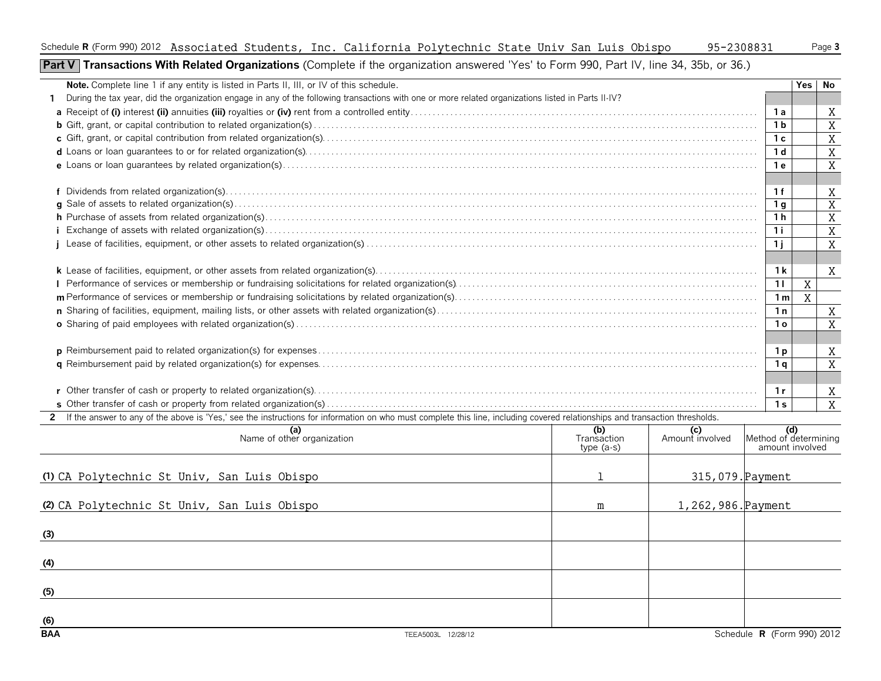Schedule R (Form 990) 2012 Associated Students, Inc. California Polytechnic State Univ San Luis Obispo 95-2308831

## Part V Transactions With Related Organizations (Complete if the organization answered 'Yes' to Form 990, Part IV, line 34, 35b, or 36.)

| **Note.** Complete line 1 if any entity is listed in Parts II, III, or IV of this schedule. | | Yes | No |
|---|---|---|---|
| **1** During the tax year, did the organization engage in any of the following transactions with one or more related organizations listed in Parts II-IV? | | | |
| **a** Receipt of **(i)** interest **(ii)** annuities **(iii)** royalties or **(iv)** rent from a controlled entity | 1a | | X |
| **b** Gift, grant, or capital contribution to related organization(s) | 1b | | X |
| **c** Gift, grant, or capital contribution from related organization(s) | 1c | | X |
| **d** Loans or loan guarantees to or for related organization(s) | 1d | | X |
| **e** Loans or loan guarantees by related organization(s) | 1e | | X |
| **f** Dividends from related organization(s) | 1f | | X |
| **g** Sale of assets to related organization(s) | 1g | | X |
| **h** Purchase of assets from related organization(s) | 1h | | X |
| **i** Exchange of assets with related organization(s) | 1i | | X |
| **j** Lease of facilities, equipment, or other assets to related organization(s) | 1j | | X |
| **k** Lease of facilities, equipment, or other assets from related organization(s) | 1k | | X |
| **l** Performance of services or membership or fundraising solicitations for related organization(s) | 1l | X | |
| **m** Performance of services or membership or fundraising solicitations by related organization(s) | 1m | X | |
| **n** Sharing of facilities, equipment, mailing lists, or other assets with related organization(s) | 1n | | X |
| **o** Sharing of paid employees with related organization(s) | 1o | | X |
| **p** Reimbursement paid to related organization(s) for expenses | 1p | | X |
| **q** Reimbursement paid by related organization(s) for expenses | 1q | | X |
| **r** Other transfer of cash or property to related organization(s) | 1r | | X |
| **s** Other transfer of cash or property from related organization(s) | 1s | | X |

**2** If the answer to any of the above is 'Yes,' see the instructions for information on who must complete this line, including covered relationships and transaction thresholds.

| (a) Name of other organization | (b) Transaction type (a-s) | (c) Amount involved | (d) Method of determining amount involved |
|---|---|---|---|
| (1) CA Polytechnic St Univ, San Luis Obispo | l | 315,079. | Payment |
| (2) CA Polytechnic St Univ, San Luis Obispo | m | 1,262,986. | Payment |
| (3) | | | |
| (4) | | | |
| (5) | | | |
| (6) | | | |

BAA TEEA5003L 12/28/12 Schedule R (Form 990) 2012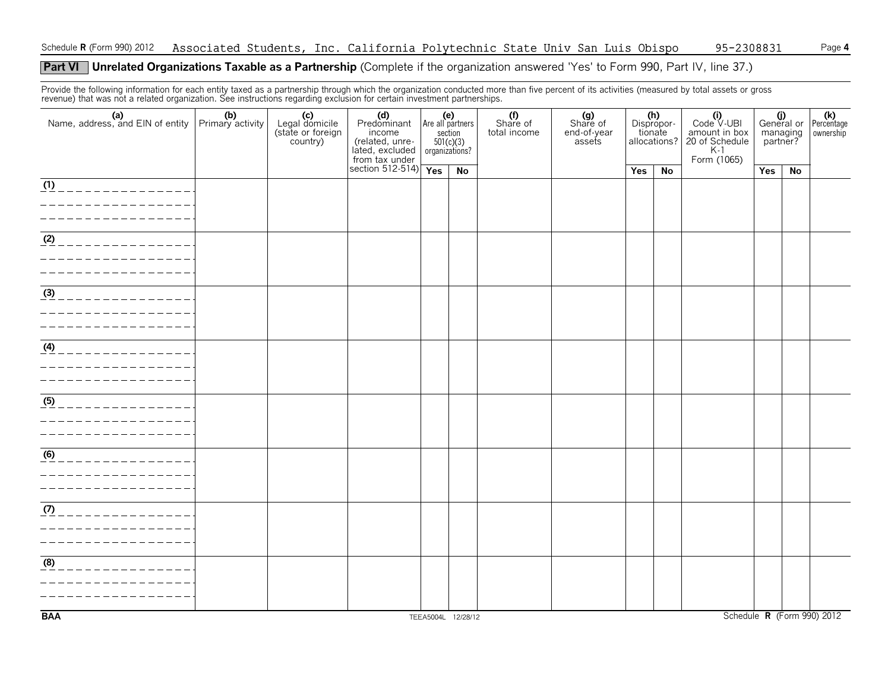Schedule **R** (Form 990) 2012 Associated Students, Inc. California Polytechnic State Univ San Luis Obispo 95-2308831 Page **4**

## Part VI Unrelated Organizations Taxable as a Partnership (Complete if the organization answered 'Yes' to Form 990, Part IV, line 37.)

Provide the following information for each entity taxed as a partnership through which the organization conducted more than five percent of its activities (measured by total assets or gross revenue) that was not a related organization. See instructions regarding exclusion for certain investment partnerships.

| (a) Name, address, and EIN of entity | (b) Primary activity | (c) Legal domicile (state or foreign country) | (d) Predominant income (related, unrelated, excluded from tax under section 512-514) | (e) Are all partners section 501(c)(3) organizations? | | (f) Share of total income | (g) Share of end-of-year assets | (h) Disproportionate allocations? | | (i) Code V-UBI amount in box 20 of Schedule K-1 Form (1065) | (j) General or managing partner? | | (k) Percentage ownership |
|---|---|---|---|---|---|---|---|---|---|---|---|---|---|
| | | | | Yes | No | | | Yes | No | | Yes | No | |
| (1) | | | | | | | | | | | | | |
| (2) | | | | | | | | | | | | | |
| (3) | | | | | | | | | | | | | |
| (4) | | | | | | | | | | | | | |
| (5) | | | | | | | | | | | | | |
| (6) | | | | | | | | | | | | | |
| (7) | | | | | | | | | | | | | |
| (8) | | | | | | | | | | | | | |

BAA TEEA5004L 12/28/12 Schedule **R** (Form 990) 2012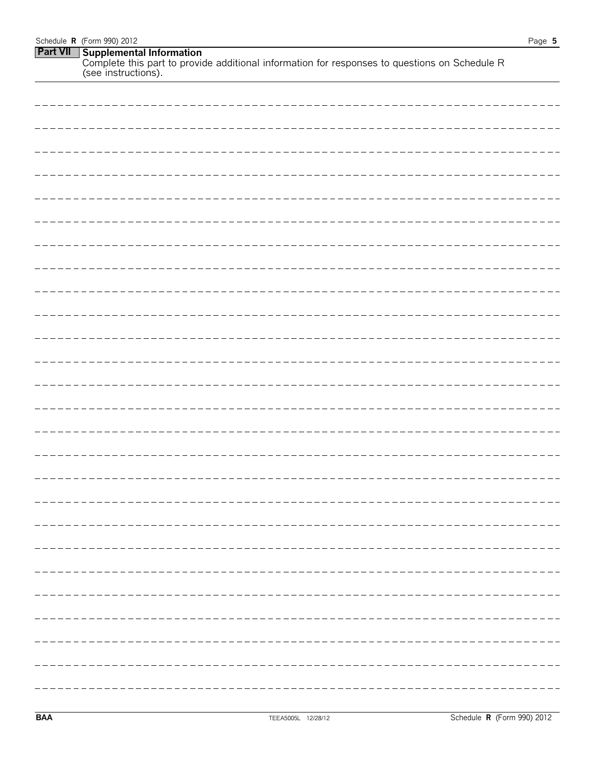## Part VII Supplemental Information

Complete this part to provide additional information for responses to questions on Schedule R (see instructions).

BAA TEEA5005L 12/28/12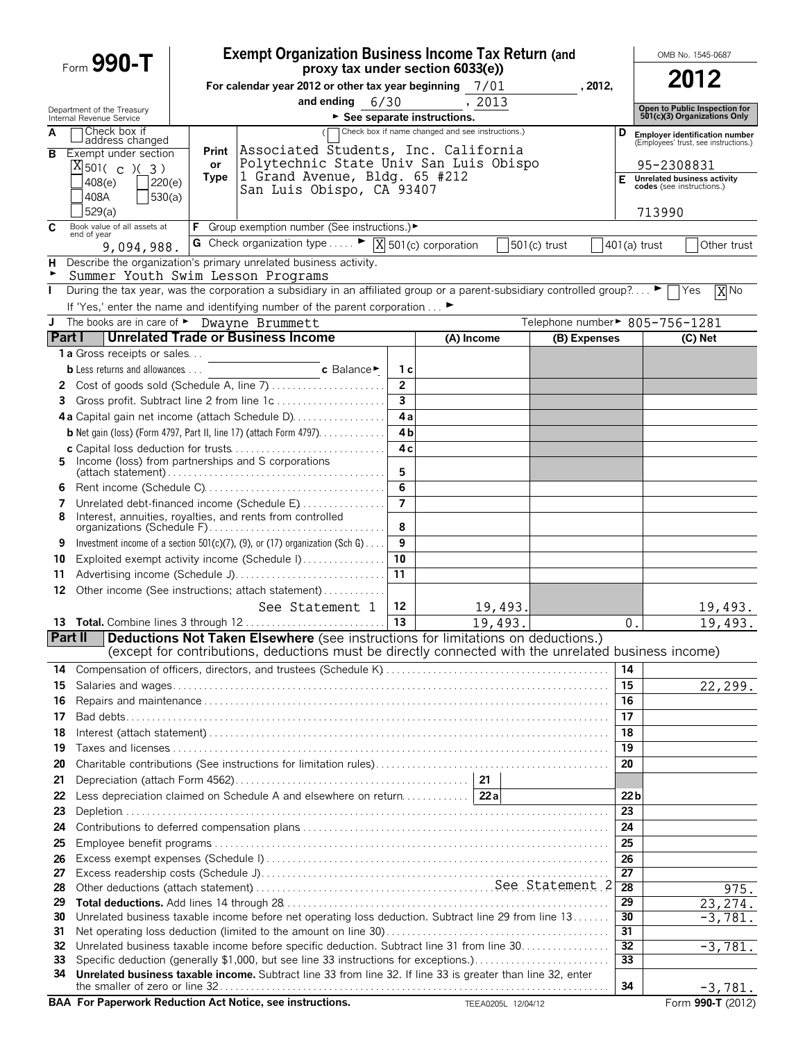# Form 990-T

**Exempt Organization Business Income Tax Return (and proxy tax under section 6033(e))**

For calendar year 2012 or other tax year beginning 7/01, 2012, and ending 6/30, 2013

► See separate instructions.

Department of the Treasury
Internal Revenue Service

OMB No. 1545-0687

**2012**

**Open to Public Inspection for 501(c)(3) Organizations Only**

A [ ] Check box if address changed

B Exempt under section
[X] 501( c )( 3 )
[ ] 408(e) [ ] 220(e)
[ ] 408A [ ] 530(a)
[ ] 529(a)

Print or Type
( [ ] Check box if name changed and see instructions.)
Associated Students, Inc. California Polytechnic State Univ San Luis Obispo
1 Grand Avenue, Bldg. 65 #212
San Luis Obispo, CA 93407

D Employer identification number (Employees' trust, see instructions.)
95-2308831

E Unrelated business activity codes (see instructions.)
713990

C Book value of all assets at end of year: 9,094,988.

F Group exemption number (See instructions.) ►

G Check organization type ► [X] 501(c) corporation [ ] 501(c) trust [ ] 401(a) trust [ ] Other trust

H Describe the organization's primary unrelated business activity.
► Summer Youth Swim Lesson Programs

I During the tax year, was the corporation a subsidiary in an affiliated group or a parent-subsidiary controlled group? ► [ ] Yes [X] No

If 'Yes,' enter the name and identifying number of the parent corporation ►

J The books are in care of ► Dwayne Brummett    Telephone number ► 805-756-1281

## Part I Unrelated Trade or Business Income

| | | Line | (A) Income | (B) Expenses | (C) Net |
|---|---|---|---|---|---|
| 1a | Gross receipts or sales | | | | |
| b | Less returns and allowances — c Balance ► | 1c | | | |
| 2 | Cost of goods sold (Schedule A, line 7) | 2 | | | |
| 3 | Gross profit. Subtract line 2 from line 1c | 3 | | | |
| 4a | Capital gain net income (attach Schedule D) | 4a | | | |
| b | Net gain (loss) (Form 4797, Part II, line 17) (attach Form 4797) | 4b | | | |
| c | Capital loss deduction for trusts | 4c | | | |
| 5 | Income (loss) from partnerships and S corporations (attach statement) | 5 | | | |
| 6 | Rent income (Schedule C) | 6 | | | |
| 7 | Unrelated debt-financed income (Schedule E) | 7 | | | |
| 8 | Interest, annuities, royalties, and rents from controlled organizations (Schedule F) | 8 | | | |
| 9 | Investment income of a section 501(c)(7), (9), or (17) organization (Sch G) | 9 | | | |
| 10 | Exploited exempt activity income (Schedule I) | 10 | | | |
| 11 | Advertising income (Schedule J) | 11 | | | |
| 12 | Other income (See instructions; attach statement) See Statement 1 | 12 | 19,493. | | 19,493. |
| 13 | **Total.** Combine lines 3 through 12 | 13 | 19,493. | 0. | 19,493. |

## Part II Deductions Not Taken Elsewhere (see instructions for limitations on deductions.) (except for contributions, deductions must be directly connected with the unrelated business income)

| | | Line | Amount |
|---|---|---|---|
| 14 | Compensation of officers, directors, and trustees (Schedule K) | 14 | |
| 15 | Salaries and wages | 15 | 22,299. |
| 16 | Repairs and maintenance | 16 | |
| 17 | Bad debts | 17 | |
| 18 | Interest (attach statement) | 18 | |
| 19 | Taxes and licenses | 19 | |
| 20 | Charitable contributions (See instructions for limitation rules) | 20 | |
| 21 | Depreciation (attach Form 4562) — 21 | | |
| 22 | Less depreciation claimed on Schedule A and elsewhere on return — 22a | 22b | |
| 23 | Depletion | 23 | |
| 24 | Contributions to deferred compensation plans | 24 | |
| 25 | Employee benefit programs | 25 | |
| 26 | Excess exempt expenses (Schedule I) | 26 | |
| 27 | Excess readership costs (Schedule J) | 27 | |
| 28 | Other deductions (attach statement) See Statement 2 | 28 | 975. |
| 29 | **Total deductions.** Add lines 14 through 28 | 29 | 23,274. |
| 30 | Unrelated business taxable income before net operating loss deduction. Subtract line 29 from line 13 | 30 | -3,781. |
| 31 | Net operating loss deduction (limited to the amount on line 30) | 31 | |
| 32 | Unrelated business taxable income before specific deduction. Subtract line 31 from line 30 | 32 | -3,781. |
| 33 | Specific deduction (generally $1,000, but see line 33 instructions for exceptions.) | 33 | |
| 34 | **Unrelated business taxable income.** Subtract line 33 from line 32. If line 33 is greater than line 32, enter the smaller of zero or line 32 | 34 | -3,781. |

**BAA For Paperwork Reduction Act Notice, see instructions.** TEEA0205L 12/04/12 Form **990-T** (2012)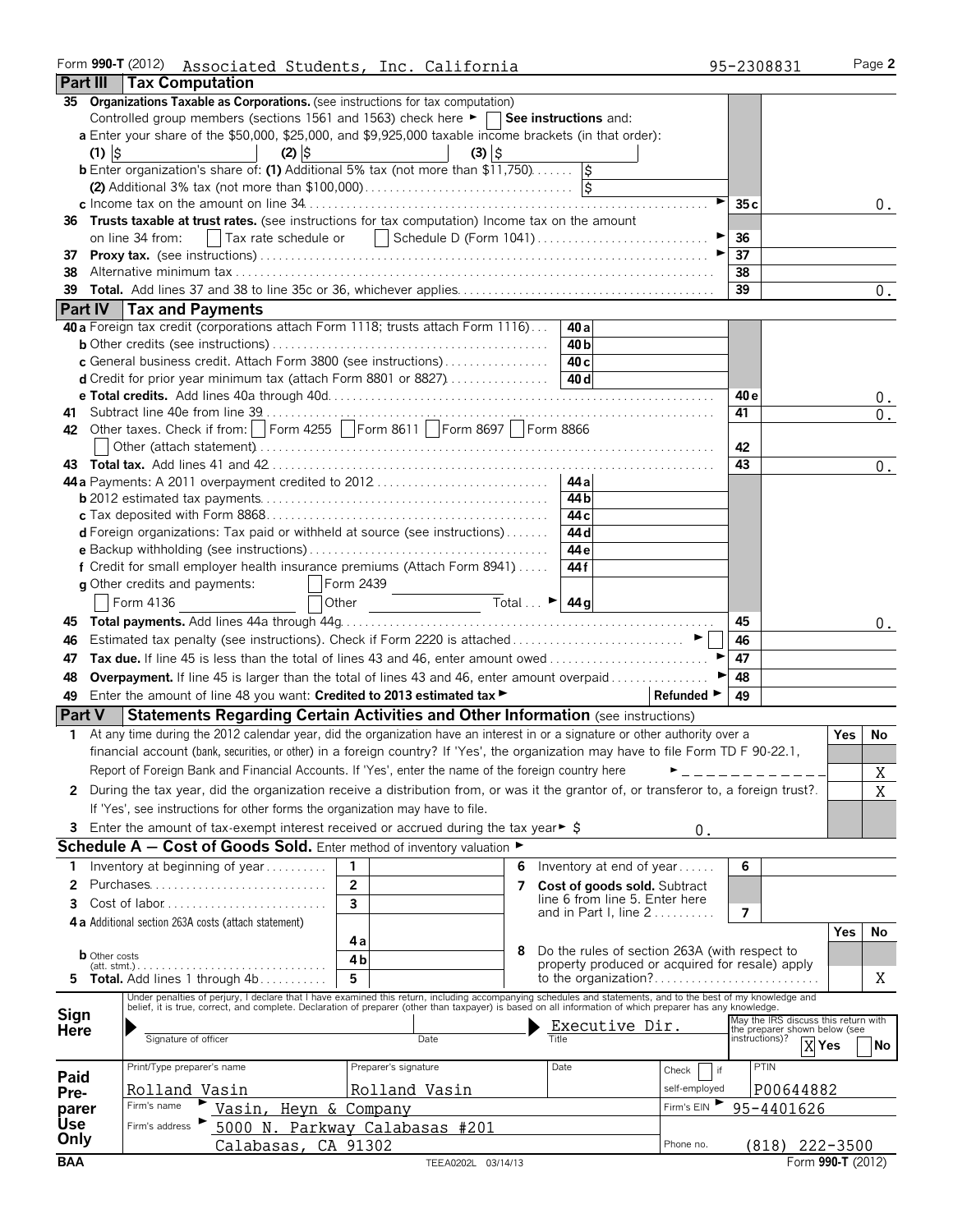Form **990-T** (2012) Associated Students, Inc. California 95-2308831 Page **2**

## Part III Tax Computation

**35 Organizations Taxable as Corporations.** (see instructions for tax computation)

Controlled group members (sections 1561 and 1563) check here ► ☐ **See instructions** and:

**a** Enter your share of the $50,000, $25,000, and $9,925,000 taxable income brackets (in that order):

(1) $ (2) $ (3) $

**b** Enter organization's share of: **(1)** Additional 5% tax (not more than $11,750) $

**(2)** Additional 3% tax (not more than $100,000) $

| | | | |
|---|---|---|---|
| **c** Income tax on the amount on line 34 | ► | 35 c | 0. |
| **36 Trusts taxable at trust rates.** (see instructions for tax computation) Income tax on the amount on line 34 from: ☐ Tax rate schedule or ☐ Schedule D (Form 1041) | ► | 36 | |
| **37 Proxy tax.** (see instructions) | ► | 37 | |
| **38** Alternative minimum tax | | 38 | |
| **39 Total.** Add lines 37 and 38 to line 35c or 36, whichever applies | | 39 | 0. |

## Part IV Tax and Payments

| | | | | |
|---|---|---|---|---|
| **40 a** Foreign tax credit (corporations attach Form 1118; trusts attach Form 1116) | 40 a | | | |
| **b** Other credits (see instructions) | 40 b | | | |
| **c** General business credit. Attach Form 3800 (see instructions) | 40 c | | | |
| **d** Credit for prior year minimum tax (attach Form 8801 or 8827) | 40 d | | | |
| **e Total credits.** Add lines 40a through 40d | | | 40 e | 0. |
| **41** Subtract line 40e from line 39 | | | 41 | 0. |
| **42** Other taxes. Check if from: ☐ Form 4255 ☐ Form 8611 ☐ Form 8697 ☐ Form 8866 ☐ Other (attach statement) | | | 42 | |
| **43 Total tax.** Add lines 41 and 42 | | | 43 | 0. |
| **44 a** Payments: A 2011 overpayment credited to 2012 | 44 a | | | |
| **b** 2012 estimated tax payments | 44 b | | | |
| **c** Tax deposited with Form 8868 | 44 c | | | |
| **d** Foreign organizations: Tax paid or withheld at source (see instructions) | 44 d | | | |
| **e** Backup withholding (see instructions) | 44 e | | | |
| **f** Credit for small employer health insurance premiums (Attach Form 8941) | 44 f | | | |
| **g** Other credits and payments: ☐ Form 2439 ☐ Form 4136 ☐ Other Total ► | 44 g | | | |
| **45 Total payments.** Add lines 44a through 44g | | | 45 | 0. |
| **46** Estimated tax penalty (see instructions). Check if Form 2220 is attached ► ☐ | | | 46 | |
| **47 Tax due.** If line 45 is less than the total of lines 43 and 46, enter amount owed ► | | | 47 | |
| **48 Overpayment.** If line 45 is larger than the total of lines 43 and 46, enter amount overpaid ► | | | 48 | |
| **49** Enter the amount of line 48 you want: **Credited to 2013 estimated tax** ► | | **Refunded** ► | 49 | |

## Part V Statements Regarding Certain Activities and Other Information (see instructions)

| | Yes | No |
|---|---|---|
| **1** At any time during the 2012 calendar year, did the organization have an interest in or a signature or other authority over a financial account (bank, securities, or other) in a foreign country? If 'Yes', the organization may have to file Form TD F 90-22.1, Report of Foreign Bank and Financial Accounts. If 'Yes', enter the name of the foreign country here ► | | X |
| **2** During the tax year, did the organization receive a distribution from, or was it the grantor of, or transferor to, a foreign trust? If 'Yes', see instructions for other forms the organization may have to file. | | X |
| **3** Enter the amount of tax-exempt interest received or accrued during the tax year ► $ 0. | | |

## Schedule A — Cost of Goods Sold. Enter method of inventory valuation ►

| | | | | | |
|---|---|---|---|---|---|
| **1** Inventory at beginning of year | 1 | | **6** Inventory at end of year | 6 | |
| **2** Purchases | 2 | | **7 Cost of goods sold.** Subtract line 6 from line 5. Enter here and in Part I, line 2 | 7 | |
| **3** Cost of labor | 3 | | | | |
| **4 a** Additional section 263A costs (attach statement) | 4 a | | | | |
| **b** Other costs (att. stmt.) | 4 b | | **8** Do the rules of section 263A (with respect to property produced or acquired for resale) apply to the organization? | Yes | No: X |
| **5 Total.** Add lines 1 through 4b | 5 | | | | |

**Sign Here**

Under penalties of perjury, I declare that I have examined this return, including accompanying schedules and statements, and to the best of my knowledge and belief, it is true, correct, and complete. Declaration of preparer (other than taxpayer) is based on all information of which preparer has any knowledge.

Signature of officer | Date | Title: Executive Dir.

May the IRS discuss this return with the preparer shown below (see instructions)? ☒ Yes ☐ No

**Paid Preparer Use Only**

| Print/Type preparer's name | Preparer's signature | Date | Check ☐ if self-employed | PTIN |
|---|---|---|---|---|
| Rolland Vasin | Rolland Vasin | | | P00644882 |

Firm's name ► Vasin, Heyn & Company — Firm's EIN ► 95-4401626

Firm's address ► 5000 N. Parkway Calabasas #201, Calabasas, CA 91302 — Phone no. (818) 222-3500

BAA TEEA0202L 03/14/13 Form **990-T** (2012)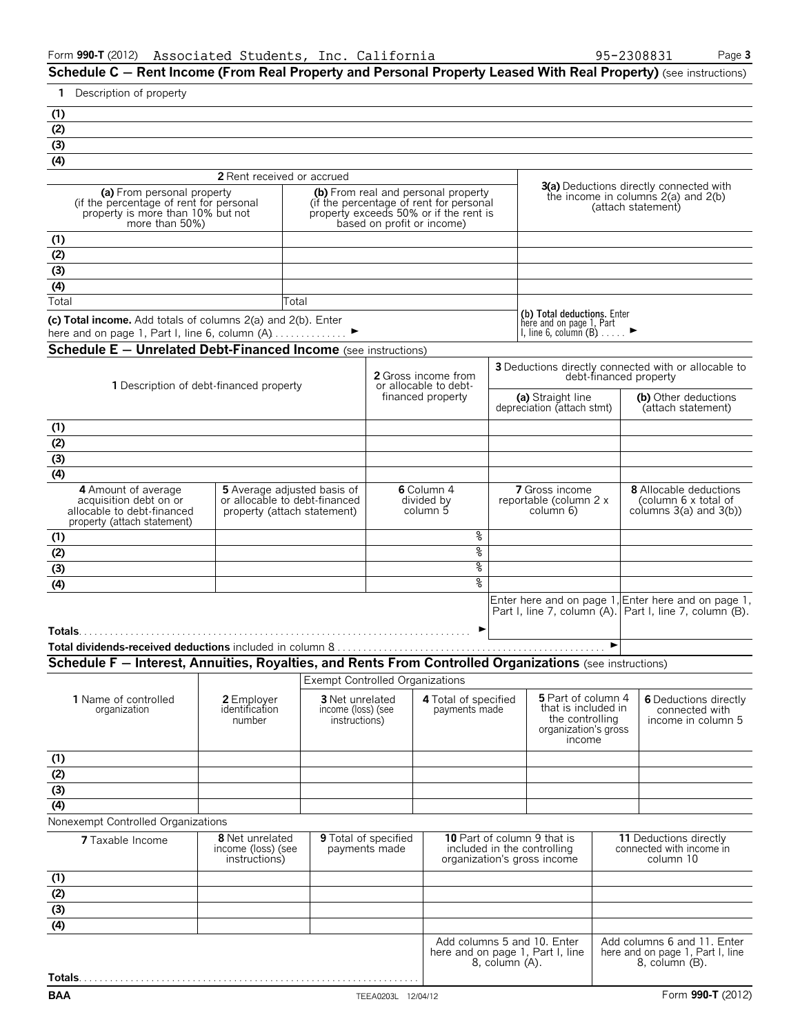Form **990-T** (2012) Associated Students, Inc. California 95-2308831 Page **3**

## Schedule C — Rent Income (From Real Property and Personal Property Leased With Real Property) (see instructions)

**1** Description of property

| |
|---|
| **(1)** |
| **(2)** |
| **(3)** |
| **(4)** |

| | **2** Rent received or accrued | | |
|---|---|---|---|
| | **(a)** From personal property (if the percentage of rent for personal property is more than 10% but not more than 50%) | **(b)** From real and personal property (if the percentage of rent for personal property exceeds 50% or if the rent is based on profit or income) | **3(a)** Deductions directly connected with the income in columns 2(a) and 2(b) (attach statement) |
| **(1)** | | | |
| **(2)** | | | |
| **(3)** | | | |
| **(4)** | | | |
| Total | | Total | |
| **(c) Total income.** Add totals of columns 2(a) and 2(b). Enter here and on page 1, Part I, line 6, column (A) . . . . . . . . . . . . . ► | | | **(b) Total deductions.** Enter here and on page 1, Part I, line 6, column (B) . . . . . ► |

## Schedule E — Unrelated Debt-Financed Income (see instructions)

| | **1** Description of debt-financed property | **2** Gross income from or allocable to debt-financed property | **3** Deductions directly connected with or allocable to debt-financed property | |
|---|---|---|---|---|
| | | | **(a)** Straight line depreciation (attach stmt) | **(b)** Other deductions (attach statement) |
| **(1)** | | | | |
| **(2)** | | | | |
| **(3)** | | | | |
| **(4)** | | | | |

| | **4** Amount of average acquisition debt on or allocable to debt-financed property (attach statement) | **5** Average adjusted basis of or allocable to debt-financed property (attach statement) | **6** Column 4 divided by column 5 | **7** Gross income reportable (column 2 x column 6) | **8** Allocable deductions (column 6 x total of columns 3(a) and 3(b)) |
|---|---|---|---|---|---|
| **(1)** | | | % | | |
| **(2)** | | | % | | |
| **(3)** | | | % | | |
| **(4)** | | | % | | |
| | | | | Enter here and on page 1, Part I, line 7, column (A). | Enter here and on page 1, Part I, line 7, column (B). |
| **Totals** . . . . . . . . . . . . . . . . . . . . . . . . . . . . . . . . . . . . ► | | | | | |
| **Total dividends-received deductions** included in column 8 . . . . . . . . . . . . . . . . . . . . . ► | | | | | |

## Schedule F — Interest, Annuities, Royalties, and Rents From Controlled Organizations (see instructions)

| | | Exempt Controlled Organizations | | | |
|---|---|---|---|---|---|
| **1** Name of controlled organization | **2** Employer identification number | **3** Net unrelated income (loss) (see instructions) | **4** Total of specified payments made | **5** Part of column 4 that is included in the controlling organization's gross income | **6** Deductions directly connected with income in column 5 |
| **(1)** | | | | | |
| **(2)** | | | | | |
| **(3)** | | | | | |
| **(4)** | | | | | |

Nonexempt Controlled Organizations

| **7** Taxable Income | **8** Net unrelated income (loss) (see instructions) | **9** Total of specified payments made | **10** Part of column 9 that is included in the controlling organization's gross income | **11** Deductions directly connected with income in column 10 |
|---|---|---|---|---|
| **(1)** | | | | |
| **(2)** | | | | |
| **(3)** | | | | |
| **(4)** | | | | |
| | | | Add columns 5 and 10. Enter here and on page 1, Part I, line 8, column (A). | Add columns 6 and 11. Enter here and on page 1, Part I, line 8, column (B). |
| **Totals** . . . . . . . . . . . . . . . . . . . . . . . . . . . . . . . . | | | | |

**BAA** TEEA0203L 12/04/12 Form **990-T** (2012)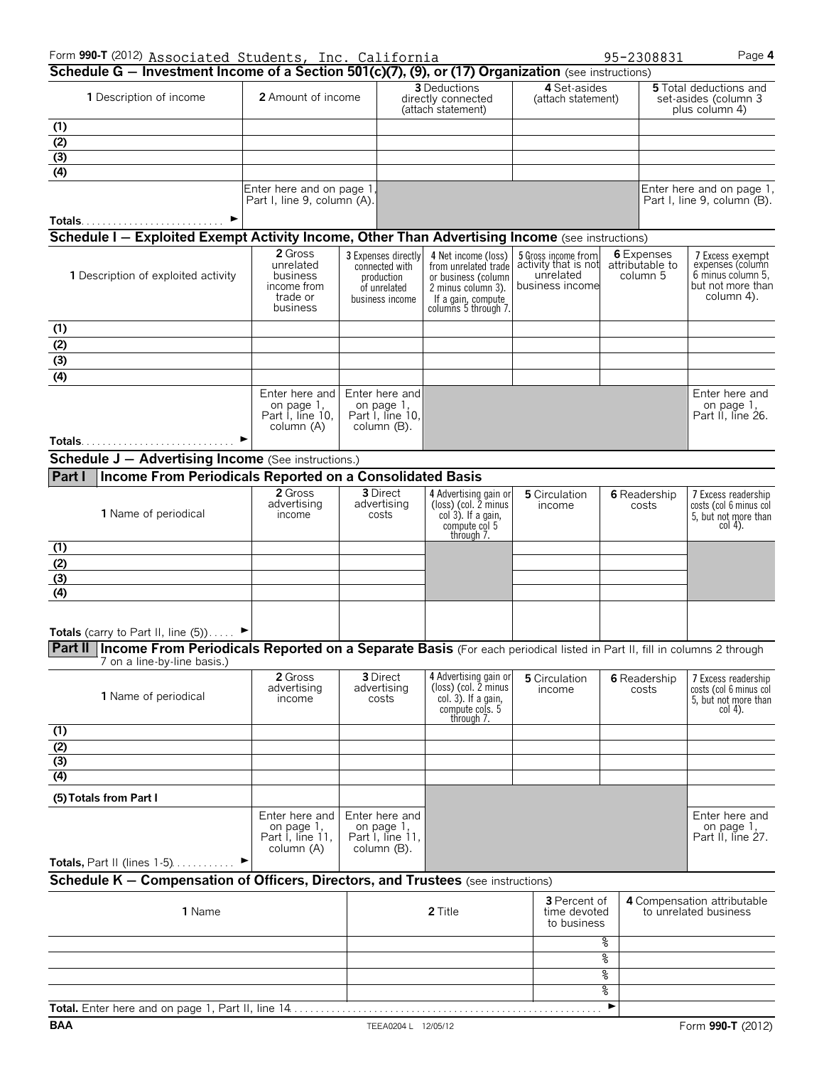Form **990-T** (2012) Associated Students, Inc. California 95-2308831 Page **4**

## Schedule G — Investment Income of a Section 501(c)(7), (9), or (17) Organization (see instructions)

| **1** Description of income | **2** Amount of income | **3** Deductions directly connected (attach statement) | **4** Set-asides (attach statement) | **5** Total deductions and set-asides (column 3 plus column 4) |
|---|---|---|---|---|
| (1) | | | | |
| (2) | | | | |
| (3) | | | | |
| (4) | | | | |
| Totals . . . . . . . . . . . . . . . . . . . . . . . . . ► | Enter here and on page 1, Part I, line 9, column (A). | | | Enter here and on page 1, Part I, line 9, column (B). |

## Schedule I — Exploited Exempt Activity Income, Other Than Advertising Income (see instructions)

| **1** Description of exploited activity | **2** Gross unrelated business income from trade or business | **3** Expenses directly connected with production of unrelated business income | **4** Net income (loss) from unrelated trade or business (column 2 minus column 3). If a gain, compute columns 5 through 7. | **5** Gross income from activity that is not unrelated business income | **6** Expenses attributable to column 5 | **7** Excess exempt expenses (column 6 minus column 5, but not more than column 4). |
|---|---|---|---|---|---|---|
| (1) | | | | | | |
| (2) | | | | | | |
| (3) | | | | | | |
| (4) | | | | | | |
| Totals . . . . . . . . . . . . . . . . . . . . . . . . . . . ► | Enter here and on page 1, Part I, line 10, column (A) | Enter here and on page 1, Part I, line 10, column (B). | | | | Enter here and on page 1, Part II, line 26. |

## Schedule J — Advertising Income (See instructions.)

### Part I Income From Periodicals Reported on a Consolidated Basis

| **1** Name of periodical | **2** Gross advertising income | **3** Direct advertising costs | **4** Advertising gain or (loss) (col. 2 minus col 3). If a gain, compute col 5 through 7. | **5** Circulation income | **6** Readership costs | **7** Excess readership costs (col 6 minus col 5, but not more than col 4). |
|---|---|---|---|---|---|---|
| (1) | | | | | | |
| (2) | | | | | | |
| (3) | | | | | | |
| (4) | | | | | | |
| Totals (carry to Part II, line (5)) . . . . . ► | | | | | | |

### Part II Income From Periodicals Reported on a Separate Basis (For each periodical listed in Part II, fill in columns 2 through 7 on a line-by-line basis.)

| **1** Name of periodical | **2** Gross advertising income | **3** Direct advertising costs | **4** Advertising gain or (loss) (col. 2 minus col. 3). If a gain, compute cols. 5 through 7. | **5** Circulation income | **6** Readership costs | **7** Excess readership costs (col 6 minus col 5, but not more than col 4). |
|---|---|---|---|---|---|---|
| (1) | | | | | | |
| (2) | | | | | | |
| (3) | | | | | | |
| (4) | | | | | | |
| (5) Totals from Part I | | | | | | |
| Totals, Part II (lines 1-5) . . . . . . . . . . . ► | Enter here and on page 1, Part I, line 11, column (A) | Enter here and on page 1, Part I, line 11, column (B). | | | | Enter here and on page 1, Part II, line 27. |

## Schedule K — Compensation of Officers, Directors, and Trustees (see instructions)

| **1** Name | **2** Title | **3** Percent of time devoted to business | **4** Compensation attributable to unrelated business |
|---|---|---|---|
| | | % | |
| | | % | |
| | | % | |
| | | % | |
| **Total.** Enter here and on page 1, Part II, line 14 . . . . . . . . . . . . . . . . . . . . . . . . . . . . . . . . . ► | | | |

BAA TEEA0204 L 12/05/12 Form **990-T** (2012)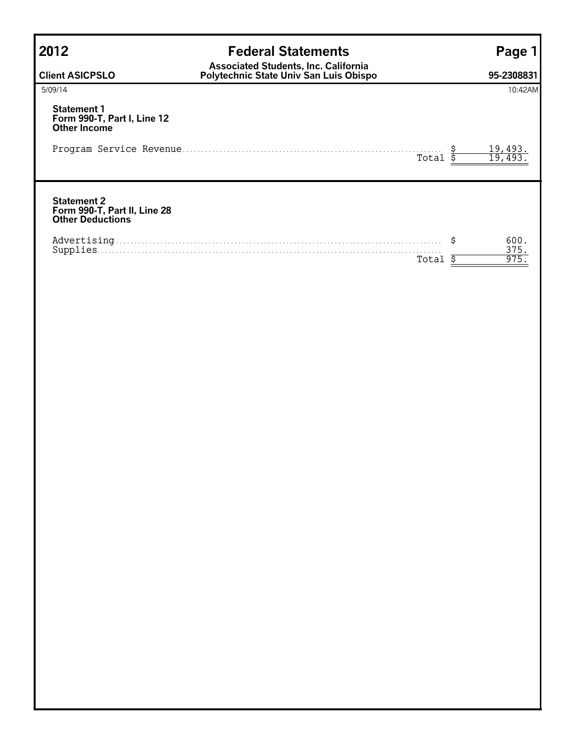# 2012 Federal Statements

**Client ASICPSLO**

**Associated Students, Inc. California Polytechnic State Univ San Luis Obispo**

**95-2308831**

5/09/14 10:42AM

### Statement 1
### Form 990-T, Part I, Line 12
### Other Income

| | |
|---|---|
| Program Service Revenue | $ 19,493. |
| Total | $ 19,493. |

### Statement 2
### Form 990-T, Part II, Line 28
### Other Deductions

| | |
|---|---|
| Advertising | $ 600. |
| Supplies | 375. |
| Total | $ 975. |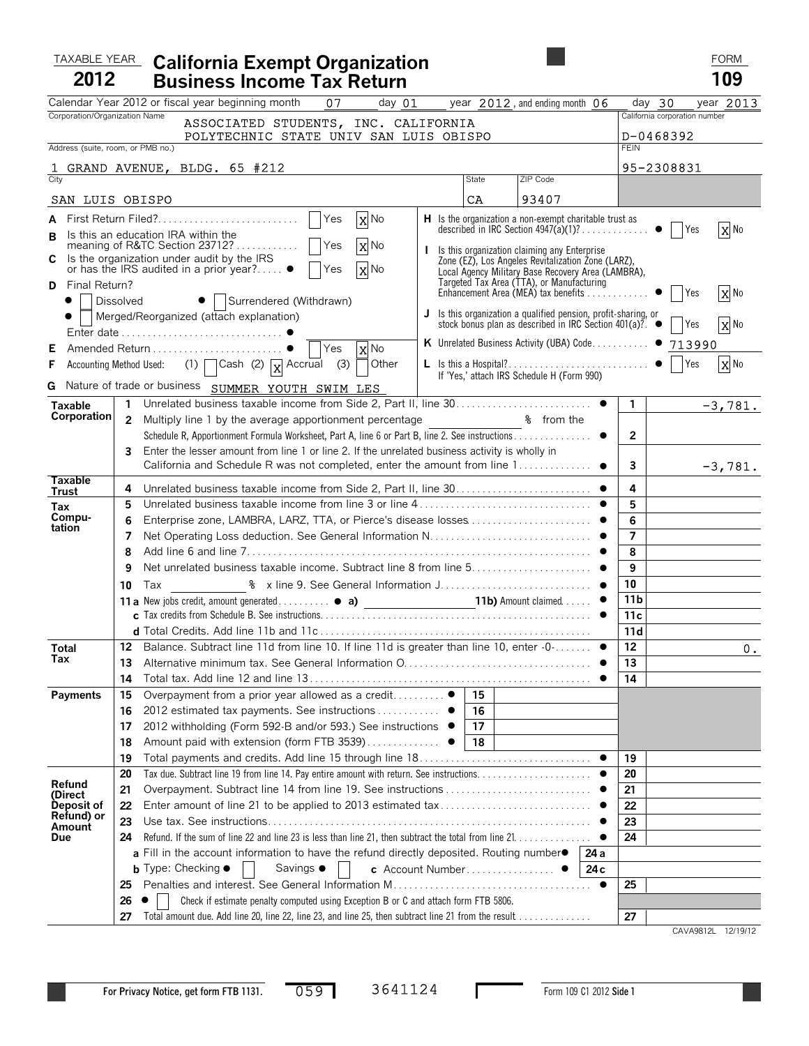TAXABLE YEAR **2012**

# California Exempt Organization Business Income Tax Return

FORM **109**

Calendar Year 2012 or fiscal year beginning month 07 day 01 year 2012, and ending month 06 day 30 year 2013

| Corporation/Organization Name | California corporation number |
|---|---|
| ASSOCIATED STUDENTS, INC. CALIFORNIA POLYTECHNIC STATE UNIV SAN LUIS OBISPO | D-0468392 |
| Address (suite, room, or PMB no.) | FEIN |
| 1 GRAND AVENUE, BLDG. 65 #212 | 95-2308831 |

| City | State | ZIP Code |
|---|---|---|
| SAN LUIS OBISPO | CA | 93407 |

**A** First Return Filed? Yes [ ] No [X]

**B** Is this an education IRA within the meaning of R&TC Section 23712? Yes [ ] No [X]

**C** Is the organization under audit by the IRS or has the IRS audited in a prior year? ● Yes [ ] No [X]

**D** Final Return?
- ● [ ] Dissolved ● [ ] Surrendered (Withdrawn)
- ● [ ] Merged/Reorganized (attach explanation)

Enter date ●

**E** Amended Return ● Yes [ ] No [X]

**F** Accounting Method Used: (1) [ ] Cash (2) [X] Accrual (3) [ ] Other

**G** Nature of trade or business SUMMER YOUTH SWIM LES

**H** Is the organization a non-exempt charitable trust as described in IRC Section 4947(a)(1)? ● Yes [ ] No [X]

**I** Is this organization claiming any Enterprise Zone (EZ), Los Angeles Revitalization Zone (LARZ), Local Agency Military Base Recovery Area (LAMBRA), Targeted Tax Area (TTA), or Manufacturing Enhancement Area (MEA) tax benefits ● Yes [ ] No [X]

**J** Is this organization a qualified pension, profit-sharing, or stock bonus plan as described in IRC Section 401(a)? ● Yes [ ] No [X]

**K** Unrelated Business Activity (UBA) Code ● 713990

**L** Is this a Hospital? ● Yes [ ] No [X]
If 'Yes,' attach IRS Schedule H (Form 990)

| Section | Line | Description | Line No. | Amount |
|---|---|---|---|---|
| **Taxable Corporation** | 1 | Unrelated business taxable income from Side 2, Part II, line 30 ● | 1 | -3,781. |
| | 2 | Multiply line 1 by the average apportionment percentage ______ % from the Schedule R, Apportionment Formula Worksheet, Part A, line 6 or Part B, line 2. See instructions ● | 2 | |
| | 3 | Enter the lesser amount from line 1 or line 2. If the unrelated business activity is wholly in California and Schedule R was not completed, enter the amount from line 1 ● | 3 | -3,781. |
| **Taxable Trust** | 4 | Unrelated business taxable income from Side 2, Part II, line 30 ● | 4 | |
| **Tax Computation** | 5 | Unrelated business taxable income from line 3 or line 4 ● | 5 | |
| | 6 | Enterprise zone, LAMBRA, LARZ, TTA, or Pierce's disease losses ● | 6 | |
| | 7 | Net Operating Loss deduction. See General Information N ● | 7 | |
| | 8 | Add line 6 and line 7 ● | 8 | |
| | 9 | Net unrelated business taxable income. Subtract line 8 from line 5 ● | 9 | |
| | 10 | Tax ______ % x line 9. See General Information J ● | 10 | |
| | 11a | New jobs credit, amount generated ● a) ______ 11b) Amount claimed ● | 11b | |
| | c | Tax credits from Schedule B. See instructions ● | 11c | |
| | d | Total Credits. Add line 11b and 11c | 11d | |
| **Total Tax** | 12 | Balance. Subtract line 11d from line 10. If line 11d is greater than line 10, enter -0- ● | 12 | 0. |
| | 13 | Alternative minimum tax. See General Information O ● | 13 | |
| | 14 | Total tax. Add line 12 and line 13 ● | 14 | |
| **Payments** | 15 | Overpayment from a prior year allowed as a credit ● | 15 | |
| | 16 | 2012 estimated tax payments. See instructions ● | 16 | |
| | 17 | 2012 withholding (Form 592-B and/or 593.) See instructions ● | 17 | |
| | 18 | Amount paid with extension (form FTB 3539) ● | 18 | |
| | 19 | Total payments and credits. Add line 15 through line 18 ● | 19 | |
| **Refund (Direct Deposit of Refund) or Amount Due** | 20 | Tax due. Subtract line 19 from line 14. Pay entire amount with return. See instructions ● | 20 | |
| | 21 | Overpayment. Subtract line 14 from line 19. See instructions ● | 21 | |
| | 22 | Enter amount of line 21 to be applied to 2013 estimated tax ● | 22 | |
| | 23 | Use tax. See instructions ● | 23 | |
| | 24 | Refund. If the sum of line 22 and line 23 is less than line 21, then subtract the total from line 21 ● | 24 | |
| | | a Fill in the account information to have the refund directly deposited. Routing number ● | 24a | |
| | | b Type: Checking ● [ ] Savings ● [ ] c Account Number ● | 24c | |
| | 25 | Penalties and interest. See General Information M ● | 25 | |
| | 26 | ● [ ] Check if estimate penalty computed using Exception B or C and attach form FTB 5806. | | |
| | 27 | Total amount due. Add line 20, line 22, line 23, and line 25, then subtract line 21 from the result | 27 | |

CAVA9812L 12/19/12

For Privacy Notice, get form FTB 1131. 059 3641124 Form 109 C1 2012 Side 1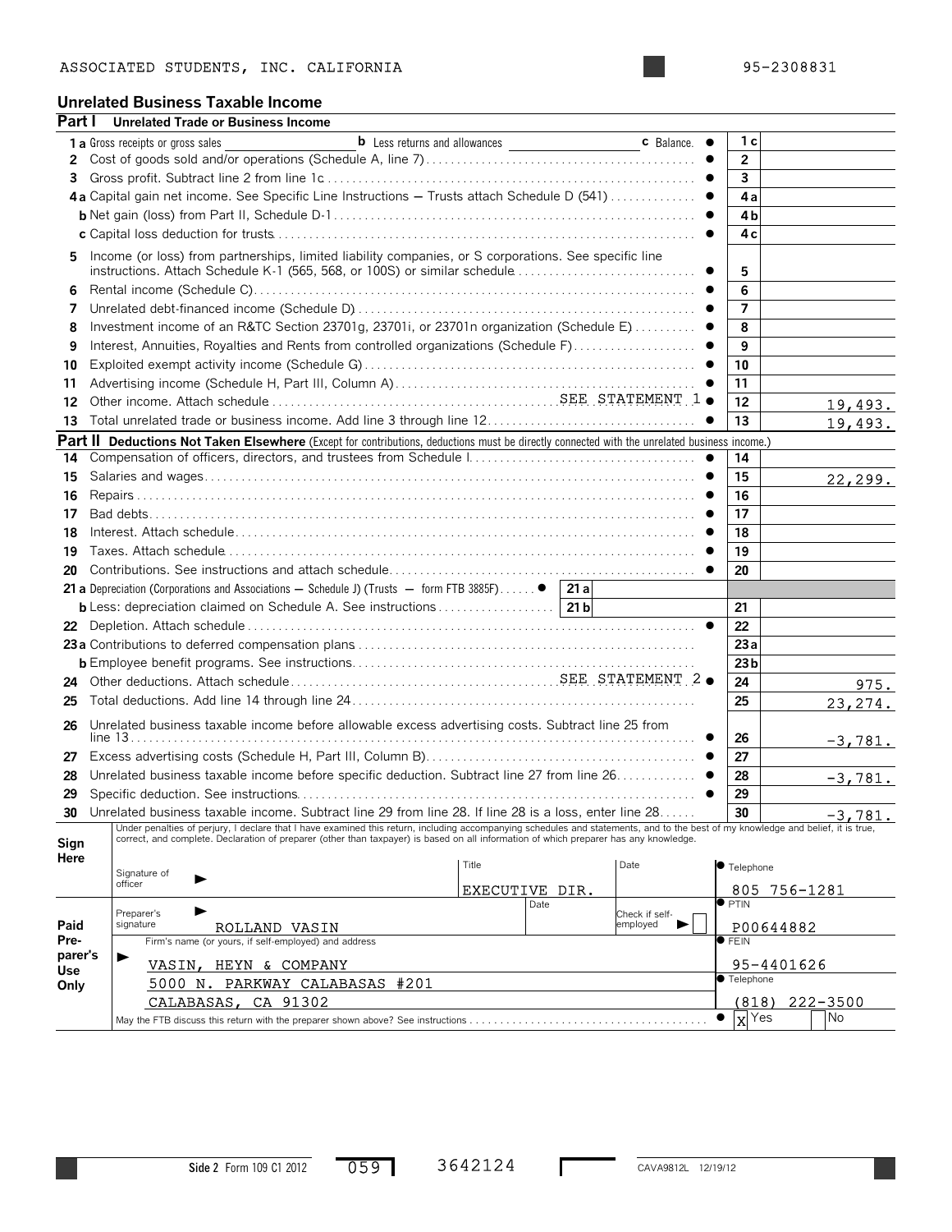ASSOCIATED STUDENTS, INC. CALIFORNIA 95-2308831

## Unrelated Business Taxable Income

### Part I Unrelated Trade or Business Income

| Line | Description | | Amount |
|---|---|---|---|
| 1 a | Gross receipts or gross sales ______ **b** Less returns and allowances ______ **c** Balance. | 1 c | |
| 2 | Cost of goods sold and/or operations (Schedule A, line 7) | 2 | |
| 3 | Gross profit. Subtract line 2 from line 1c | 3 | |
| 4 a | Capital gain net income. See Specific Line Instructions — Trusts attach Schedule D (541) | 4 a | |
| b | Net gain (loss) from Part II, Schedule D-1 | 4 b | |
| c | Capital loss deduction for trusts | 4 c | |
| 5 | Income (or loss) from partnerships, limited liability companies, or S corporations. See specific line instructions. Attach Schedule K-1 (565, 568, or 100S) or similar schedule | 5 | |
| 6 | Rental income (Schedule C) | 6 | |
| 7 | Unrelated debt-financed income (Schedule D) | 7 | |
| 8 | Investment income of an R&TC Section 23701g, 23701i, or 23701n organization (Schedule E) | 8 | |
| 9 | Interest, Annuities, Royalties and Rents from controlled organizations (Schedule F) | 9 | |
| 10 | Exploited exempt activity income (Schedule G) | 10 | |
| 11 | Advertising income (Schedule H, Part III, Column A) | 11 | |
| 12 | Other income. Attach schedule SEE STATEMENT 1 | 12 | 19,493. |
| 13 | Total unrelated trade or business income. Add line 3 through line 12 | 13 | 19,493. |

### Part II Deductions Not Taken Elsewhere (Except for contributions, deductions must be directly connected with the unrelated business income.)

| Line | Description | | Amount |
|---|---|---|---|
| 14 | Compensation of officers, directors, and trustees from Schedule I | 14 | |
| 15 | Salaries and wages | 15 | 22,299. |
| 16 | Repairs | 16 | |
| 17 | Bad debts | 17 | |
| 18 | Interest. Attach schedule | 18 | |
| 19 | Taxes. Attach schedule | 19 | |
| 20 | Contributions. See instructions and attach schedule | 20 | |
| 21 a | Depreciation (Corporations and Associations — Schedule J) (Trusts — form FTB 3885F) ______ 21 a | | |
| b | Less: depreciation claimed on Schedule A. See instructions ______ 21 b | 21 | |
| 22 | Depletion. Attach schedule | 22 | |
| 23 a | Contributions to deferred compensation plans | 23 a | |
| b | Employee benefit programs. See instructions | 23 b | |
| 24 | Other deductions. Attach schedule SEE STATEMENT 2 | 24 | 975. |
| 25 | Total deductions. Add line 14 through line 24 | 25 | 23,274. |
| 26 | Unrelated business taxable income before allowable excess advertising costs. Subtract line 25 from line 13 | 26 | -3,781. |
| 27 | Excess advertising costs (Schedule H, Part III, Column B) | 27 | |
| 28 | Unrelated business taxable income before specific deduction. Subtract line 27 from line 26 | 28 | -3,781. |
| 29 | Specific deduction. See instructions | 29 | |
| 30 | Unrelated business taxable income. Subtract line 29 from line 28. If line 28 is a loss, enter line 28 | 30 | -3,781. |

**Sign Here**

Under penalties of perjury, I declare that I have examined this return, including accompanying schedules and statements, and to the best of my knowledge and belief, it is true, correct, and complete. Declaration of preparer (other than taxpayer) is based on all information of which preparer has any knowledge.

| Signature of officer | Title | Date | Telephone |
|---|---|---|---|
| | EXECUTIVE DIR. | | 805 756-1281 |

**Paid Preparer's Use Only**

| Preparer's signature | Date | Check if self-employed | PTIN |
|---|---|---|---|
| ROLLAND VASIN | | ☐ | P00644882 |

| Firm's name (or yours, if self-employed) and address | |
|---|---|
| VASIN, HEYN & COMPANY | FEIN 95-4401626 |
| 5000 N. PARKWAY CALABASAS #201 | Telephone |
| CALABASAS, CA 91302 | (818) 222-3500 |

May the FTB discuss this return with the preparer shown above? See instructions [X] Yes [ ] No

Side 2 Form 109 C1 2012 059 3642124 CAVA9812L 12/19/12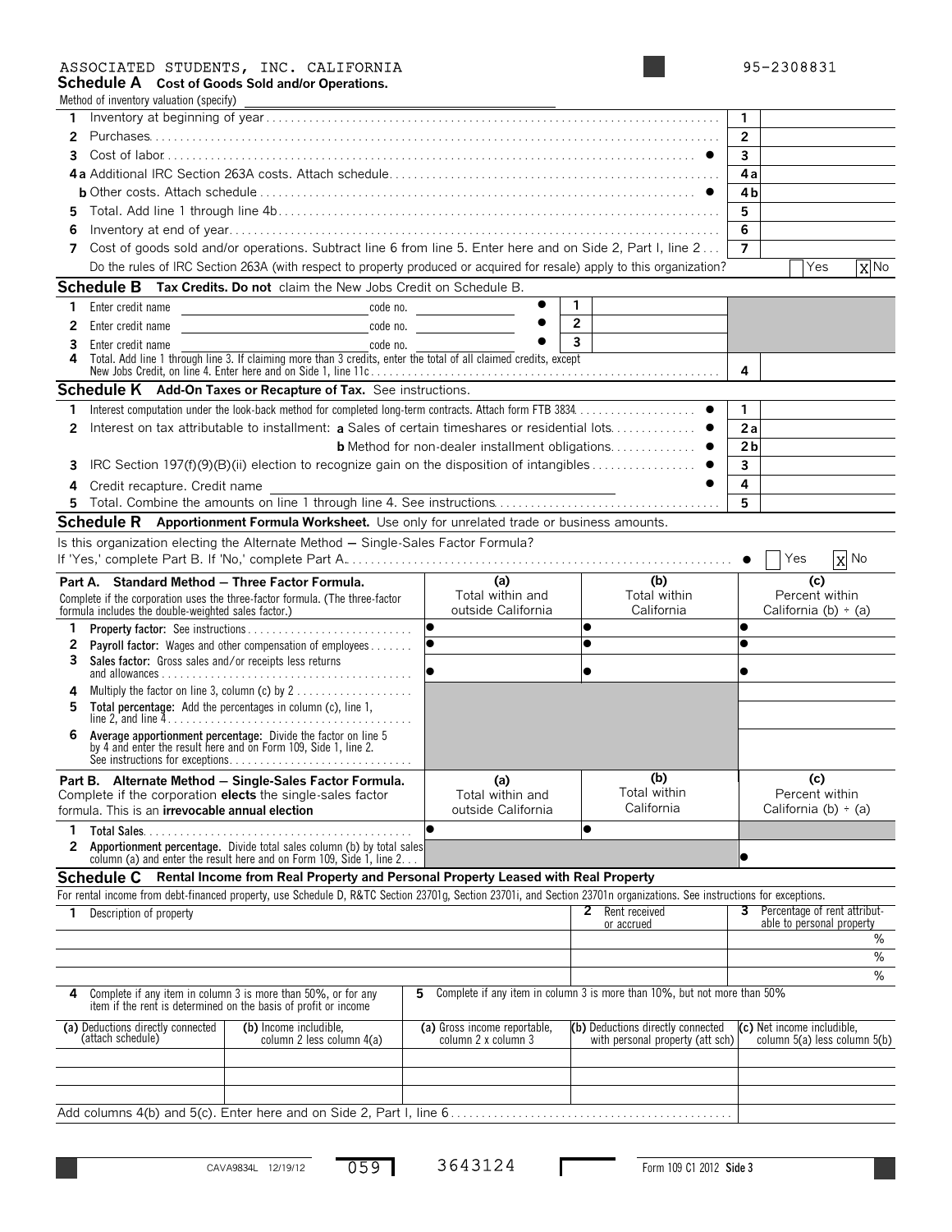ASSOCIATED STUDENTS, INC. CALIFORNIA 95-2308831

## Schedule A Cost of Goods Sold and/or Operations.

Method of inventory valuation (specify)

| | | | |
|---|---|---|---|
| 1 | Inventory at beginning of year | 1 | |
| 2 | Purchases | 2 | |
| 3 | Cost of labor | 3 | |
| 4a | Additional IRC Section 263A costs. Attach schedule | 4a | |
| b | Other costs. Attach schedule | 4b | |
| 5 | Total. Add line 1 through line 4b | 5 | |
| 6 | Inventory at end of year | 6 | |
| 7 | Cost of goods sold and/or operations. Subtract line 6 from line 5. Enter here and on Side 2, Part I, line 2 | 7 | |

Do the rules of IRC Section 263A (with respect to property produced or acquired for resale) apply to this organization? ☐ Yes ☒ No

## Schedule B Tax Credits. Do not claim the New Jobs Credit on Schedule B.

| | | | | |
|---|---|---|---|---|
| 1 | Enter credit name | code no. | 1 | |
| 2 | Enter credit name | code no. | 2 | |
| 3 | Enter credit name | code no. | 3 | |
| 4 | Total. Add line 1 through line 3. If claiming more than 3 credits, enter the total of all claimed credits, except New Jobs Credit, on line 4. Enter here and on Side 1, line 11c | | 4 | |

## Schedule K Add-On Taxes or Recapture of Tax. See instructions.

| | | | |
|---|---|---|---|
| 1 | Interest computation under the look-back method for completed long-term contracts. Attach form FTB 3834 | 1 | |
| 2 | Interest on tax attributable to installment: **a** Sales of certain timeshares or residential lots | 2a | |
| | **b** Method for non-dealer installment obligations | 2b | |
| 3 | IRC Section 197(f)(9)(B)(ii) election to recognize gain on the disposition of intangibles | 3 | |
| 4 | Credit recapture. Credit name | 4 | |
| 5 | Total. Combine the amounts on line 1 through line 4. See instructions | 5 | |

## Schedule R Apportionment Formula Worksheet. Use only for unrelated trade or business amounts.

Is this organization electing the Alternate Method – Single-Sales Factor Formula? If 'Yes,' complete Part B. If 'No,' complete Part A. ☐ Yes ☒ No

| **Part A. Standard Method – Three Factor Formula.** Complete if the corporation uses the three-factor formula. (The three-factor formula includes the double-weighted sales factor.) | (a) Total within and outside California | (b) Total within California | (c) Percent within California (b) ÷ (a) |
|---|---|---|---|
| 1 **Property factor:** See instructions | | | |
| 2 **Payroll factor:** Wages and other compensation of employees | | | |
| 3 **Sales factor:** Gross sales and/or receipts less returns and allowances | | | |
| 4 Multiply the factor on line 3, column (c) by 2 | | | |
| 5 **Total percentage:** Add the percentages in column (c), line 1, line 2, and line 4 | | | |
| 6 **Average apportionment percentage:** Divide the factor on line 5 by 4 and enter the result here and on Form 109, Side 1, line 2. See instructions for exceptions | | | |

| **Part B. Alternate Method – Single-Sales Factor Formula.** Complete if the corporation **elects** the single-sales factor formula. This is an **irrevocable annual election** | (a) Total within and outside California | (b) Total within California | (c) Percent within California (b) ÷ (a) |
|---|---|---|---|
| 1 **Total Sales** | | | |
| 2 **Apportionment percentage.** Divide total sales column (b) by total sales column (a) and enter the result here and on Form 109, Side 1, line 2 | | | |

## Schedule C Rental Income from Real Property and Personal Property Leased with Real Property

For rental income from debt-financed property, use Schedule D, R&TC Section 23701g, Section 23701i, and Section 23701n organizations. See instructions for exceptions.

| 1 Description of property | 2 Rent received or accrued | 3 Percentage of rent attributable to personal property |
|---|---|---|
| | | % |
| | | % |
| | | % |

| 4 Complete if any item in column 3 is more than 50%, or for any item if the rent is determined on the basis of profit or income | | 5 Complete if any item in column 3 is more than 10%, but not more than 50% | | |
|---|---|---|---|---|
| (a) Deductions directly connected (attach schedule) | (b) Income includible, column 2 less column 4(a) | (a) Gross income reportable, column 2 x column 3 | (b) Deductions directly connected with personal property (att sch) | (c) Net income includible, column 5(a) less column 5(b) |
| | | | | |
| | | | | |
| | | | | |

Add columns 4(b) and 5(c). Enter here and on Side 2, Part I, line 6

CAVA9834L 12/19/12 059 3643124 Form 109 C1 2012 Side 3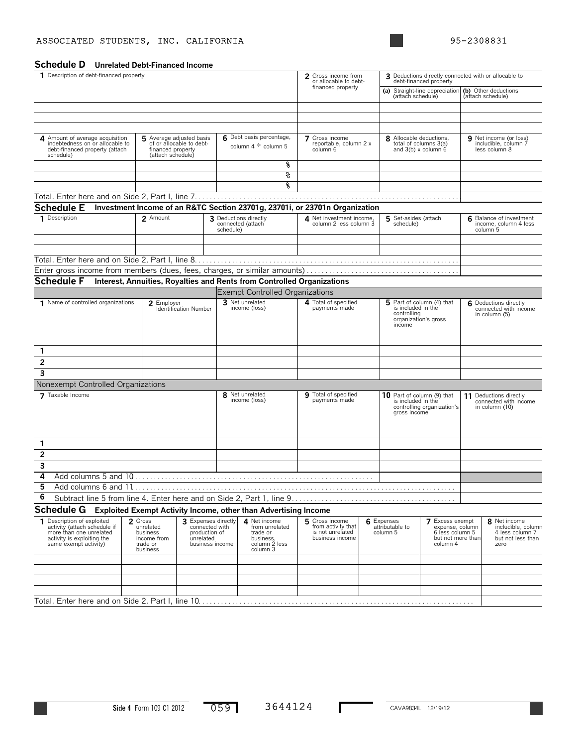ASSOCIATED STUDENTS, INC. CALIFORNIA 95-2308831

## Schedule D Unrelated Debt-Financed Income

| 1 Description of debt-financed property | 2 Gross income from or allocable to debt-financed property | 3 Deductions directly connected with or allocable to debt-financed property (a) Straight-line depreciation (attach schedule) | (b) Other deductions (attach schedule) |
|---|---|---|---|
| | | | |
| | | | |
| | | | |

| 4 Amount of average acquisition indebtedness on or allocable to debt-financed property (attach schedule) | 5 Average adjusted basis of or allocable to debt-financed property (attach schedule) | 6 Debt basis percentage, column 4 ÷ column 5 | 7 Gross income reportable, column 2 x column 6 | 8 Allocable deductions, total of columns 3(a) and 3(b) x column 6 | 9 Net income (or loss) includible, column 7 less column 8 |
|---|---|---|---|---|---|
| | | % | | | |
| | | % | | | |
| | | % | | | |
| Total. Enter here and on Side 2, Part I, line 7 | | | | | |

## Schedule E Investment Income of an R&TC Section 23701g, 23701i, or 23701n Organization

| 1 Description | 2 Amount | 3 Deductions directly connected (attach schedule) | 4 Net investment income, column 2 less column 3 | 5 Set-asides (attach schedule) | 6 Balance of investment income, column 4 less column 5 |
|---|---|---|---|---|---|
| | | | | | |
| | | | | | |
| Total. Enter here and on Side 2, Part I, line 8 | | | | | |
| Enter gross income from members (dues, fees, charges, or similar amounts) | | | | | |

## Schedule F Interest, Annuities, Royalties and Rents from Controlled Organizations

Exempt Controlled Organizations

| 1 Name of controlled organizations | 2 Employer Identification Number | 3 Net unrelated income (loss) | 4 Total of specified payments made | 5 Part of column (4) that is included in the controlling organization's gross income | 6 Deductions directly connected with income in column (5) |
|---|---|---|---|---|---|
| 1 | | | | | |
| 2 | | | | | |
| 3 | | | | | |

Nonexempt Controlled Organizations

| 7 Taxable Income | 8 Net unrelated income (loss) | 9 Total of specified payments made | 10 Part of column (9) that is included in the controlling organization's gross income | 11 Deductions directly connected with income in column (10) |
|---|---|---|---|---|
| 1 | | | | |
| 2 | | | | |
| 3 | | | | |
| 4 Add columns 5 and 10 | | | | |
| 5 Add columns 6 and 11 | | | | |
| 6 Subtract line 5 from line 4. Enter here and on Side 2, Part 1, line 9 | | | | |

## Schedule G Exploited Exempt Activity Income, other than Advertising Income

| 1 Description of exploited activity (attach schedule if more than one unrelated activity is exploiting the same exempt activity) | 2 Gross unrelated business income from trade or business | 3 Expenses directly connected with production of unrelated business income | 4 Net income from unrelated trade or business, column 2 less column 3 | 5 Gross income from activity that is not unrelated business income | 6 Expenses attributable to column 5 | 7 Excess exempt expense, column 6 less column 5 but not more than column 4 | 8 Net income includible, column 4 less column 7 but not less than zero |
|---|---|---|---|---|---|---|---|
| | | | | | | | |
| | | | | | | | |
| | | | | | | | |
| | | | | | | | |
| Total. Enter here and on Side 2, Part I, line 10 | | | | | | | |

Side 4 Form 109 C1 2012 059 3644124 CAVA9834L 12/19/12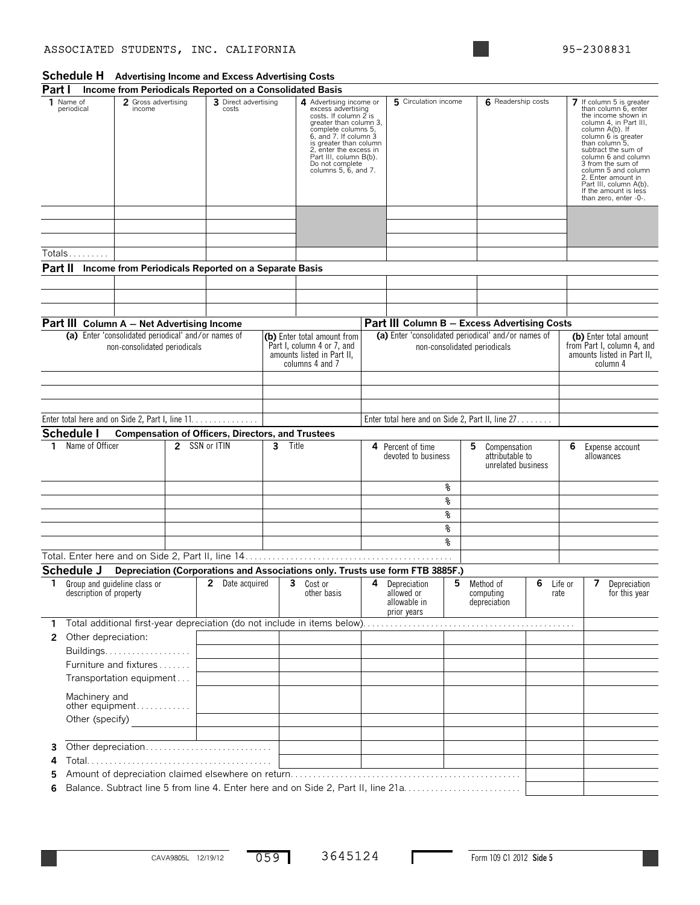ASSOCIATED STUDENTS, INC. CALIFORNIA 95-2308831

## Schedule H Advertising Income and Excess Advertising Costs

### Part I Income from Periodicals Reported on a Consolidated Basis

| 1 Name of periodical | 2 Gross advertising income | 3 Direct advertising costs | 4 Advertising income or excess advertising costs. If column 2 is greater than column 3, complete columns 5, 6, and 7. If column 3 is greater than column 2, enter the excess in Part III, column B(b). Do not complete columns 5, 6, and 7. | 5 Circulation income | 6 Readership costs | 7 If column 5 is greater than column 6, enter the income shown in column 4, in Part III, column A(b). If column 6 is greater than column 5, subtract the sum of column 6 and column 3 from the sum of column 5 and column 2. Enter amount in Part III, column A(b). If the amount is less than zero, enter -0-. |
|---|---|---|---|---|---|---|
| | | | | | | |
| | | | | | | |
| | | | | | | |
| Totals......... | | | | | | |

### Part II Income from Periodicals Reported on a Separate Basis

| | | | | | | |
|---|---|---|---|---|---|---|
| | | | | | | |
| | | | | | | |
| | | | | | | |

### Part III

| Column A — Net Advertising Income (a) Enter 'consolidated periodical' and/or names of non-consolidated periodicals | (b) Enter total amount from Part I, column 4 or 7, and amounts listed in Part II, columns 4 and 7 | Column B — Excess Advertising Costs (a) Enter 'consolidated periodical' and/or names of non-consolidated periodicals | (b) Enter total amount from Part I, column 4, and amounts listed in Part II, column 4 |
|---|---|---|---|
| | | | |
| | | | |
| | | | |
| Enter total here and on Side 2, Part I, line 11............... | | Enter total here and on Side 2, Part II, line 27........ | |

## Schedule I Compensation of Officers, Directors, and Trustees

| 1 Name of Officer | 2 SSN or ITIN | 3 Title | 4 Percent of time devoted to business | 5 Compensation attributable to unrelated business | 6 Expense account allowances |
|---|---|---|---|---|---|
| | | | % | | |
| | | | % | | |
| | | | % | | |
| | | | % | | |
| | | | % | | |
| Total. Enter here and on Side 2, Part II, line 14............................................. | | | | | |

## Schedule J Depreciation (Corporations and Associations only. Trusts use form FTB 3885F.)

| 1 Group and guideline class or description of property | 2 Date acquired | 3 Cost or other basis | 4 Depreciation allowed or allowable in prior years | 5 Method of computing depreciation | 6 Life or rate | 7 Depreciation for this year |
|---|---|---|---|---|---|---|
| 1 Total additional first-year depreciation (do not include in items below)............................................... | | | | | | |
| 2 Other depreciation: | | | | | | |
| Buildings.................. | | | | | | |
| Furniture and fixtures....... | | | | | | |
| Transportation equipment... | | | | | | |
| Machinery and other equipment............ | | | | | | |
| Other (specify) | | | | | | |
| | | | | | | |
| 3 Other depreciation............................ | | | | | | |
| 4 Total........................................ | | | | | | |
| 5 Amount of depreciation claimed elsewhere on return................................................. | | | | | | |
| 6 Balance. Subtract line 5 from line 4. Enter here and on Side 2, Part II, line 21a.......................... | | | | | | |

CAVA9805L 12/19/12 059 3645124 Form 109 C1 2012 Side 5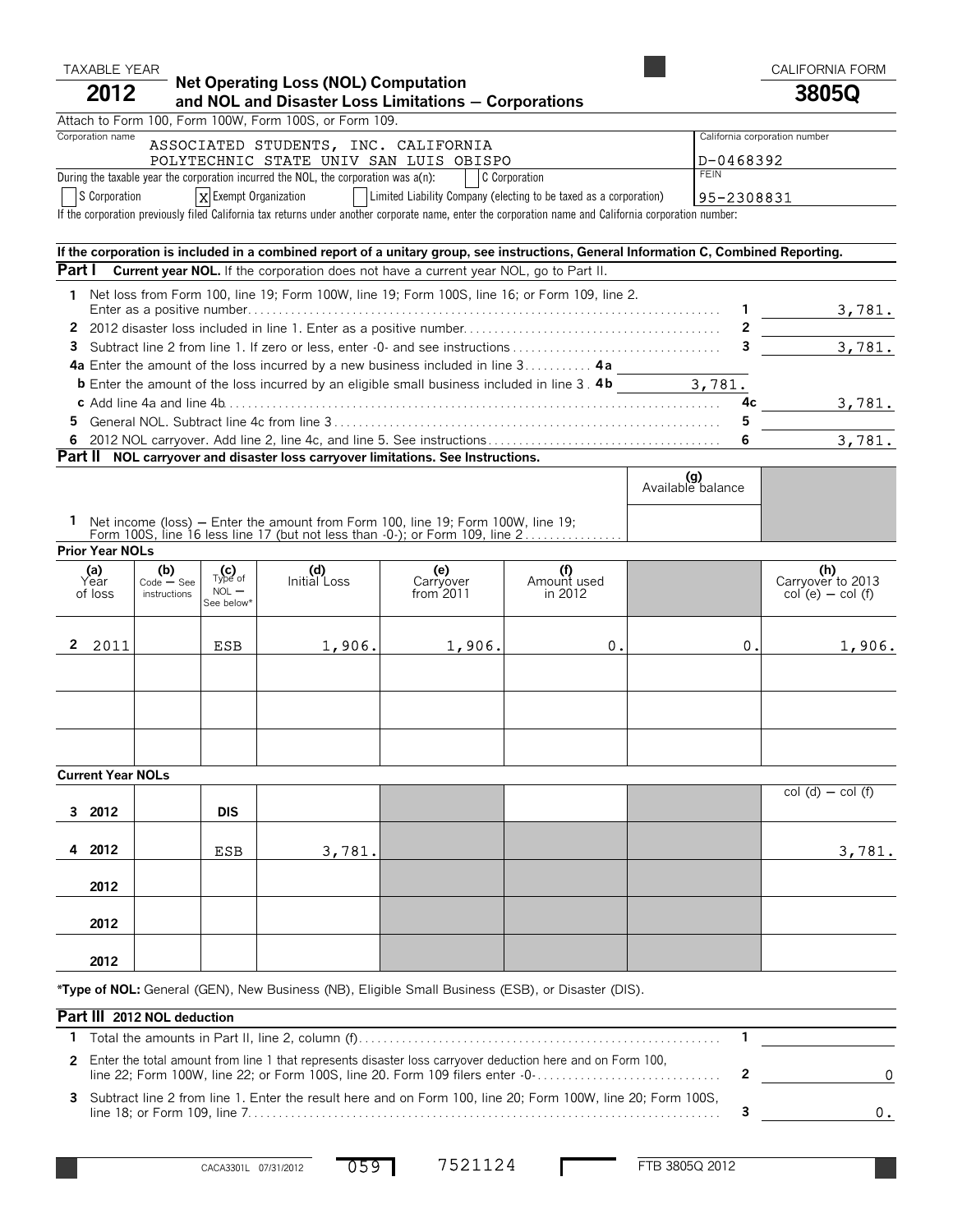TAXABLE YEAR **2012**

# Net Operating Loss (NOL) Computation and NOL and Disaster Loss Limitations — Corporations

CALIFORNIA FORM **3805Q**

Attach to Form 100, Form 100W, Form 100S, or Form 109.

| Corporation name | California corporation number |
|---|---|
| ASSOCIATED STUDENTS, INC. CALIFORNIA POLYTECHNIC STATE UNIV SAN LUIS OBISPO | D-0468392 |
| | FEIN 95-2308831 |

During the taxable year the corporation incurred the NOL, the corporation was a(n): ☐ C Corporation ☐ S Corporation ☒ Exempt Organization ☐ Limited Liability Company (electing to be taxed as a corporation)

If the corporation previously filed California tax returns under another corporate name, enter the corporation name and California corporation number:

**If the corporation is included in a combined report of a unitary group, see instructions, General Information C, Combined Reporting.**

## Part I Current year NOL.
If the corporation does not have a current year NOL, go to Part II.

| Line | Description | | Amount |
|---|---|---|---|
| 1 | Net loss from Form 100, line 19; Form 100W, line 19; Form 100S, line 16; or Form 109, line 2. Enter as a positive number | 1 | 3,781. |
| 2 | 2012 disaster loss included in line 1. Enter as a positive number | 2 | |
| 3 | Subtract line 2 from line 1. If zero or less, enter -0- and see instructions | 3 | 3,781. |
| 4a | Enter the amount of the loss incurred by a new business included in line 3 | 4a | |
| 4b | Enter the amount of the loss incurred by an eligible small business included in line 3 | 4b | 3,781. |
| 4c | Add line 4a and line 4b | 4c | 3,781. |
| 5 | General NOL. Subtract line 4c from line 3 | 5 | |
| 6 | 2012 NOL carryover. Add line 2, line 4c, and line 5. See instructions | 6 | 3,781. |

## Part II NOL carryover and disaster loss carryover limitations. See Instructions.

1 Net income (loss) — Enter the amount from Form 100, line 19; Form 100W, line 19; Form 100S, line 16 less line 17 (but not less than -0-); or Form 109, line 2 — (g) Available balance:

**Prior Year NOLs**

| | (a) Year of loss | (b) Code — See instructions | (c) Type of NOL — See below* | (d) Initial Loss | (e) Carryover from 2011 | (f) Amount used in 2012 | (g) Available balance | (h) Carryover to 2013 col (e) — col (f) |
|---|---|---|---|---|---|---|---|---|
| 2 | 2011 | | ESB | 1,906. | 1,906. | 0. | 0. | 1,906. |
| | | | | | | | | |
| | | | | | | | | |
| | | | | | | | | |

**Current Year NOLs**

| | (a) Year of loss | (b) Code | (c) Type of NOL | (d) Initial Loss | (e) | (f) | (g) | (h) col (d) — col (f) |
|---|---|---|---|---|---|---|---|---|
| 3 | 2012 | | DIS | | | | | |
| 4 | 2012 | | ESB | 3,781. | | | | 3,781. |
| | 2012 | | | | | | | |
| | 2012 | | | | | | | |
| | 2012 | | | | | | | |

***Type of NOL:** General (GEN), New Business (NB), Eligible Small Business (ESB), or Disaster (DIS).

## Part III 2012 NOL deduction

| Line | Description | | Amount |
|---|---|---|---|
| 1 | Total the amounts in Part II, line 2, column (f) | 1 | |
| 2 | Enter the total amount from line 1 that represents disaster loss carryover deduction here and on Form 100, line 22; Form 100W, line 22; or Form 100S, line 20. Form 109 filers enter -0- | 2 | 0 |
| 3 | Subtract line 2 from line 1. Enter the result here and on Form 100, line 20; Form 100W, line 20; Form 100S, line 18; or Form 109, line 7 | 3 | 0. |

CACA3301L 07/31/2012 059 7521124 FTB 3805Q 2012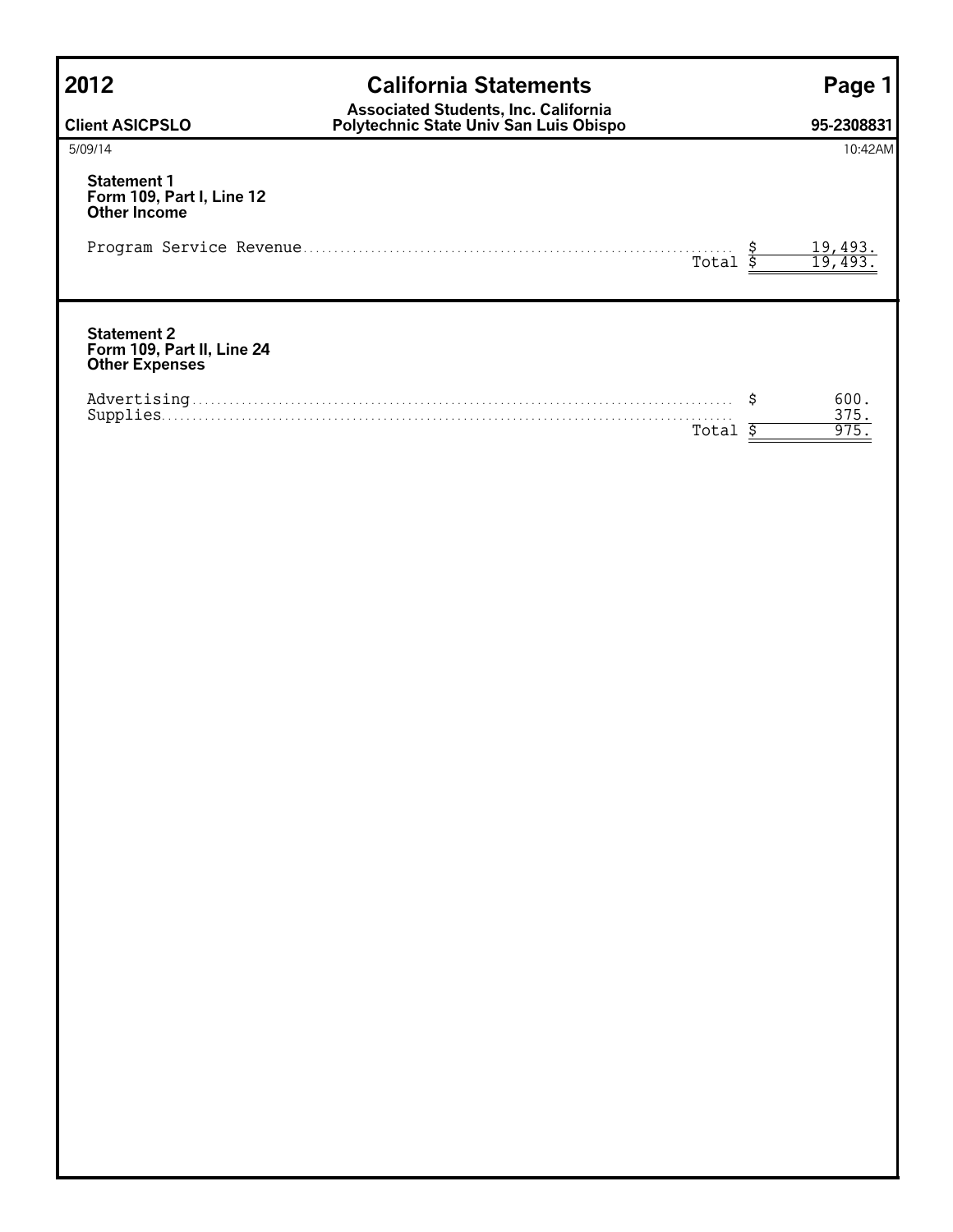## 2012 California Statements

**Client ASICPSLO**

**Associated Students, Inc. California Polytechnic State Univ San Luis Obispo**

**95-2308831**

5/09/14 10:42AM

### Statement 1
**Form 109, Part I, Line 12**
**Other Income**

| | |
|---|---|
| Program Service Revenue | $ 19,493. |
| Total | $ 19,493. |

### Statement 2
**Form 109, Part II, Line 24**
**Other Expenses**

| | |
|---|---|
| Advertising | $ 600. |
| Supplies | 375. |
| Total | $ 975. |